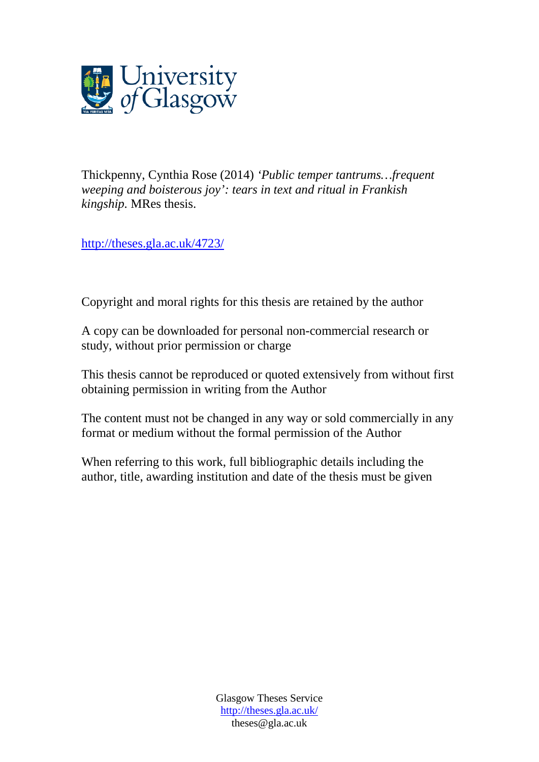Thickpenny, Cynthia Rose (2014) *'Public temper tantrums…frequent weeping and boisterous joy': tears in text and ritual in Frankish kingship.* MRes thesis.

http://theses.gla.ac.uk/4723/

Copyright and moral rights for this thesis are retained by the author

A copy can be downloaded for personal non-commercial research or study, without prior permission or charge

This thesis cannot be reproduced or quoted extensively from without first obtaining permission in writing from the Author

The content must not be changed in any way or sold commercially in any format or medium without the formal permission of the Author

When referring to this work, full bibliographic details including the author, title, awarding institution and date of the thesis must be given

Glasgow Theses Service
http://theses.gla.ac.uk/
theses@gla.ac.uk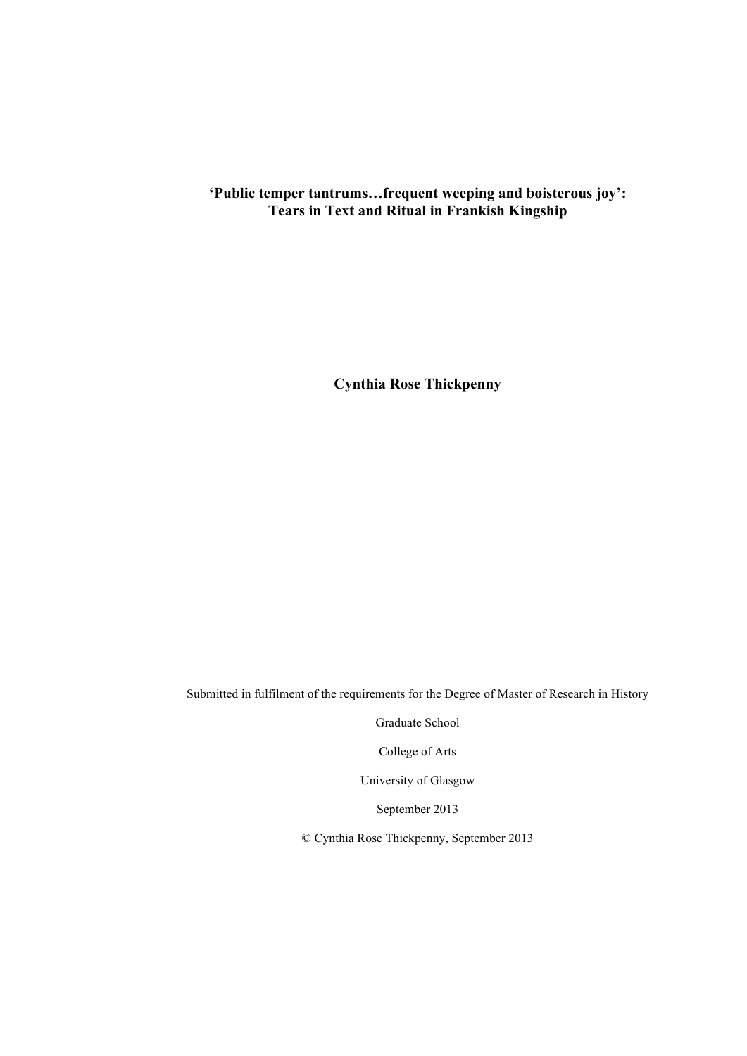# ‘Public temper tantrums…frequent weeping and boisterous joy’: Tears in Text and Ritual in Frankish Kingship

**Cynthia Rose Thickpenny**

Submitted in fulfilment of the requirements for the Degree of Master of Research in History

Graduate School

College of Arts

University of Glasgow

September 2013

© Cynthia Rose Thickpenny, September 2013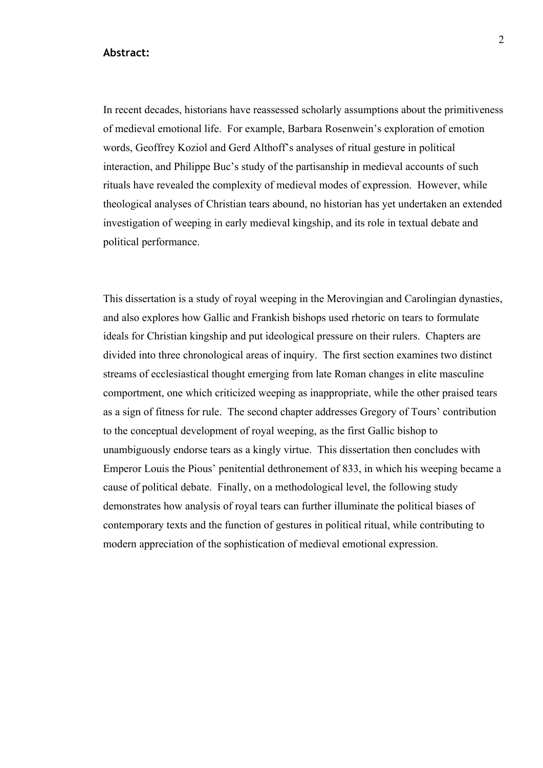**Abstract:**

In recent decades, historians have reassessed scholarly assumptions about the primitiveness of medieval emotional life. For example, Barbara Rosenwein's exploration of emotion words, Geoffrey Koziol and Gerd Althoff's analyses of ritual gesture in political interaction, and Philippe Buc's study of the partisanship in medieval accounts of such rituals have revealed the complexity of medieval modes of expression. However, while theological analyses of Christian tears abound, no historian has yet undertaken an extended investigation of weeping in early medieval kingship, and its role in textual debate and political performance.

This dissertation is a study of royal weeping in the Merovingian and Carolingian dynasties, and also explores how Gallic and Frankish bishops used rhetoric on tears to formulate ideals for Christian kingship and put ideological pressure on their rulers. Chapters are divided into three chronological areas of inquiry. The first section examines two distinct streams of ecclesiastical thought emerging from late Roman changes in elite masculine comportment, one which criticized weeping as inappropriate, while the other praised tears as a sign of fitness for rule. The second chapter addresses Gregory of Tours' contribution to the conceptual development of royal weeping, as the first Gallic bishop to unambiguously endorse tears as a kingly virtue. This dissertation then concludes with Emperor Louis the Pious' penitential dethronement of 833, in which his weeping became a cause of political debate. Finally, on a methodological level, the following study demonstrates how analysis of royal tears can further illuminate the political biases of contemporary texts and the function of gestures in political ritual, while contributing to modern appreciation of the sophistication of medieval emotional expression.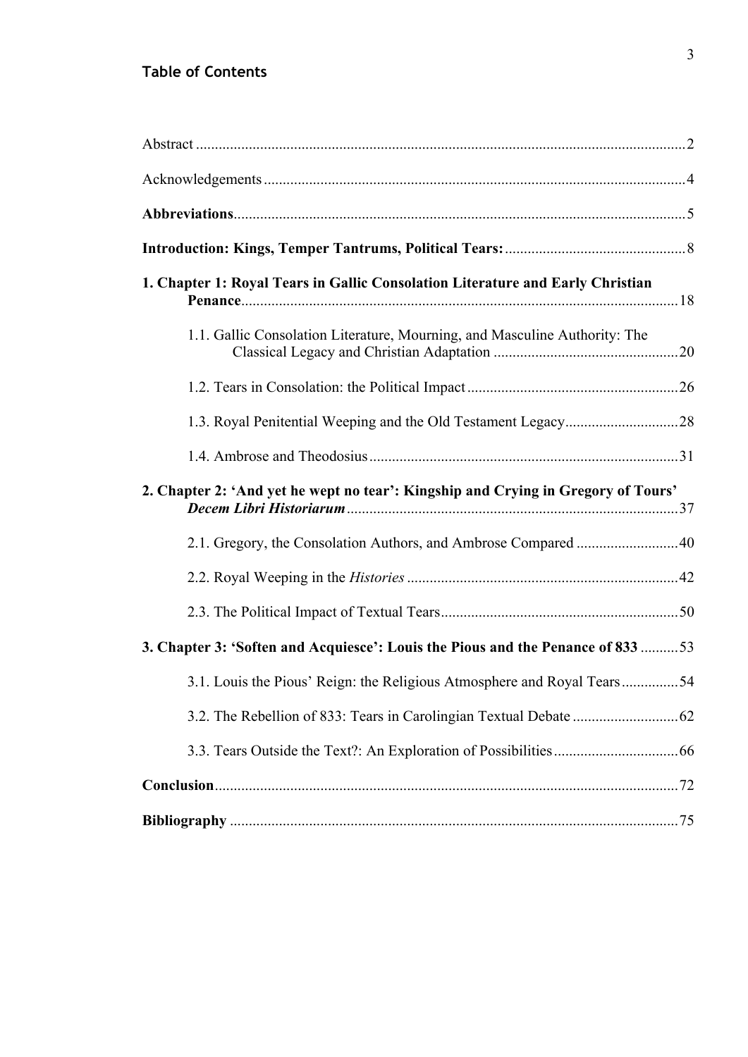## Table of Contents

Abstract ........................................................................................................................ 2

Acknowledgements ..................................................................................................... 4

**Abbreviations** ............................................................................................................ 5

**Introduction: Kings, Temper Tantrums, Political Tears:** .......................................... 8

**1. Chapter 1: Royal Tears in Gallic Consolation Literature and Early Christian Penance** ......................................................................................................... 18

- 1.1. Gallic Consolation Literature, Mourning, and Masculine Authority: The Classical Legacy and Christian Adaptation ........................................... 20
- 1.2. Tears in Consolation: the Political Impact ................................................... 26
- 1.3. Royal Penitential Weeping and the Old Testament Legacy ......................... 28
- 1.4. Ambrose and Theodosius ............................................................................ 31

**2. Chapter 2: 'And yet he wept no tear': Kingship and Crying in Gregory of Tours' *Decem Libri Historiarum*** ................................................................................ 37

- 2.1. Gregory, the Consolation Authors, and Ambrose Compared ....................... 40
- 2.2. Royal Weeping in the *Histories* .................................................................. 42
- 2.3. The Political Impact of Textual Tears .......................................................... 50

**3. Chapter 3: 'Soften and Acquiesce': Louis the Pious and the Penance of 833** ......... 53

- 3.1. Louis the Pious' Reign: the Religious Atmosphere and Royal Tears ........... 54
- 3.2. The Rebellion of 833: Tears in Carolingian Textual Debate ........................ 62
- 3.3. Tears Outside the Text?: An Exploration of Possibilities ............................. 66

**Conclusion** .................................................................................................................. 72

**Bibliography** ............................................................................................................... 75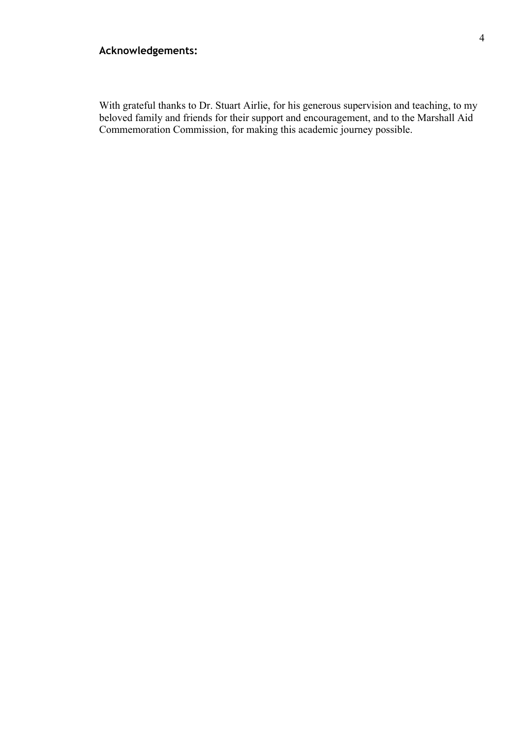## Acknowledgements:

With grateful thanks to Dr. Stuart Airlie, for his generous supervision and teaching, to my beloved family and friends for their support and encouragement, and to the Marshall Aid Commemoration Commission, for making this academic journey possible.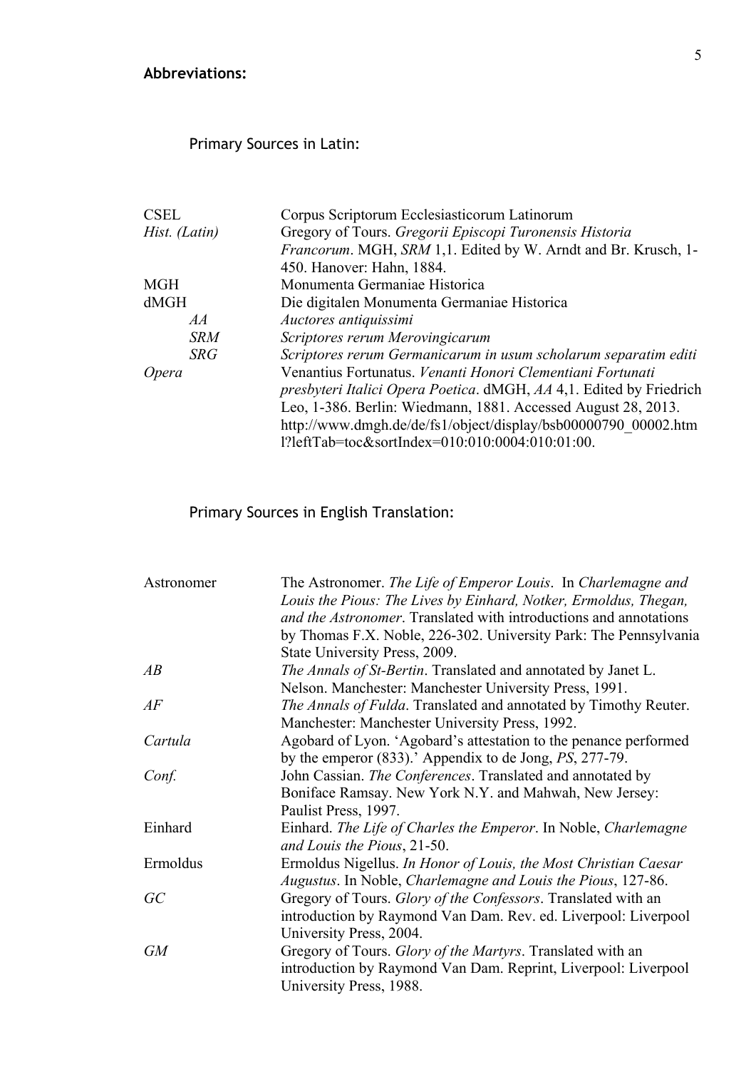## Abbreviations:

### Primary Sources in Latin:

| | |
|---|---|
| CSEL | Corpus Scriptorum Ecclesiasticorum Latinorum |
| *Hist. (Latin)* | Gregory of Tours. *Gregorii Episcopi Turonensis Historia Francorum*. MGH, *SRM* 1,1. Edited by W. Arndt and Br. Krusch, 1-450. Hanover: Hahn, 1884. |
| MGH | Monumenta Germaniae Historica |
| dMGH | Die digitalen Monumenta Germaniae Historica |
| *AA* | *Auctores antiquissimi* |
| *SRM* | *Scriptores rerum Merovingicarum* |
| *SRG* | *Scriptores rerum Germanicarum in usum scholarum separatim editi* |
| *Opera* | Venantius Fortunatus. *Venanti Honori Clementiani Fortunati presbyteri Italici Opera Poetica*. dMGH, *AA* 4,1. Edited by Friedrich Leo, 1-386. Berlin: Wiedmann, 1881. Accessed August 28, 2013. http://www.dmgh.de/de/fs1/object/display/bsb00000790_00002.html?leftTab=toc&sortIndex=010:010:0004:010:01:00. |

### Primary Sources in English Translation:

| | |
|---|---|
| Astronomer | The Astronomer. *The Life of Emperor Louis*. In *Charlemagne and Louis the Pious: The Lives by Einhard, Notker, Ermoldus, Thegan, and the Astronomer*. Translated with introductions and annotations by Thomas F.X. Noble, 226-302. University Park: The Pennsylvania State University Press, 2009. |
| *AB* | *The Annals of St-Bertin*. Translated and annotated by Janet L. Nelson. Manchester: Manchester University Press, 1991. |
| *AF* | *The Annals of Fulda*. Translated and annotated by Timothy Reuter. Manchester: Manchester University Press, 1992. |
| *Cartula* | Agobard of Lyon. 'Agobard's attestation to the penance performed by the emperor (833).' Appendix to de Jong, *PS*, 277-79. |
| *Conf.* | John Cassian. *The Conferences*. Translated and annotated by Boniface Ramsay. New York N.Y. and Mahwah, New Jersey: Paulist Press, 1997. |
| Einhard | Einhard. *The Life of Charles the Emperor*. In Noble, *Charlemagne and Louis the Pious*, 21-50. |
| Ermoldus | Ermoldus Nigellus. *In Honor of Louis, the Most Christian Caesar Augustus*. In Noble, *Charlemagne and Louis the Pious*, 127-86. |
| *GC* | Gregory of Tours. *Glory of the Confessors*. Translated with an introduction by Raymond Van Dam. Rev. ed. Liverpool: Liverpool University Press, 2004. |
| *GM* | Gregory of Tours. *Glory of the Martyrs*. Translated with an introduction by Raymond Van Dam. Reprint, Liverpool: Liverpool University Press, 1988. |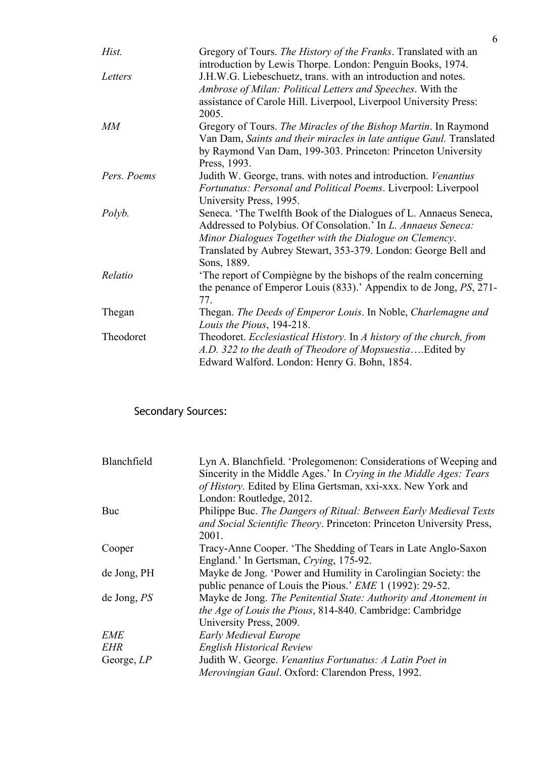| | |
|---|---|
| *Hist.* | Gregory of Tours. *The History of the Franks*. Translated with an introduction by Lewis Thorpe. London: Penguin Books, 1974. |
| *Letters* | J.H.W.G. Liebeschuetz, trans. with an introduction and notes. *Ambrose of Milan: Political Letters and Speeches*. With the assistance of Carole Hill. Liverpool, Liverpool University Press: 2005. |
| *MM* | Gregory of Tours. *The Miracles of the Bishop Martin*. In Raymond Van Dam, *Saints and their miracles in late antique Gaul.* Translated by Raymond Van Dam, 199-303. Princeton: Princeton University Press, 1993. |
| *Pers. Poems* | Judith W. George, trans. with notes and introduction. *Venantius Fortunatus: Personal and Political Poems*. Liverpool: Liverpool University Press, 1995. |
| *Polyb.* | Seneca. 'The Twelfth Book of the Dialogues of L. Annaeus Seneca, Addressed to Polybius. Of Consolation.' In *L. Annaeus Seneca: Minor Dialogues Together with the Dialogue on Clemency*. Translated by Aubrey Stewart, 353-379. London: George Bell and Sons, 1889. |
| *Relatio* | 'The report of Compiègne by the bishops of the realm concerning the penance of Emperor Louis (833).' Appendix to de Jong, *PS*, 271-77. |
| Thegan | Thegan. *The Deeds of Emperor Louis*. In Noble, *Charlemagne and Louis the Pious*, 194-218. |
| Theodoret | Theodoret. *Ecclesiastical History.* In *A history of the church, from A.D. 322 to the death of Theodore of Mopsuestia*….Edited by Edward Walford. London: Henry G. Bohn, 1854. |

## Secondary Sources:

| | |
|---|---|
| Blanchfield | Lyn A. Blanchfield. 'Prolegomenon: Considerations of Weeping and Sincerity in the Middle Ages.' In *Crying in the Middle Ages: Tears of History.* Edited by Elina Gertsman, xxi-xxx. New York and London: Routledge, 2012. |
| Buc | Philippe Buc. *The Dangers of Ritual: Between Early Medieval Texts and Social Scientific Theory*. Princeton: Princeton University Press, 2001. |
| Cooper | Tracy-Anne Cooper. 'The Shedding of Tears in Late Anglo-Saxon England.' In Gertsman, *Crying*, 175-92. |
| de Jong, PH | Mayke de Jong. 'Power and Humility in Carolingian Society: the public penance of Louis the Pious.' *EME* 1 (1992): 29-52. |
| de Jong, *PS* | Mayke de Jong. *The Penitential State: Authority and Atonement in the Age of Louis the Pious*, 814-840. Cambridge: Cambridge University Press, 2009. |
| *EME* | *Early Medieval Europe* |
| *EHR* | *English Historical Review* |
| George, *LP* | Judith W. George. *Venantius Fortunatus: A Latin Poet in Merovingian Gaul*. Oxford: Clarendon Press, 1992. |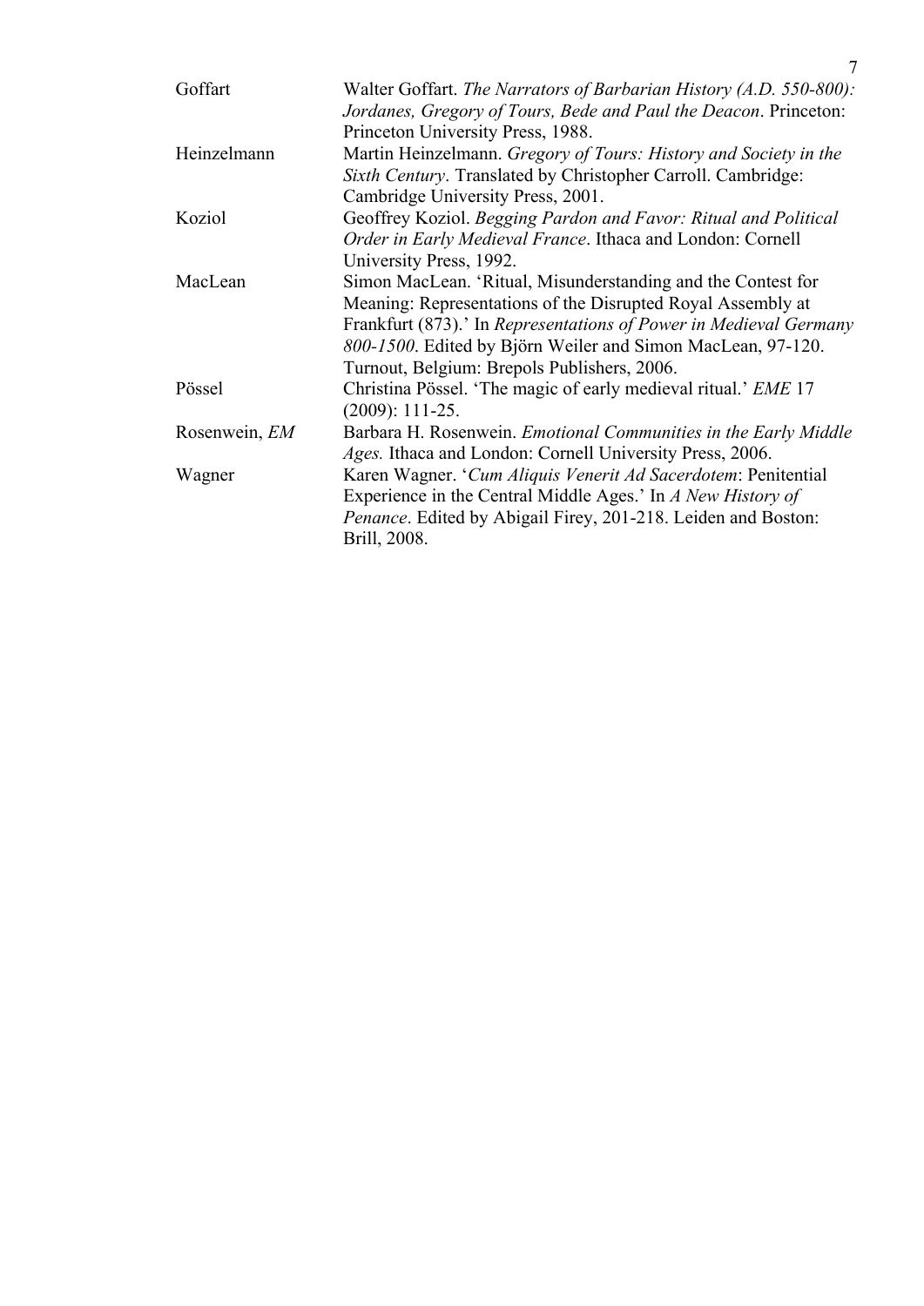| | |
|---|---|
| Goffart | Walter Goffart. *The Narrators of Barbarian History (A.D. 550-800): Jordanes, Gregory of Tours, Bede and Paul the Deacon*. Princeton: Princeton University Press, 1988. |
| Heinzelmann | Martin Heinzelmann. *Gregory of Tours: History and Society in the Sixth Century*. Translated by Christopher Carroll. Cambridge: Cambridge University Press, 2001. |
| Koziol | Geoffrey Koziol. *Begging Pardon and Favor: Ritual and Political Order in Early Medieval France*. Ithaca and London: Cornell University Press, 1992. |
| MacLean | Simon MacLean. 'Ritual, Misunderstanding and the Contest for Meaning: Representations of the Disrupted Royal Assembly at Frankfurt (873).' In *Representations of Power in Medieval Germany 800-1500*. Edited by Björn Weiler and Simon MacLean, 97-120. Turnout, Belgium: Brepols Publishers, 2006. |
| Pössel | Christina Pössel. 'The magic of early medieval ritual.' *EME* 17 (2009): 111-25. |
| Rosenwein, *EM* | Barbara H. Rosenwein. *Emotional Communities in the Early Middle Ages.* Ithaca and London: Cornell University Press, 2006. |
| Wagner | Karen Wagner. '*Cum Aliquis Venerit Ad Sacerdotem*: Penitential Experience in the Central Middle Ages.' In *A New History of Penance*. Edited by Abigail Firey, 201-218. Leiden and Boston: Brill, 2008. |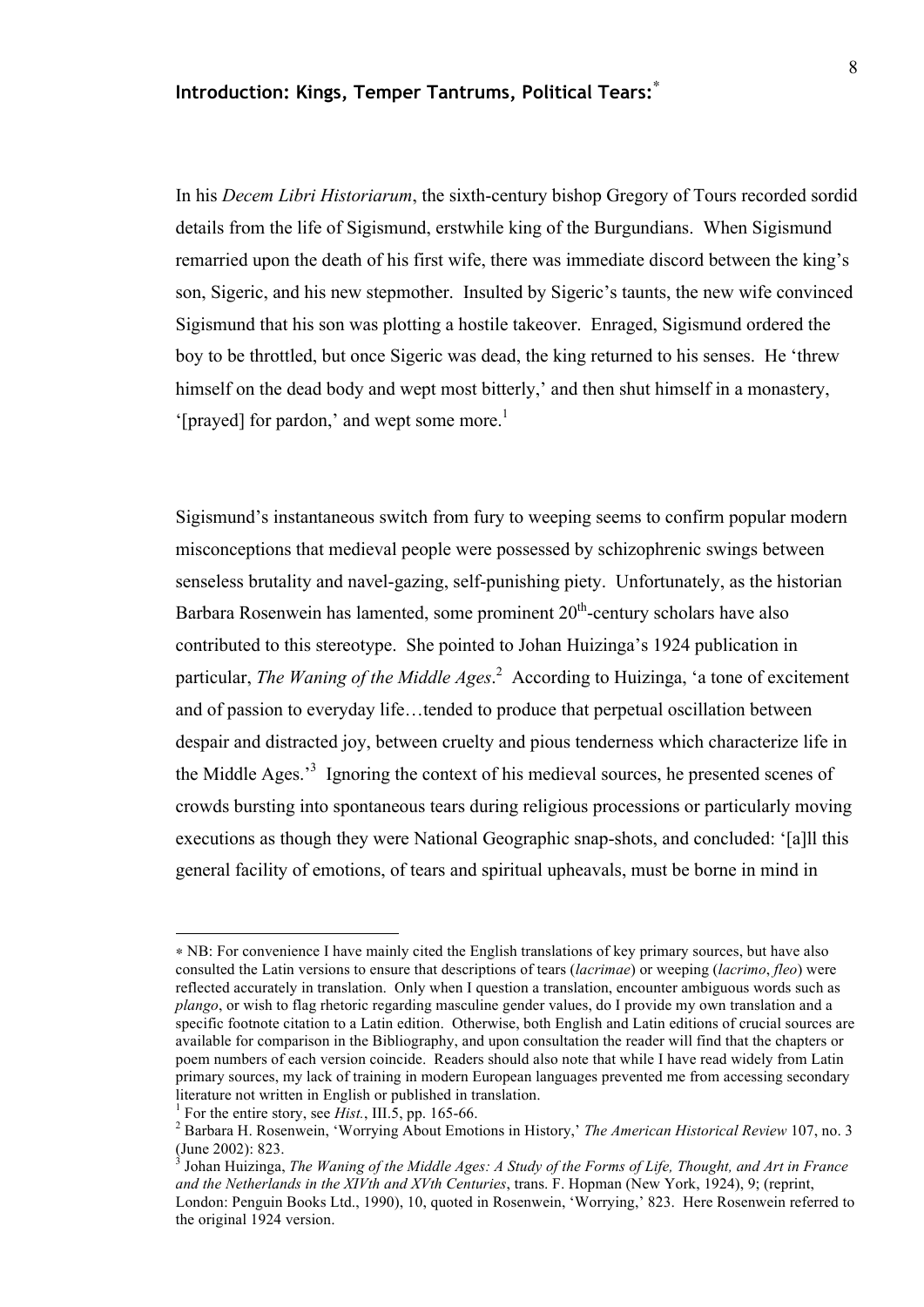## Introduction: Kings, Temper Tantrums, Political Tears:[*]

In his *Decem Libri Historiarum*, the sixth-century bishop Gregory of Tours recorded sordid details from the life of Sigismund, erstwhile king of the Burgundians. When Sigismund remarried upon the death of his first wife, there was immediate discord between the king's son, Sigeric, and his new stepmother. Insulted by Sigeric's taunts, the new wife convinced Sigismund that his son was plotting a hostile takeover. Enraged, Sigismund ordered the boy to be throttled, but once Sigeric was dead, the king returned to his senses. He 'threw himself on the dead body and wept most bitterly,' and then shut himself in a monastery, '[prayed] for pardon,' and wept some more.[1]

Sigismund's instantaneous switch from fury to weeping seems to confirm popular modern misconceptions that medieval people were possessed by schizophrenic swings between senseless brutality and navel-gazing, self-punishing piety. Unfortunately, as the historian Barbara Rosenwein has lamented, some prominent 20th-century scholars have also contributed to this stereotype. She pointed to Johan Huizinga's 1924 publication in particular, *The Waning of the Middle Ages*.[2] According to Huizinga, 'a tone of excitement and of passion to everyday life…tended to produce that perpetual oscillation between despair and distracted joy, between cruelty and pious tenderness which characterize life in the Middle Ages.'[3] Ignoring the context of his medieval sources, he presented scenes of crowds bursting into spontaneous tears during religious processions or particularly moving executions as though they were National Geographic snap-shots, and concluded: '[a]ll this general facility of emotions, of tears and spiritual upheavals, must be borne in mind in

---

[*] NB: For convenience I have mainly cited the English translations of key primary sources, but have also consulted the Latin versions to ensure that descriptions of tears (*lacrimae*) or weeping (*lacrimo*, *fleo*) were reflected accurately in translation. Only when I question a translation, encounter ambiguous words such as *plango*, or wish to flag rhetoric regarding masculine gender values, do I provide my own translation and a specific footnote citation to a Latin edition. Otherwise, both English and Latin editions of crucial sources are available for comparison in the Bibliography, and upon consultation the reader will find that the chapters or poem numbers of each version coincide. Readers should also note that while I have read widely from Latin primary sources, my lack of training in modern European languages prevented me from accessing secondary literature not written in English or published in translation.

[1] For the entire story, see *Hist.*, III.5, pp. 165-66.

[2] Barbara H. Rosenwein, 'Worrying About Emotions in History,' *The American Historical Review* 107, no. 3 (June 2002): 823.

[3] Johan Huizinga, *The Waning of the Middle Ages: A Study of the Forms of Life, Thought, and Art in France and the Netherlands in the XIVth and XVth Centuries*, trans. F. Hopman (New York, 1924), 9; (reprint, London: Penguin Books Ltd., 1990), 10, quoted in Rosenwein, 'Worrying,' 823. Here Rosenwein referred to the original 1924 version.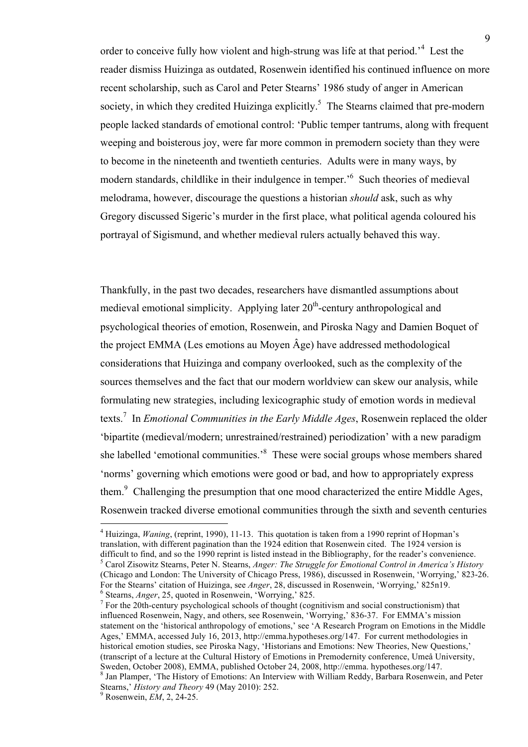order to conceive fully how violent and high-strung was life at that period.'[4] Lest the reader dismiss Huizinga as outdated, Rosenwein identified his continued influence on more recent scholarship, such as Carol and Peter Stearns' 1986 study of anger in American society, in which they credited Huizinga explicitly.[5] The Stearns claimed that pre-modern people lacked standards of emotional control: 'Public temper tantrums, along with frequent weeping and boisterous joy, were far more common in premodern society than they were to become in the nineteenth and twentieth centuries. Adults were in many ways, by modern standards, childlike in their indulgence in temper.'[6] Such theories of medieval melodrama, however, discourage the questions a historian *should* ask, such as why Gregory discussed Sigeric's murder in the first place, what political agenda coloured his portrayal of Sigismund, and whether medieval rulers actually behaved this way.

Thankfully, in the past two decades, researchers have dismantled assumptions about medieval emotional simplicity. Applying later 20th-century anthropological and psychological theories of emotion, Rosenwein, and Piroska Nagy and Damien Boquet of the project EMMA (Les emotions au Moyen Âge) have addressed methodological considerations that Huizinga and company overlooked, such as the complexity of the sources themselves and the fact that our modern worldview can skew our analysis, while formulating new strategies, including lexicographic study of emotion words in medieval texts.[7] In *Emotional Communities in the Early Middle Ages*, Rosenwein replaced the older 'bipartite (medieval/modern; unrestrained/restrained) periodization' with a new paradigm she labelled 'emotional communities.'[8] These were social groups whose members shared 'norms' governing which emotions were good or bad, and how to appropriately express them.[9] Challenging the presumption that one mood characterized the entire Middle Ages, Rosenwein tracked diverse emotional communities through the sixth and seventh centuries

---

[4] Huizinga, *Waning*, (reprint, 1990), 11-13. This quotation is taken from a 1990 reprint of Hopman's translation, with different pagination than the 1924 edition that Rosenwein cited. The 1924 version is difficult to find, and so the 1990 reprint is listed instead in the Bibliography, for the reader's convenience.

[5] Carol Zisowitz Stearns, Peter N. Stearns, *Anger: The Struggle for Emotional Control in America's History* (Chicago and London: The University of Chicago Press, 1986), discussed in Rosenwein, 'Worrying,' 823-26. For the Stearns' citation of Huizinga, see *Anger*, 28, discussed in Rosenwein, 'Worrying,' 825n19.

[6] Stearns, *Anger*, 25, quoted in Rosenwein, 'Worrying,' 825.

[7] For the 20th-century psychological schools of thought (cognitivism and social constructionism) that influenced Rosenwein, Nagy, and others, see Rosenwein, 'Worrying,' 836-37. For EMMA's mission statement on the 'historical anthropology of emotions,' see 'A Research Program on Emotions in the Middle Ages,' EMMA, accessed July 16, 2013, http://emma.hypotheses.org/147. For current methodologies in historical emotion studies, see Piroska Nagy, 'Historians and Emotions: New Theories, New Questions,' (transcript of a lecture at the Cultural History of Emotions in Premodernity conference, Umeå University, Sweden, October 2008), EMMA, published October 24, 2008, http://emma. hypotheses.org/147.

[8] Jan Plamper, 'The History of Emotions: An Interview with William Reddy, Barbara Rosenwein, and Peter Stearns,' *History and Theory* 49 (May 2010): 252.

[9] Rosenwein, *EM*, 2, 24-25.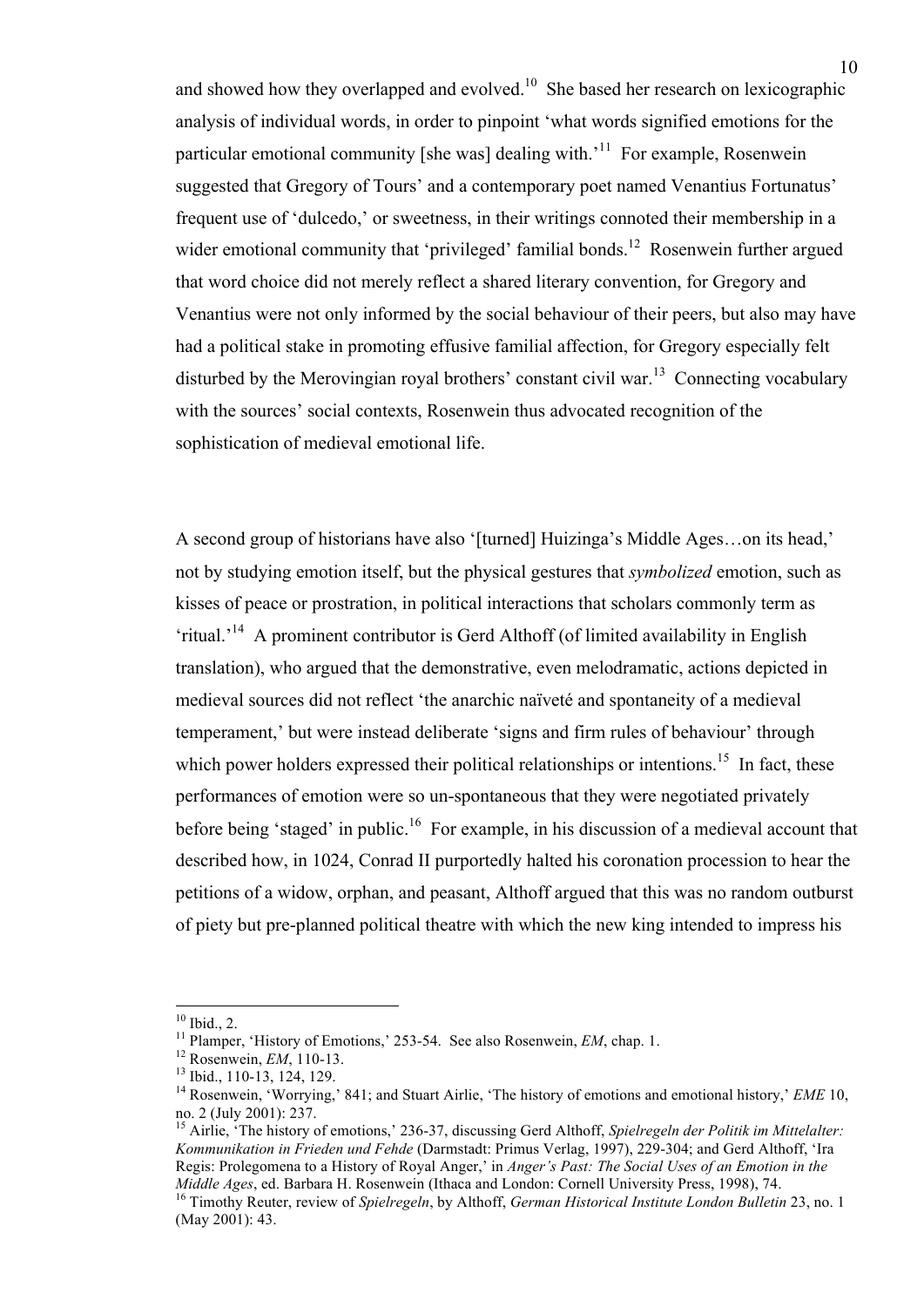and showed how they overlapped and evolved.[10] She based her research on lexicographic analysis of individual words, in order to pinpoint 'what words signified emotions for the particular emotional community [she was] dealing with.'[11] For example, Rosenwein suggested that Gregory of Tours' and a contemporary poet named Venantius Fortunatus' frequent use of 'dulcedo,' or sweetness, in their writings connoted their membership in a wider emotional community that 'privileged' familial bonds.[12] Rosenwein further argued that word choice did not merely reflect a shared literary convention, for Gregory and Venantius were not only informed by the social behaviour of their peers, but also may have had a political stake in promoting effusive familial affection, for Gregory especially felt disturbed by the Merovingian royal brothers' constant civil war.[13] Connecting vocabulary with the sources' social contexts, Rosenwein thus advocated recognition of the sophistication of medieval emotional life.

A second group of historians have also '[turned] Huizinga's Middle Ages…on its head,' not by studying emotion itself, but the physical gestures that *symbolized* emotion, such as kisses of peace or prostration, in political interactions that scholars commonly term as 'ritual.'[14] A prominent contributor is Gerd Althoff (of limited availability in English translation), who argued that the demonstrative, even melodramatic, actions depicted in medieval sources did not reflect 'the anarchic naïveté and spontaneity of a medieval temperament,' but were instead deliberate 'signs and firm rules of behaviour' through which power holders expressed their political relationships or intentions.[15] In fact, these performances of emotion were so un-spontaneous that they were negotiated privately before being 'staged' in public.[16] For example, in his discussion of a medieval account that described how, in 1024, Conrad II purportedly halted his coronation procession to hear the petitions of a widow, orphan, and peasant, Althoff argued that this was no random outburst of piety but pre-planned political theatre with which the new king intended to impress his

---

[10] Ibid., 2.

[11] Plamper, 'History of Emotions,' 253-54. See also Rosenwein, *EM*, chap. 1.

[12] Rosenwein, *EM*, 110-13.

[13] Ibid., 110-13, 124, 129.

[14] Rosenwein, 'Worrying,' 841; and Stuart Airlie, 'The history of emotions and emotional history,' *EME* 10, no. 2 (July 2001): 237.

[15] Airlie, 'The history of emotions,' 236-37, discussing Gerd Althoff, *Spielregeln der Politik im Mittelalter: Kommunikation in Frieden und Fehde* (Darmstadt: Primus Verlag, 1997), 229-304; and Gerd Althoff, 'Ira Regis: Prolegomena to a History of Royal Anger,' in *Anger's Past: The Social Uses of an Emotion in the Middle Ages*, ed. Barbara H. Rosenwein (Ithaca and London: Cornell University Press, 1998), 74.

[16] Timothy Reuter, review of *Spielregeln*, by Althoff, *German Historical Institute London Bulletin* 23, no. 1 (May 2001): 43.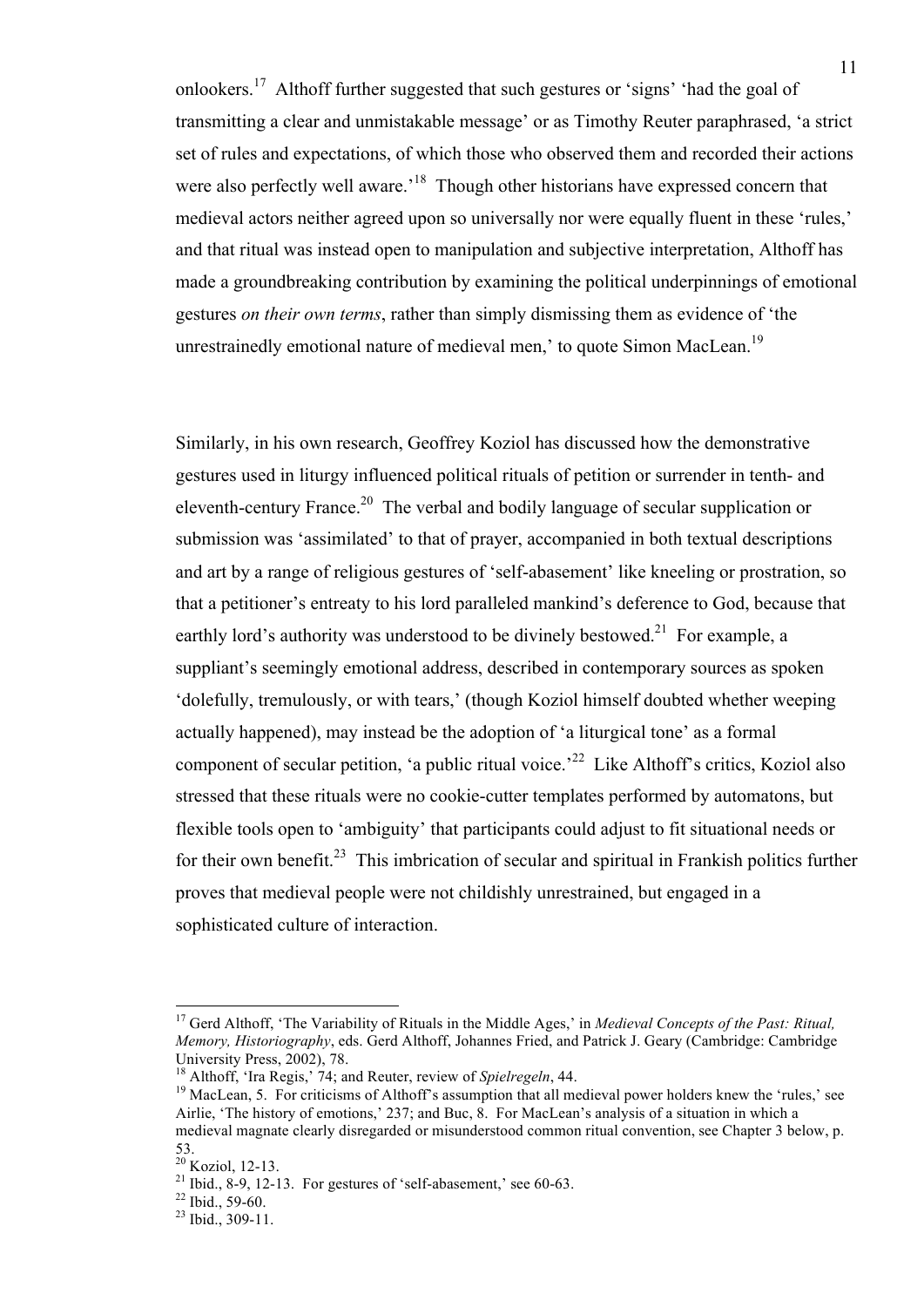onlookers.[17] Althoff further suggested that such gestures or 'signs' 'had the goal of transmitting a clear and unmistakable message' or as Timothy Reuter paraphrased, 'a strict set of rules and expectations, of which those who observed them and recorded their actions were also perfectly well aware.'[18] Though other historians have expressed concern that medieval actors neither agreed upon so universally nor were equally fluent in these 'rules,' and that ritual was instead open to manipulation and subjective interpretation, Althoff has made a groundbreaking contribution by examining the political underpinnings of emotional gestures *on their own terms*, rather than simply dismissing them as evidence of 'the unrestrainedly emotional nature of medieval men,' to quote Simon MacLean.[19]

Similarly, in his own research, Geoffrey Koziol has discussed how the demonstrative gestures used in liturgy influenced political rituals of petition or surrender in tenth- and eleventh-century France.[20] The verbal and bodily language of secular supplication or submission was 'assimilated' to that of prayer, accompanied in both textual descriptions and art by a range of religious gestures of 'self-abasement' like kneeling or prostration, so that a petitioner's entreaty to his lord paralleled mankind's deference to God, because that earthly lord's authority was understood to be divinely bestowed.[21] For example, a suppliant's seemingly emotional address, described in contemporary sources as spoken 'dolefully, tremulously, or with tears,' (though Koziol himself doubted whether weeping actually happened), may instead be the adoption of 'a liturgical tone' as a formal component of secular petition, 'a public ritual voice.'[22] Like Althoff's critics, Koziol also stressed that these rituals were no cookie-cutter templates performed by automatons, but flexible tools open to 'ambiguity' that participants could adjust to fit situational needs or for their own benefit.[23] This imbrication of secular and spiritual in Frankish politics further proves that medieval people were not childishly unrestrained, but engaged in a sophisticated culture of interaction.

---

[17] Gerd Althoff, 'The Variability of Rituals in the Middle Ages,' in *Medieval Concepts of the Past: Ritual, Memory, Historiography*, eds. Gerd Althoff, Johannes Fried, and Patrick J. Geary (Cambridge: Cambridge University Press, 2002), 78.

[18] Althoff, 'Ira Regis,' 74; and Reuter, review of *Spielregeln*, 44.

[19] MacLean, 5. For criticisms of Althoff's assumption that all medieval power holders knew the 'rules,' see Airlie, 'The history of emotions,' 237; and Buc, 8. For MacLean's analysis of a situation in which a medieval magnate clearly disregarded or misunderstood common ritual convention, see Chapter 3 below, p. 53.

[20] Koziol, 12-13.

[21] Ibid., 8-9, 12-13. For gestures of 'self-abasement,' see 60-63.

[22] Ibid., 59-60.

[23] Ibid., 309-11.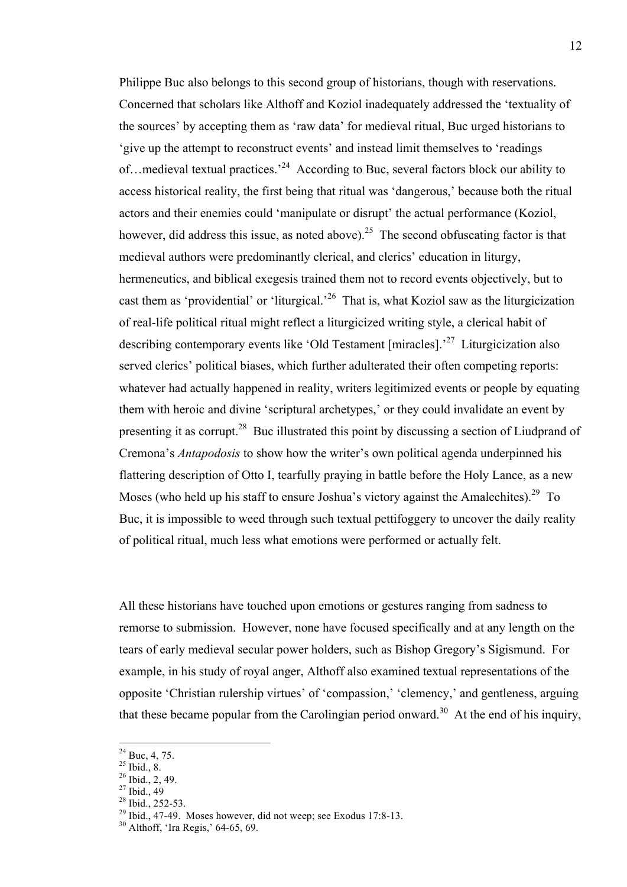Philippe Buc also belongs to this second group of historians, though with reservations. Concerned that scholars like Althoff and Koziol inadequately addressed the 'textuality of the sources' by accepting them as 'raw data' for medieval ritual, Buc urged historians to 'give up the attempt to reconstruct events' and instead limit themselves to 'readings of…medieval textual practices.'[24] According to Buc, several factors block our ability to access historical reality, the first being that ritual was 'dangerous,' because both the ritual actors and their enemies could 'manipulate or disrupt' the actual performance (Koziol, however, did address this issue, as noted above).[25] The second obfuscating factor is that medieval authors were predominantly clerical, and clerics' education in liturgy, hermeneutics, and biblical exegesis trained them not to record events objectively, but to cast them as 'providential' or 'liturgical.'[26] That is, what Koziol saw as the liturgicization of real-life political ritual might reflect a liturgicized writing style, a clerical habit of describing contemporary events like 'Old Testament [miracles].'[27] Liturgicization also served clerics' political biases, which further adulterated their often competing reports: whatever had actually happened in reality, writers legitimized events or people by equating them with heroic and divine 'scriptural archetypes,' or they could invalidate an event by presenting it as corrupt.[28] Buc illustrated this point by discussing a section of Liudprand of Cremona's *Antapodosis* to show how the writer's own political agenda underpinned his flattering description of Otto I, tearfully praying in battle before the Holy Lance, as a new Moses (who held up his staff to ensure Joshua's victory against the Amalechites).[29] To Buc, it is impossible to weed through such textual pettifoggery to uncover the daily reality of political ritual, much less what emotions were performed or actually felt.

All these historians have touched upon emotions or gestures ranging from sadness to remorse to submission. However, none have focused specifically and at any length on the tears of early medieval secular power holders, such as Bishop Gregory's Sigismund. For example, in his study of royal anger, Althoff also examined textual representations of the opposite 'Christian rulership virtues' of 'compassion,' 'clemency,' and gentleness, arguing that these became popular from the Carolingian period onward.[30] At the end of his inquiry,

---

[24] Buc, 4, 75.
[25] Ibid., 8.
[26] Ibid., 2, 49.
[27] Ibid., 49
[28] Ibid., 252-53.
[29] Ibid., 47-49. Moses however, did not weep; see Exodus 17:8-13.
[30] Althoff, 'Ira Regis,' 64-65, 69.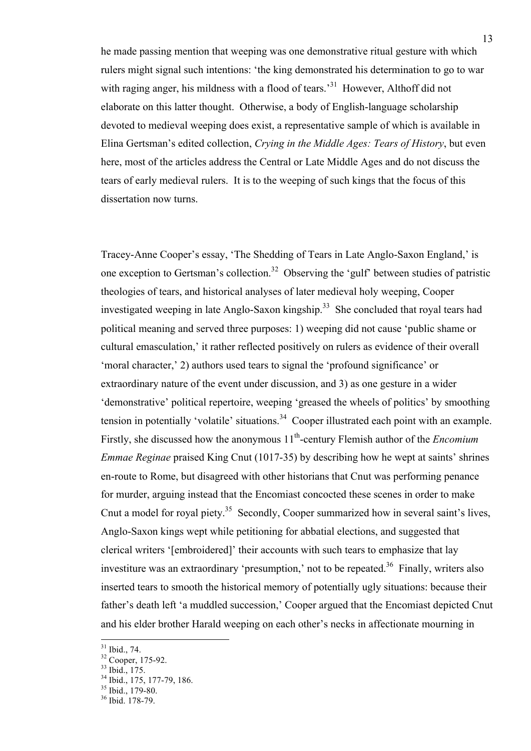he made passing mention that weeping was one demonstrative ritual gesture with which rulers might signal such intentions: 'the king demonstrated his determination to go to war with raging anger, his mildness with a flood of tears.'[31] However, Althoff did not elaborate on this latter thought. Otherwise, a body of English-language scholarship devoted to medieval weeping does exist, a representative sample of which is available in Elina Gertsman's edited collection, *Crying in the Middle Ages: Tears of History*, but even here, most of the articles address the Central or Late Middle Ages and do not discuss the tears of early medieval rulers. It is to the weeping of such kings that the focus of this dissertation now turns.

Tracey-Anne Cooper's essay, 'The Shedding of Tears in Late Anglo-Saxon England,' is one exception to Gertsman's collection.[32] Observing the 'gulf' between studies of patristic theologies of tears, and historical analyses of later medieval holy weeping, Cooper investigated weeping in late Anglo-Saxon kingship.[33] She concluded that royal tears had political meaning and served three purposes: 1) weeping did not cause 'public shame or cultural emasculation,' it rather reflected positively on rulers as evidence of their overall 'moral character,' 2) authors used tears to signal the 'profound significance' or extraordinary nature of the event under discussion, and 3) as one gesture in a wider 'demonstrative' political repertoire, weeping 'greased the wheels of politics' by smoothing tension in potentially 'volatile' situations.[34] Cooper illustrated each point with an example. Firstly, she discussed how the anonymous 11th-century Flemish author of the *Encomium Emmae Reginae* praised King Cnut (1017-35) by describing how he wept at saints' shrines en-route to Rome, but disagreed with other historians that Cnut was performing penance for murder, arguing instead that the Encomiast concocted these scenes in order to make Cnut a model for royal piety.[35] Secondly, Cooper summarized how in several saint's lives, Anglo-Saxon kings wept while petitioning for abbatial elections, and suggested that clerical writers '[embroidered]' their accounts with such tears to emphasize that lay investiture was an extraordinary 'presumption,' not to be repeated.[36] Finally, writers also inserted tears to smooth the historical memory of potentially ugly situations: because their father's death left 'a muddled succession,' Cooper argued that the Encomiast depicted Cnut and his elder brother Harald weeping on each other's necks in affectionate mourning in

---

[31] Ibid., 74.

[32] Cooper, 175-92.

[33] Ibid., 175.

[34] Ibid., 175, 177-79, 186.

[35] Ibid., 179-80.

[36] Ibid. 178-79.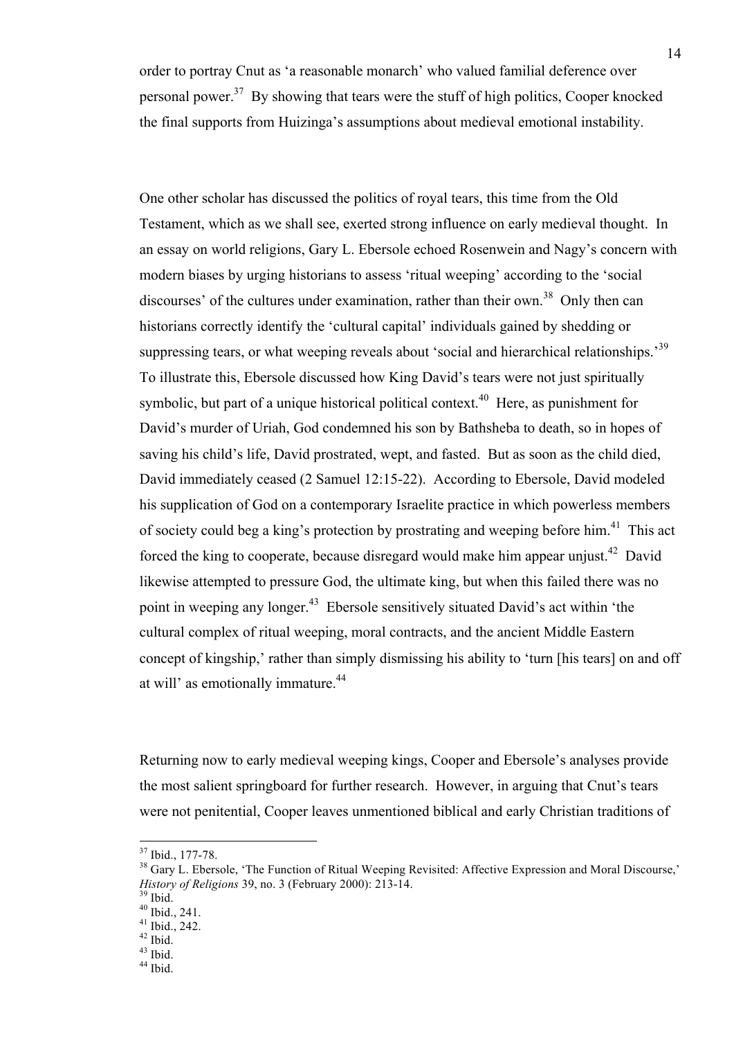order to portray Cnut as 'a reasonable monarch' who valued familial deference over personal power.[37] By showing that tears were the stuff of high politics, Cooper knocked the final supports from Huizinga's assumptions about medieval emotional instability.

One other scholar has discussed the politics of royal tears, this time from the Old Testament, which as we shall see, exerted strong influence on early medieval thought. In an essay on world religions, Gary L. Ebersole echoed Rosenwein and Nagy's concern with modern biases by urging historians to assess 'ritual weeping' according to the 'social discourses' of the cultures under examination, rather than their own.[38] Only then can historians correctly identify the 'cultural capital' individuals gained by shedding or suppressing tears, or what weeping reveals about 'social and hierarchical relationships.'[39] To illustrate this, Ebersole discussed how King David's tears were not just spiritually symbolic, but part of a unique historical political context.[40] Here, as punishment for David's murder of Uriah, God condemned his son by Bathsheba to death, so in hopes of saving his child's life, David prostrated, wept, and fasted. But as soon as the child died, David immediately ceased (2 Samuel 12:15-22). According to Ebersole, David modeled his supplication of God on a contemporary Israelite practice in which powerless members of society could beg a king's protection by prostrating and weeping before him.[41] This act forced the king to cooperate, because disregard would make him appear unjust.[42] David likewise attempted to pressure God, the ultimate king, but when this failed there was no point in weeping any longer.[43] Ebersole sensitively situated David's act within 'the cultural complex of ritual weeping, moral contracts, and the ancient Middle Eastern concept of kingship,' rather than simply dismissing his ability to 'turn [his tears] on and off at will' as emotionally immature.[44]

Returning now to early medieval weeping kings, Cooper and Ebersole's analyses provide the most salient springboard for further research. However, in arguing that Cnut's tears were not penitential, Cooper leaves unmentioned biblical and early Christian traditions of

---

[37] Ibid., 177-78.

[38] Gary L. Ebersole, 'The Function of Ritual Weeping Revisited: Affective Expression and Moral Discourse,' *History of Religions* 39, no. 3 (February 2000): 213-14.

[39] Ibid.

[40] Ibid., 241.

[41] Ibid., 242.

[42] Ibid.

[43] Ibid.

[44] Ibid.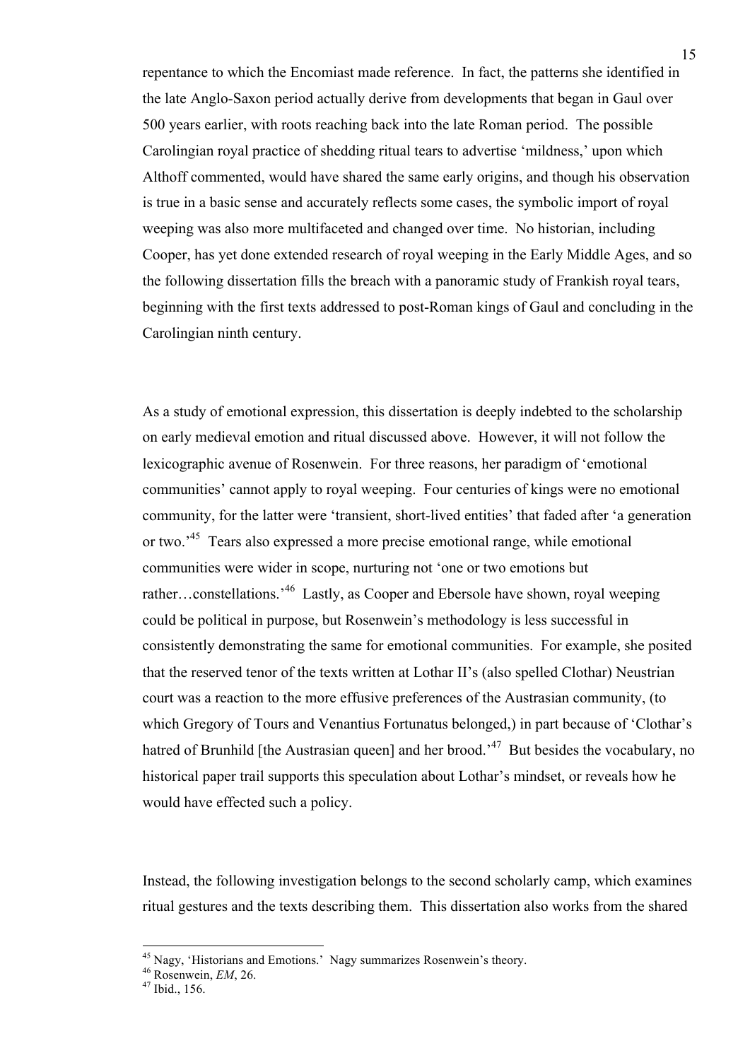repentance to which the Encomiast made reference. In fact, the patterns she identified in the late Anglo-Saxon period actually derive from developments that began in Gaul over 500 years earlier, with roots reaching back into the late Roman period. The possible Carolingian royal practice of shedding ritual tears to advertise 'mildness,' upon which Althoff commented, would have shared the same early origins, and though his observation is true in a basic sense and accurately reflects some cases, the symbolic import of royal weeping was also more multifaceted and changed over time. No historian, including Cooper, has yet done extended research of royal weeping in the Early Middle Ages, and so the following dissertation fills the breach with a panoramic study of Frankish royal tears, beginning with the first texts addressed to post-Roman kings of Gaul and concluding in the Carolingian ninth century.

As a study of emotional expression, this dissertation is deeply indebted to the scholarship on early medieval emotion and ritual discussed above. However, it will not follow the lexicographic avenue of Rosenwein. For three reasons, her paradigm of 'emotional communities' cannot apply to royal weeping. Four centuries of kings were no emotional community, for the latter were 'transient, short-lived entities' that faded after 'a generation or two.'[45] Tears also expressed a more precise emotional range, while emotional communities were wider in scope, nurturing not 'one or two emotions but rather…constellations.'[46] Lastly, as Cooper and Ebersole have shown, royal weeping could be political in purpose, but Rosenwein's methodology is less successful in consistently demonstrating the same for emotional communities. For example, she posited that the reserved tenor of the texts written at Lothar II's (also spelled Clothar) Neustrian court was a reaction to the more effusive preferences of the Austrasian community, (to which Gregory of Tours and Venantius Fortunatus belonged,) in part because of 'Clothar's hatred of Brunhild [the Austrasian queen] and her brood.'[47] But besides the vocabulary, no historical paper trail supports this speculation about Lothar's mindset, or reveals how he would have effected such a policy.

Instead, the following investigation belongs to the second scholarly camp, which examines ritual gestures and the texts describing them. This dissertation also works from the shared

---

[45] Nagy, 'Historians and Emotions.' Nagy summarizes Rosenwein's theory.

[46] Rosenwein, *EM*, 26.

[47] Ibid., 156.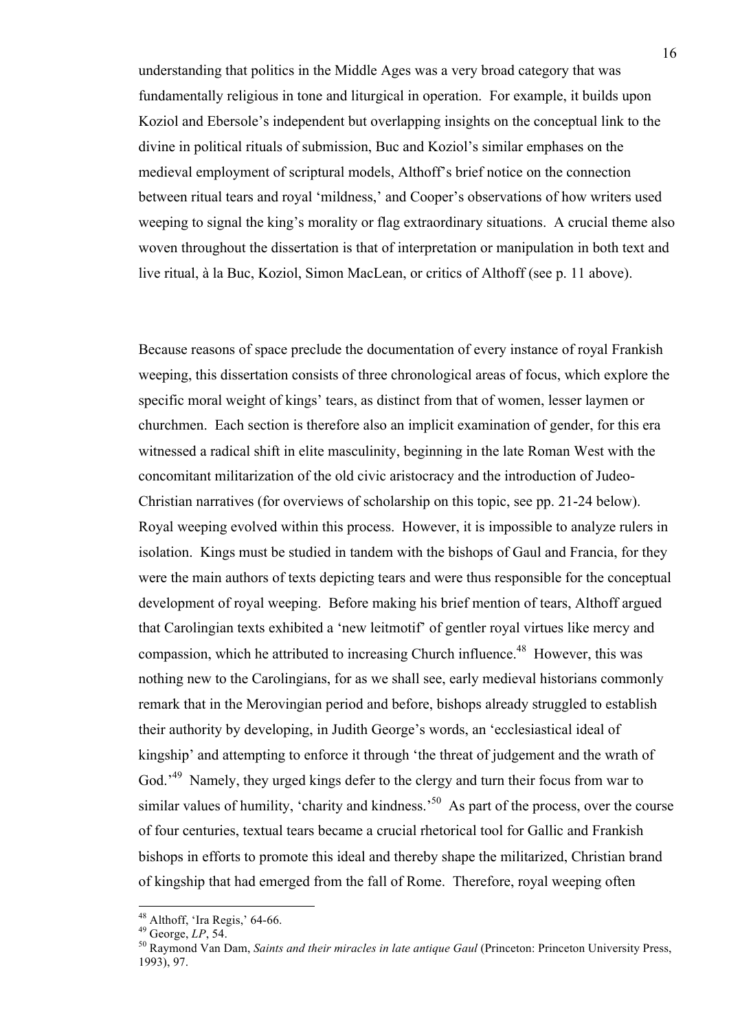understanding that politics in the Middle Ages was a very broad category that was fundamentally religious in tone and liturgical in operation. For example, it builds upon Koziol and Ebersole's independent but overlapping insights on the conceptual link to the divine in political rituals of submission, Buc and Koziol's similar emphases on the medieval employment of scriptural models, Althoff's brief notice on the connection between ritual tears and royal 'mildness,' and Cooper's observations of how writers used weeping to signal the king's morality or flag extraordinary situations. A crucial theme also woven throughout the dissertation is that of interpretation or manipulation in both text and live ritual, à la Buc, Koziol, Simon MacLean, or critics of Althoff (see p. 11 above).

Because reasons of space preclude the documentation of every instance of royal Frankish weeping, this dissertation consists of three chronological areas of focus, which explore the specific moral weight of kings' tears, as distinct from that of women, lesser laymen or churchmen. Each section is therefore also an implicit examination of gender, for this era witnessed a radical shift in elite masculinity, beginning in the late Roman West with the concomitant militarization of the old civic aristocracy and the introduction of Judeo-Christian narratives (for overviews of scholarship on this topic, see pp. 21-24 below). Royal weeping evolved within this process. However, it is impossible to analyze rulers in isolation. Kings must be studied in tandem with the bishops of Gaul and Francia, for they were the main authors of texts depicting tears and were thus responsible for the conceptual development of royal weeping. Before making his brief mention of tears, Althoff argued that Carolingian texts exhibited a 'new leitmotif' of gentler royal virtues like mercy and compassion, which he attributed to increasing Church influence.[48] However, this was nothing new to the Carolingians, for as we shall see, early medieval historians commonly remark that in the Merovingian period and before, bishops already struggled to establish their authority by developing, in Judith George's words, an 'ecclesiastical ideal of kingship' and attempting to enforce it through 'the threat of judgement and the wrath of God.'[49] Namely, they urged kings defer to the clergy and turn their focus from war to similar values of humility, 'charity and kindness.'[50] As part of the process, over the course of four centuries, textual tears became a crucial rhetorical tool for Gallic and Frankish bishops in efforts to promote this ideal and thereby shape the militarized, Christian brand of kingship that had emerged from the fall of Rome. Therefore, royal weeping often

[48] Althoff, 'Ira Regis,' 64-66.
[49] George, *LP*, 54.
[50] Raymond Van Dam, *Saints and their miracles in late antique Gaul* (Princeton: Princeton University Press, 1993), 97.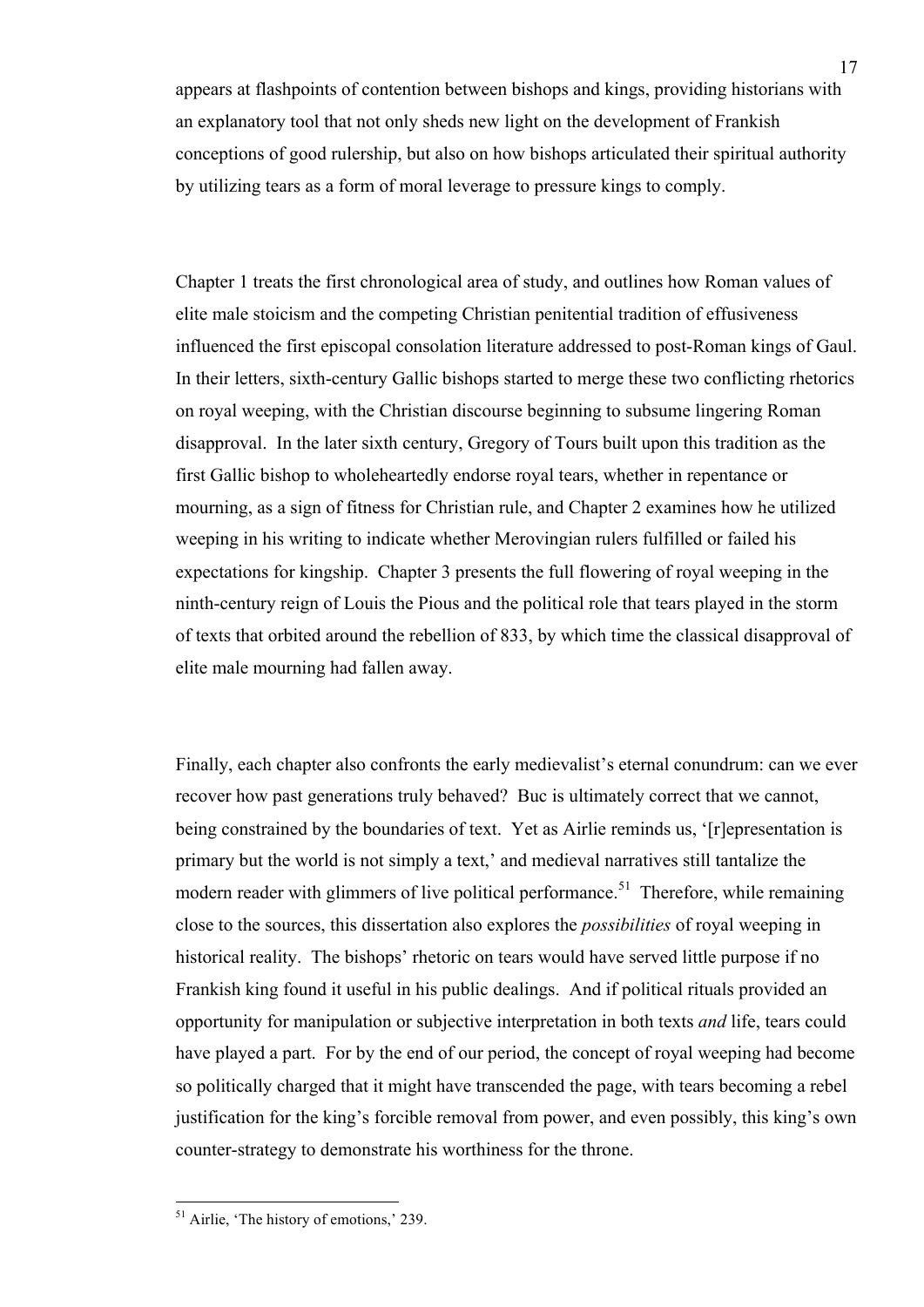appears at flashpoints of contention between bishops and kings, providing historians with an explanatory tool that not only sheds new light on the development of Frankish conceptions of good rulership, but also on how bishops articulated their spiritual authority by utilizing tears as a form of moral leverage to pressure kings to comply.

Chapter 1 treats the first chronological area of study, and outlines how Roman values of elite male stoicism and the competing Christian penitential tradition of effusiveness influenced the first episcopal consolation literature addressed to post-Roman kings of Gaul. In their letters, sixth-century Gallic bishops started to merge these two conflicting rhetorics on royal weeping, with the Christian discourse beginning to subsume lingering Roman disapproval. In the later sixth century, Gregory of Tours built upon this tradition as the first Gallic bishop to wholeheartedly endorse royal tears, whether in repentance or mourning, as a sign of fitness for Christian rule, and Chapter 2 examines how he utilized weeping in his writing to indicate whether Merovingian rulers fulfilled or failed his expectations for kingship. Chapter 3 presents the full flowering of royal weeping in the ninth-century reign of Louis the Pious and the political role that tears played in the storm of texts that orbited around the rebellion of 833, by which time the classical disapproval of elite male mourning had fallen away.

Finally, each chapter also confronts the early medievalist's eternal conundrum: can we ever recover how past generations truly behaved? Buc is ultimately correct that we cannot, being constrained by the boundaries of text. Yet as Airlie reminds us, '[r]epresentation is primary but the world is not simply a text,' and medieval narratives still tantalize the modern reader with glimmers of live political performance.[51] Therefore, while remaining close to the sources, this dissertation also explores the *possibilities* of royal weeping in historical reality. The bishops' rhetoric on tears would have served little purpose if no Frankish king found it useful in his public dealings. And if political rituals provided an opportunity for manipulation or subjective interpretation in both texts *and* life, tears could have played a part. For by the end of our period, the concept of royal weeping had become so politically charged that it might have transcended the page, with tears becoming a rebel justification for the king's forcible removal from power, and even possibly, this king's own counter-strategy to demonstrate his worthiness for the throne.

---

[51] Airlie, 'The history of emotions,' 239.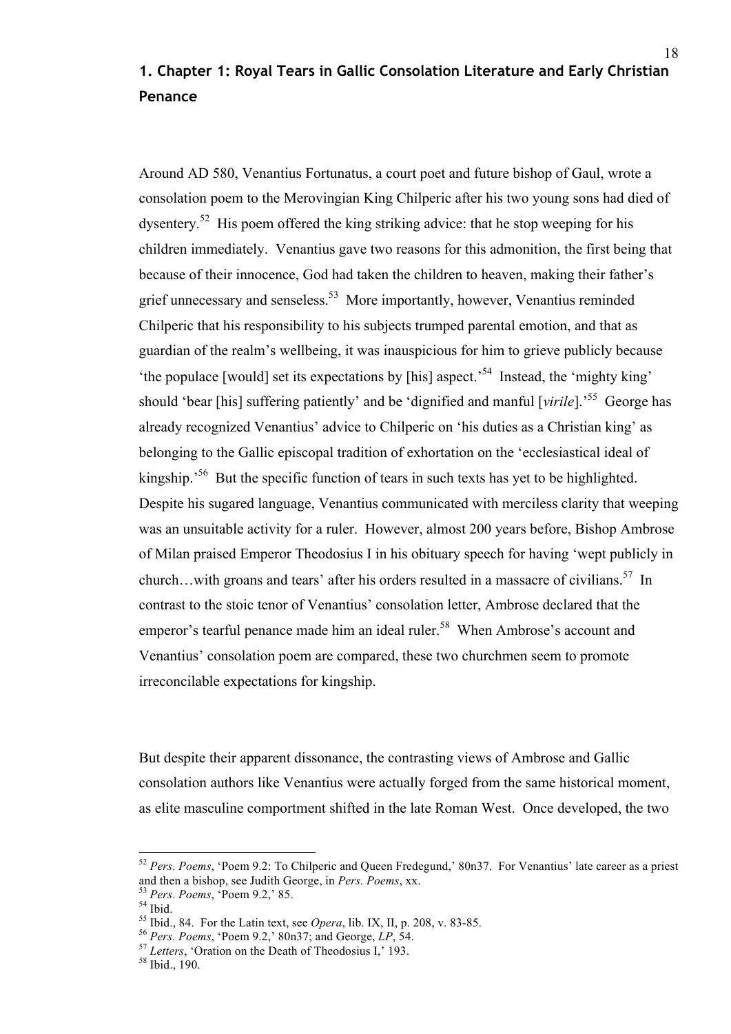# 1. Chapter 1: Royal Tears in Gallic Consolation Literature and Early Christian Penance

Around AD 580, Venantius Fortunatus, a court poet and future bishop of Gaul, wrote a consolation poem to the Merovingian King Chilperic after his two young sons had died of dysentery.[52] His poem offered the king striking advice: that he stop weeping for his children immediately. Venantius gave two reasons for this admonition, the first being that because of their innocence, God had taken the children to heaven, making their father's grief unnecessary and senseless.[53] More importantly, however, Venantius reminded Chilperic that his responsibility to his subjects trumped parental emotion, and that as guardian of the realm's wellbeing, it was inauspicious for him to grieve publicly because 'the populace [would] set its expectations by [his] aspect.'[54] Instead, the 'mighty king' should 'bear [his] suffering patiently' and be 'dignified and manful [*virile*].'[55] George has already recognized Venantius' advice to Chilperic on 'his duties as a Christian king' as belonging to the Gallic episcopal tradition of exhortation on the 'ecclesiastical ideal of kingship.'[56] But the specific function of tears in such texts has yet to be highlighted. Despite his sugared language, Venantius communicated with merciless clarity that weeping was an unsuitable activity for a ruler. However, almost 200 years before, Bishop Ambrose of Milan praised Emperor Theodosius I in his obituary speech for having 'wept publicly in church…with groans and tears' after his orders resulted in a massacre of civilians.[57] In contrast to the stoic tenor of Venantius' consolation letter, Ambrose declared that the emperor's tearful penance made him an ideal ruler.[58] When Ambrose's account and Venantius' consolation poem are compared, these two churchmen seem to promote irreconcilable expectations for kingship.

But despite their apparent dissonance, the contrasting views of Ambrose and Gallic consolation authors like Venantius were actually forged from the same historical moment, as elite masculine comportment shifted in the late Roman West. Once developed, the two

---

[52] *Pers. Poems*, 'Poem 9.2: To Chilperic and Queen Fredegund,' 80n37. For Venantius' late career as a priest and then a bishop, see Judith George, in *Pers. Poems*, xx.

[53] *Pers. Poems*, 'Poem 9.2,' 85.

[54] Ibid.

[55] Ibid., 84. For the Latin text, see *Opera*, lib. IX, II, p. 208, v. 83-85.

[56] *Pers. Poems*, 'Poem 9.2,' 80n37; and George, *LP*, 54.

[57] *Letters*, 'Oration on the Death of Theodosius I,' 193.

[58] Ibid., 190.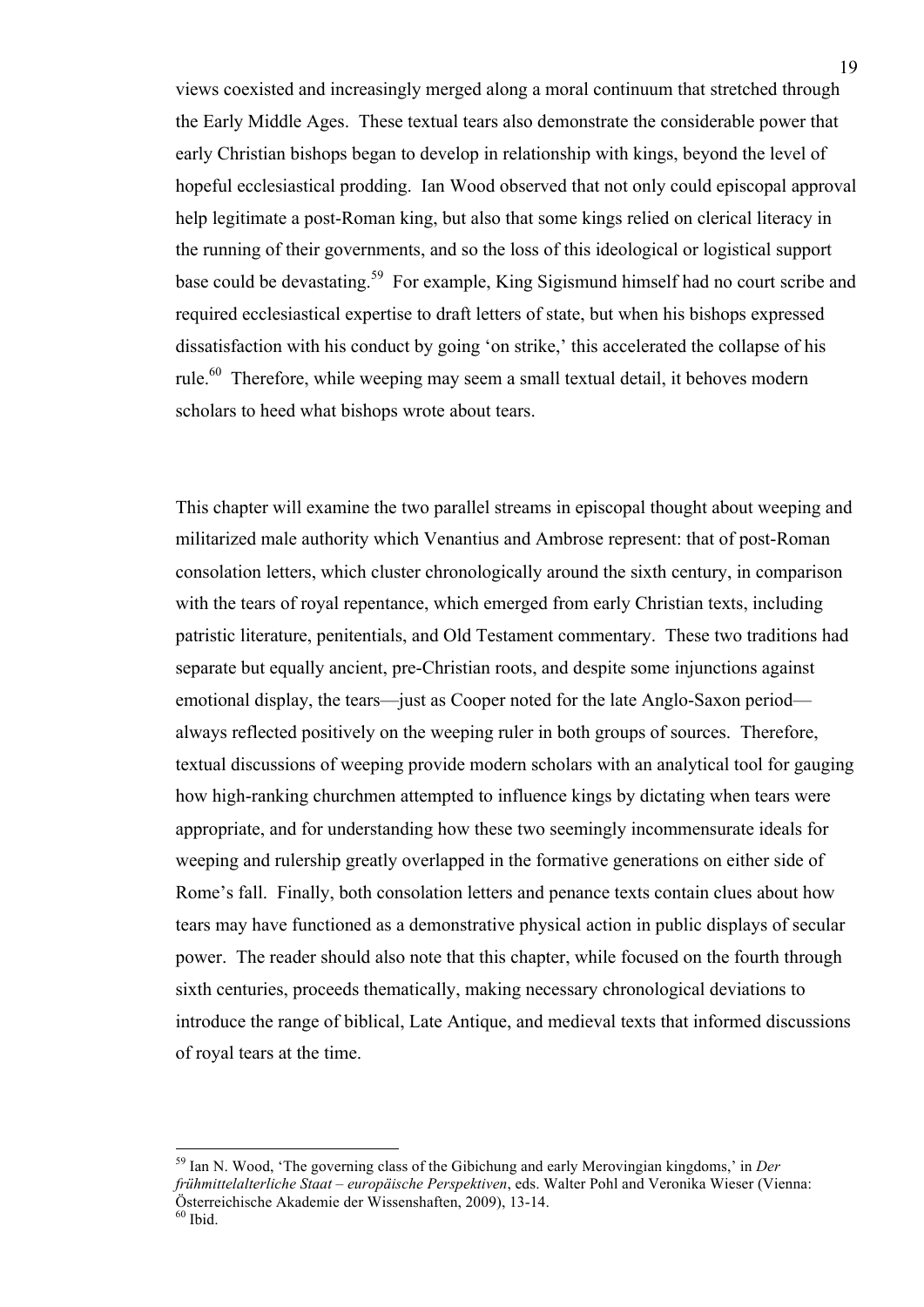views coexisted and increasingly merged along a moral continuum that stretched through the Early Middle Ages. These textual tears also demonstrate the considerable power that early Christian bishops began to develop in relationship with kings, beyond the level of hopeful ecclesiastical prodding. Ian Wood observed that not only could episcopal approval help legitimate a post-Roman king, but also that some kings relied on clerical literacy in the running of their governments, and so the loss of this ideological or logistical support base could be devastating.[59] For example, King Sigismund himself had no court scribe and required ecclesiastical expertise to draft letters of state, but when his bishops expressed dissatisfaction with his conduct by going 'on strike,' this accelerated the collapse of his rule.[60] Therefore, while weeping may seem a small textual detail, it behoves modern scholars to heed what bishops wrote about tears.

This chapter will examine the two parallel streams in episcopal thought about weeping and militarized male authority which Venantius and Ambrose represent: that of post-Roman consolation letters, which cluster chronologically around the sixth century, in comparison with the tears of royal repentance, which emerged from early Christian texts, including patristic literature, penitentials, and Old Testament commentary. These two traditions had separate but equally ancient, pre-Christian roots, and despite some injunctions against emotional display, the tears—just as Cooper noted for the late Anglo-Saxon period—always reflected positively on the weeping ruler in both groups of sources. Therefore, textual discussions of weeping provide modern scholars with an analytical tool for gauging how high-ranking churchmen attempted to influence kings by dictating when tears were appropriate, and for understanding how these two seemingly incommensurate ideals for weeping and rulership greatly overlapped in the formative generations on either side of Rome's fall. Finally, both consolation letters and penance texts contain clues about how tears may have functioned as a demonstrative physical action in public displays of secular power. The reader should also note that this chapter, while focused on the fourth through sixth centuries, proceeds thematically, making necessary chronological deviations to introduce the range of biblical, Late Antique, and medieval texts that informed discussions of royal tears at the time.

---

[59] Ian N. Wood, 'The governing class of the Gibichung and early Merovingian kingdoms,' in *Der frühmittelalterliche Staat – europäische Perspektiven*, eds. Walter Pohl and Veronika Wieser (Vienna: Österreichische Akademie der Wissenschaften, 2009), 13-14.

[60] Ibid.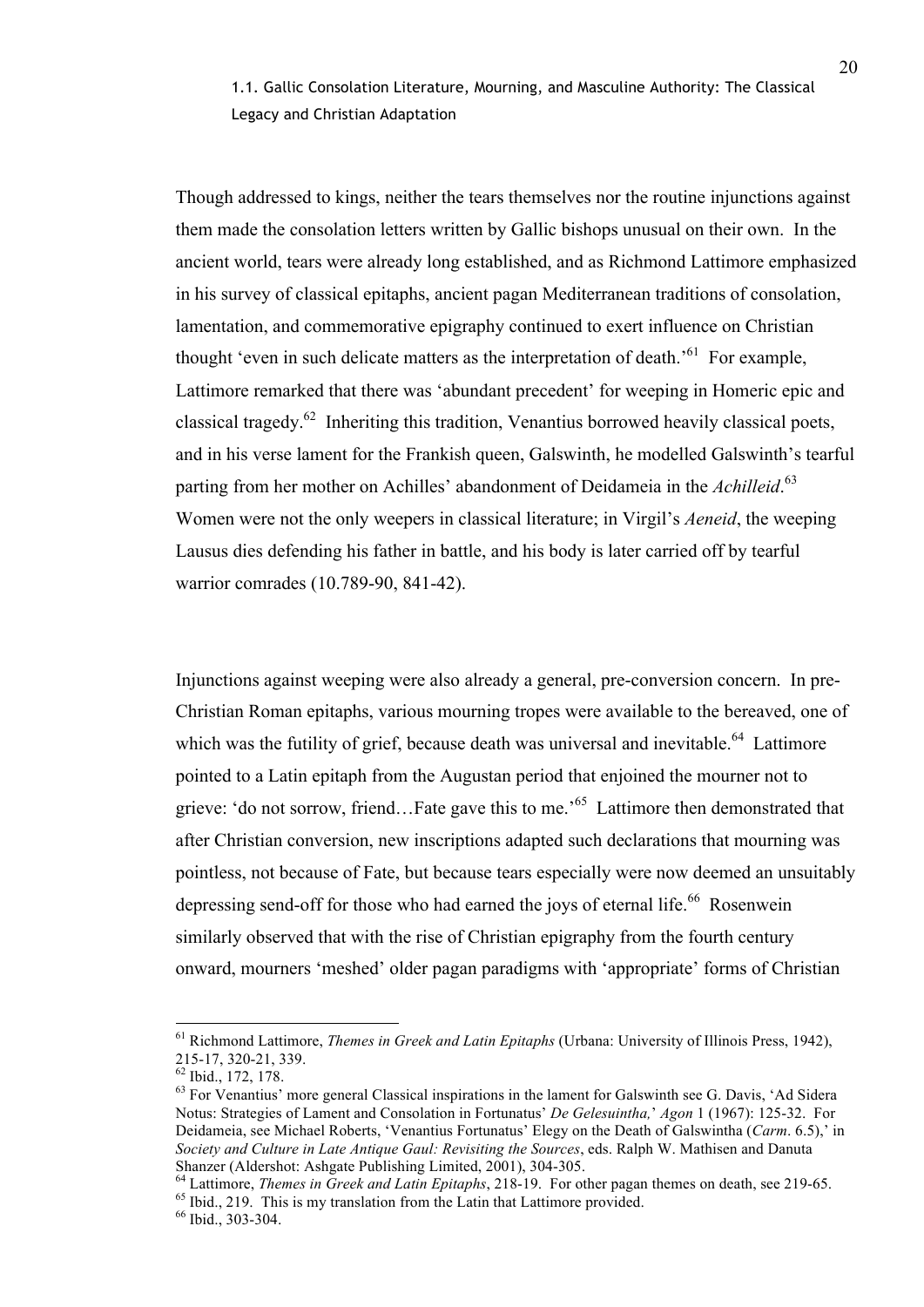### 1.1. Gallic Consolation Literature, Mourning, and Masculine Authority: The Classical Legacy and Christian Adaptation

Though addressed to kings, neither the tears themselves nor the routine injunctions against them made the consolation letters written by Gallic bishops unusual on their own. In the ancient world, tears were already long established, and as Richmond Lattimore emphasized in his survey of classical epitaphs, ancient pagan Mediterranean traditions of consolation, lamentation, and commemorative epigraphy continued to exert influence on Christian thought 'even in such delicate matters as the interpretation of death.'[61] For example, Lattimore remarked that there was 'abundant precedent' for weeping in Homeric epic and classical tragedy.[62] Inheriting this tradition, Venantius borrowed heavily classical poets, and in his verse lament for the Frankish queen, Galswinth, he modelled Galswinth's tearful parting from her mother on Achilles' abandonment of Deidameia in the *Achilleid*.[63] Women were not the only weepers in classical literature; in Virgil's *Aeneid*, the weeping Lausus dies defending his father in battle, and his body is later carried off by tearful warrior comrades (10.789-90, 841-42).

Injunctions against weeping were also already a general, pre-conversion concern. In pre-Christian Roman epitaphs, various mourning tropes were available to the bereaved, one of which was the futility of grief, because death was universal and inevitable.[64] Lattimore pointed to a Latin epitaph from the Augustan period that enjoined the mourner not to grieve: 'do not sorrow, friend…Fate gave this to me.'[65] Lattimore then demonstrated that after Christian conversion, new inscriptions adapted such declarations that mourning was pointless, not because of Fate, but because tears especially were now deemed an unsuitably depressing send-off for those who had earned the joys of eternal life.[66] Rosenwein similarly observed that with the rise of Christian epigraphy from the fourth century onward, mourners 'meshed' older pagan paradigms with 'appropriate' forms of Christian

---

[61] Richmond Lattimore, *Themes in Greek and Latin Epitaphs* (Urbana: University of Illinois Press, 1942), 215-17, 320-21, 339.

[62] Ibid., 172, 178.

[63] For Venantius' more general Classical inspirations in the lament for Galswinth see G. Davis, 'Ad Sidera Notus: Strategies of Lament and Consolation in Fortunatus' *De Gelesuintha*,' *Agon* 1 (1967): 125-32. For Deidameia, see Michael Roberts, 'Venantius Fortunatus' Elegy on the Death of Galswintha (*Carm*. 6.5),' in *Society and Culture in Late Antique Gaul: Revisiting the Sources*, eds. Ralph W. Mathisen and Danuta Shanzer (Aldershot: Ashgate Publishing Limited, 2001), 304-305.

[64] Lattimore, *Themes in Greek and Latin Epitaphs*, 218-19. For other pagan themes on death, see 219-65.

[65] Ibid., 219. This is my translation from the Latin that Lattimore provided.

[66] Ibid., 303-304.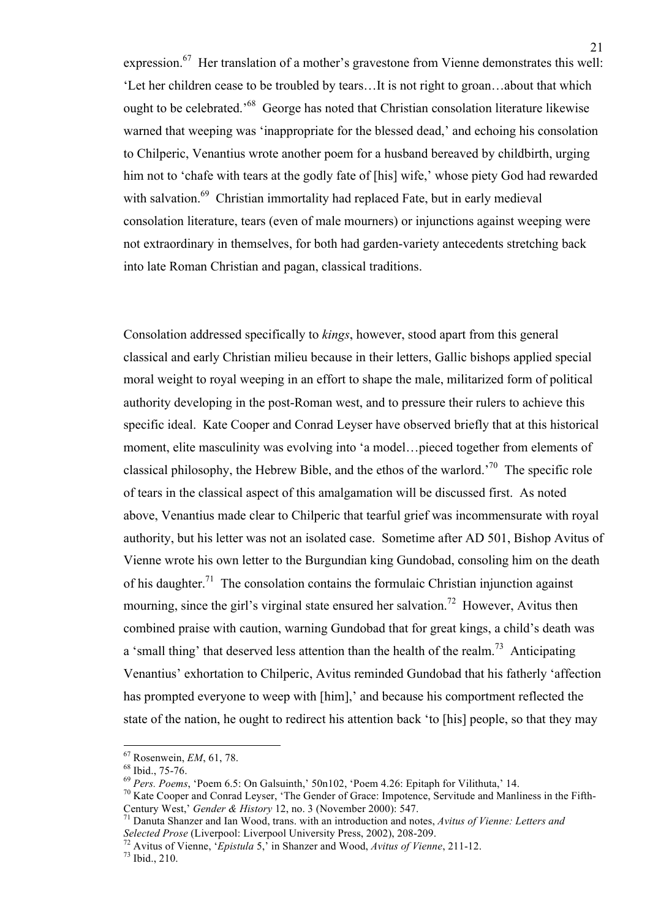expression.[67] Her translation of a mother's gravestone from Vienne demonstrates this well: 'Let her children cease to be troubled by tears…It is not right to groan…about that which ought to be celebrated.'[68] George has noted that Christian consolation literature likewise warned that weeping was 'inappropriate for the blessed dead,' and echoing his consolation to Chilperic, Venantius wrote another poem for a husband bereaved by childbirth, urging him not to 'chafe with tears at the godly fate of [his] wife,' whose piety God had rewarded with salvation.[69] Christian immortality had replaced Fate, but in early medieval consolation literature, tears (even of male mourners) or injunctions against weeping were not extraordinary in themselves, for both had garden-variety antecedents stretching back into late Roman Christian and pagan, classical traditions.

Consolation addressed specifically to *kings*, however, stood apart from this general classical and early Christian milieu because in their letters, Gallic bishops applied special moral weight to royal weeping in an effort to shape the male, militarized form of political authority developing in the post-Roman west, and to pressure their rulers to achieve this specific ideal. Kate Cooper and Conrad Leyser have observed briefly that at this historical moment, elite masculinity was evolving into 'a model…pieced together from elements of classical philosophy, the Hebrew Bible, and the ethos of the warlord.'[70] The specific role of tears in the classical aspect of this amalgamation will be discussed first. As noted above, Venantius made clear to Chilperic that tearful grief was incommensurate with royal authority, but his letter was not an isolated case. Sometime after AD 501, Bishop Avitus of Vienne wrote his own letter to the Burgundian king Gundobad, consoling him on the death of his daughter.[71] The consolation contains the formulaic Christian injunction against mourning, since the girl's virginal state ensured her salvation.[72] However, Avitus then combined praise with caution, warning Gundobad that for great kings, a child's death was a 'small thing' that deserved less attention than the health of the realm.[73] Anticipating Venantius' exhortation to Chilperic, Avitus reminded Gundobad that his fatherly 'affection has prompted everyone to weep with [him],' and because his comportment reflected the state of the nation, he ought to redirect his attention back 'to [his] people, so that they may

---

[67] Rosenwein, *EM*, 61, 78.

[68] Ibid., 75-76.

[69] *Pers. Poems*, 'Poem 6.5: On Galsuinth,' 50n102, 'Poem 4.26: Epitaph for Vilithuta,' 14.

[70] Kate Cooper and Conrad Leyser, 'The Gender of Grace: Impotence, Servitude and Manliness in the Fifth-Century West,' *Gender & History* 12, no. 3 (November 2000): 547.

[71] Danuta Shanzer and Ian Wood, trans. with an introduction and notes, *Avitus of Vienne: Letters and Selected Prose* (Liverpool: Liverpool University Press, 2002), 208-209.

[72] Avitus of Vienne, '*Epistula* 5,' in Shanzer and Wood, *Avitus of Vienne*, 211-12.

[73] Ibid., 210.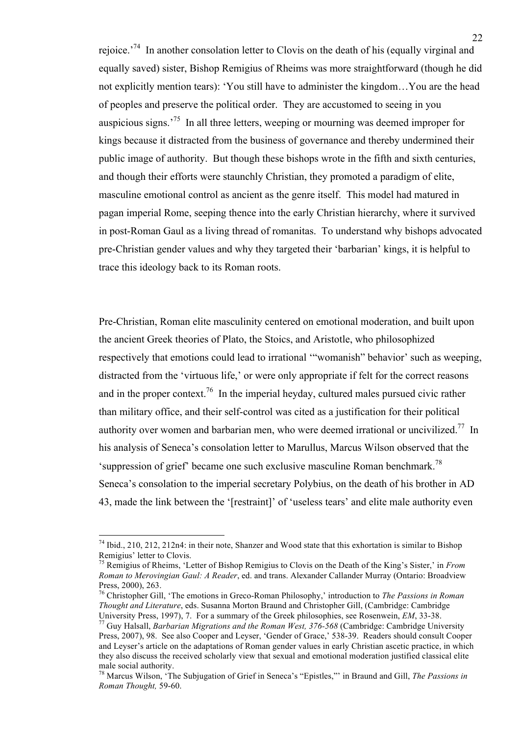rejoice.'[74] In another consolation letter to Clovis on the death of his (equally virginal and equally saved) sister, Bishop Remigius of Rheims was more straightforward (though he did not explicitly mention tears): 'You still have to administer the kingdom…You are the head of peoples and preserve the political order. They are accustomed to seeing in you auspicious signs.'[75] In all three letters, weeping or mourning was deemed improper for kings because it distracted from the business of governance and thereby undermined their public image of authority. But though these bishops wrote in the fifth and sixth centuries, and though their efforts were staunchly Christian, they promoted a paradigm of elite, masculine emotional control as ancient as the genre itself. This model had matured in pagan imperial Rome, seeping thence into the early Christian hierarchy, where it survived in post-Roman Gaul as a living thread of romanitas. To understand why bishops advocated pre-Christian gender values and why they targeted their 'barbarian' kings, it is helpful to trace this ideology back to its Roman roots.

Pre-Christian, Roman elite masculinity centered on emotional moderation, and built upon the ancient Greek theories of Plato, the Stoics, and Aristotle, who philosophized respectively that emotions could lead to irrational '"womanish" behavior' such as weeping, distracted from the 'virtuous life,' or were only appropriate if felt for the correct reasons and in the proper context.[76] In the imperial heyday, cultured males pursued civic rather than military office, and their self-control was cited as a justification for their political authority over women and barbarian men, who were deemed irrational or uncivilized.[77] In his analysis of Seneca's consolation letter to Marullus, Marcus Wilson observed that the 'suppression of grief' became one such exclusive masculine Roman benchmark.[78] Seneca's consolation to the imperial secretary Polybius, on the death of his brother in AD 43, made the link between the '[restraint]' of 'useless tears' and elite male authority even

---

[74] Ibid., 210, 212, 212n4: in their note, Shanzer and Wood state that this exhortation is similar to Bishop Remigius' letter to Clovis.

[75] Remigius of Rheims, 'Letter of Bishop Remigius to Clovis on the Death of the King's Sister,' in *From Roman to Merovingian Gaul: A Reader*, ed. and trans. Alexander Callander Murray (Ontario: Broadview Press, 2000), 263.

[76] Christopher Gill, 'The emotions in Greco-Roman Philosophy,' introduction to *The Passions in Roman Thought and Literature*, eds. Susanna Morton Braund and Christopher Gill, (Cambridge: Cambridge University Press, 1997), 7. For a summary of the Greek philosophies, see Rosenwein, *EM*, 33-38.

[77] Guy Halsall, *Barbarian Migrations and the Roman West, 376-568* (Cambridge: Cambridge University Press, 2007), 98. See also Cooper and Leyser, 'Gender of Grace,' 538-39. Readers should consult Cooper and Leyser's article on the adaptations of Roman gender values in early Christian ascetic practice, in which they also discuss the received scholarly view that sexual and emotional moderation justified classical elite male social authority.

[78] Marcus Wilson, 'The Subjugation of Grief in Seneca's "Epistles,"' in Braund and Gill, *The Passions in Roman Thought,* 59-60.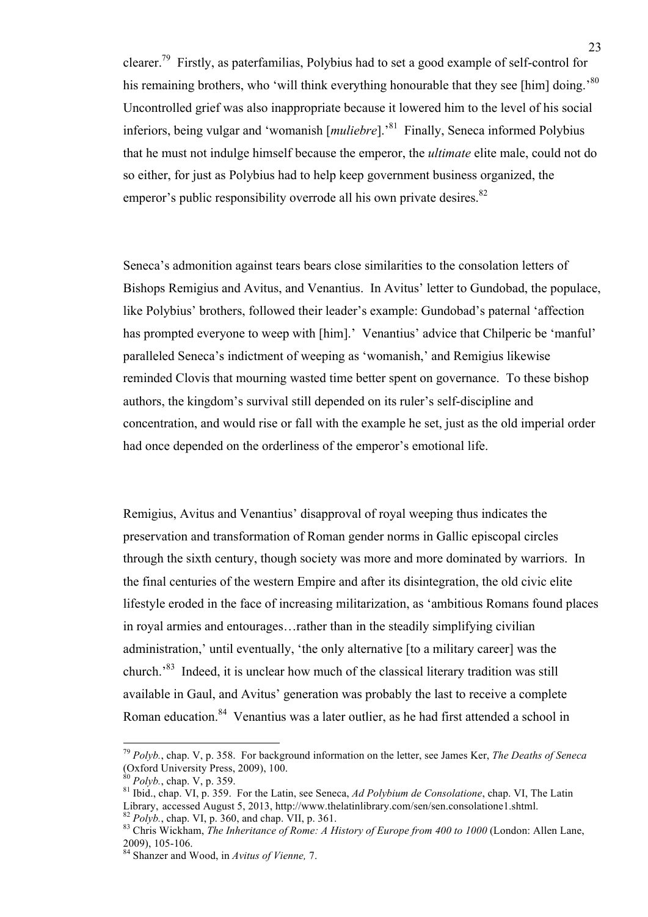clearer.[79] Firstly, as paterfamilias, Polybius had to set a good example of self-control for his remaining brothers, who 'will think everything honourable that they see [him] doing.'[80] Uncontrolled grief was also inappropriate because it lowered him to the level of his social inferiors, being vulgar and 'womanish [*muliebre*].'[81] Finally, Seneca informed Polybius that he must not indulge himself because the emperor, the *ultimate* elite male, could not do so either, for just as Polybius had to help keep government business organized, the emperor's public responsibility overrode all his own private desires.[82]

Seneca's admonition against tears bears close similarities to the consolation letters of Bishops Remigius and Avitus, and Venantius. In Avitus' letter to Gundobad, the populace, like Polybius' brothers, followed their leader's example: Gundobad's paternal 'affection has prompted everyone to weep with [him].' Venantius' advice that Chilperic be 'manful' paralleled Seneca's indictment of weeping as 'womanish,' and Remigius likewise reminded Clovis that mourning wasted time better spent on governance. To these bishop authors, the kingdom's survival still depended on its ruler's self-discipline and concentration, and would rise or fall with the example he set, just as the old imperial order had once depended on the orderliness of the emperor's emotional life.

Remigius, Avitus and Venantius' disapproval of royal weeping thus indicates the preservation and transformation of Roman gender norms in Gallic episcopal circles through the sixth century, though society was more and more dominated by warriors. In the final centuries of the western Empire and after its disintegration, the old civic elite lifestyle eroded in the face of increasing militarization, as 'ambitious Romans found places in royal armies and entourages…rather than in the steadily simplifying civilian administration,' until eventually, 'the only alternative [to a military career] was the church.'[83] Indeed, it is unclear how much of the classical literary tradition was still available in Gaul, and Avitus' generation was probably the last to receive a complete Roman education.[84] Venantius was a later outlier, as he had first attended a school in

---

[79] *Polyb.*, chap. V, p. 358. For background information on the letter, see James Ker, *The Deaths of Seneca* (Oxford University Press, 2009), 100.

[80] *Polyb.*, chap. V, p. 359.

[81] Ibid., chap. VI, p. 359. For the Latin, see Seneca, *Ad Polybium de Consolatione*, chap. VI, The Latin Library, accessed August 5, 2013, http://www.thelatinlibrary.com/sen/sen.consolatione1.shtml.

[82] *Polyb.*, chap. VI, p. 360, and chap. VII, p. 361.

[83] Chris Wickham, *The Inheritance of Rome: A History of Europe from 400 to 1000* (London: Allen Lane, 2009), 105-106.

[84] Shanzer and Wood, in *Avitus of Vienne,* 7.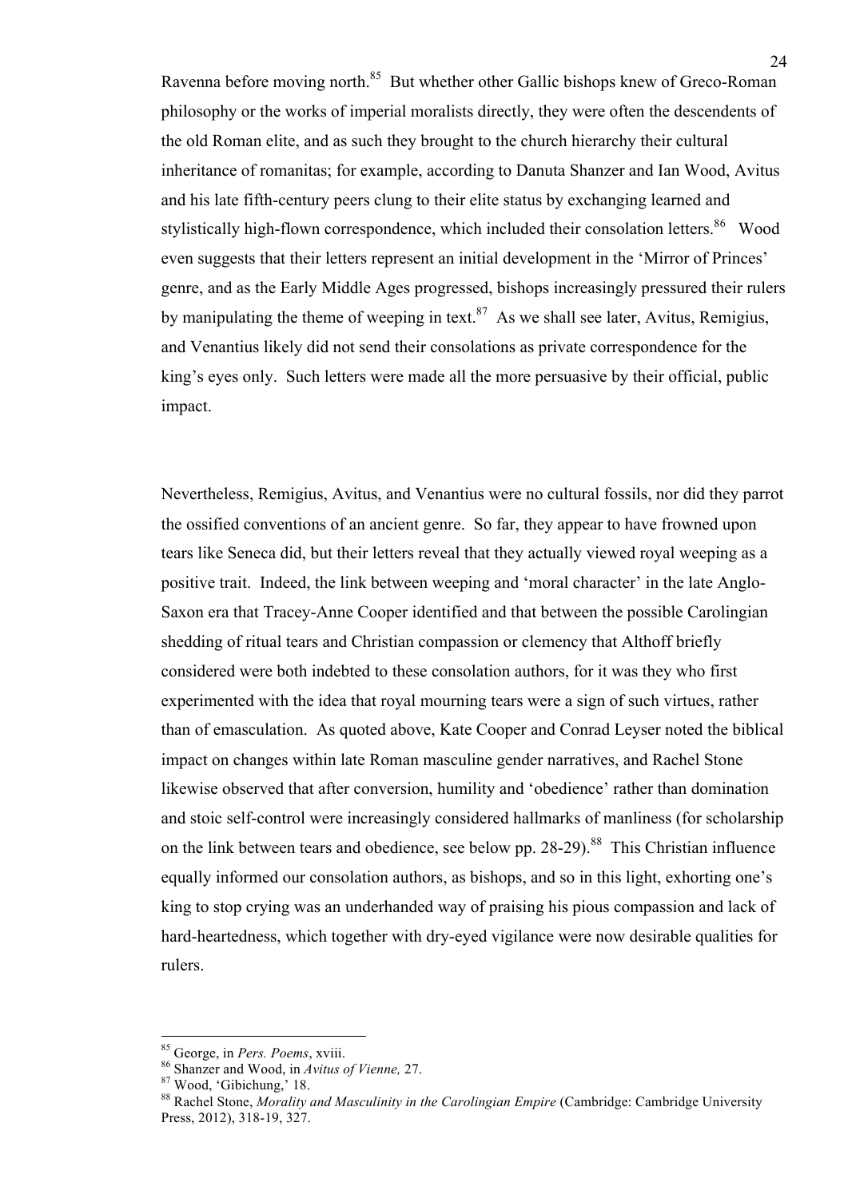Ravenna before moving north.[85] But whether other Gallic bishops knew of Greco-Roman philosophy or the works of imperial moralists directly, they were often the descendents of the old Roman elite, and as such they brought to the church hierarchy their cultural inheritance of romanitas; for example, according to Danuta Shanzer and Ian Wood, Avitus and his late fifth-century peers clung to their elite status by exchanging learned and stylistically high-flown correspondence, which included their consolation letters.[86] Wood even suggests that their letters represent an initial development in the 'Mirror of Princes' genre, and as the Early Middle Ages progressed, bishops increasingly pressured their rulers by manipulating the theme of weeping in text.[87] As we shall see later, Avitus, Remigius, and Venantius likely did not send their consolations as private correspondence for the king's eyes only. Such letters were made all the more persuasive by their official, public impact.

Nevertheless, Remigius, Avitus, and Venantius were no cultural fossils, nor did they parrot the ossified conventions of an ancient genre. So far, they appear to have frowned upon tears like Seneca did, but their letters reveal that they actually viewed royal weeping as a positive trait. Indeed, the link between weeping and 'moral character' in the late Anglo-Saxon era that Tracey-Anne Cooper identified and that between the possible Carolingian shedding of ritual tears and Christian compassion or clemency that Althoff briefly considered were both indebted to these consolation authors, for it was they who first experimented with the idea that royal mourning tears were a sign of such virtues, rather than of emasculation. As quoted above, Kate Cooper and Conrad Leyser noted the biblical impact on changes within late Roman masculine gender narratives, and Rachel Stone likewise observed that after conversion, humility and 'obedience' rather than domination and stoic self-control were increasingly considered hallmarks of manliness (for scholarship on the link between tears and obedience, see below pp. 28-29).[88] This Christian influence equally informed our consolation authors, as bishops, and so in this light, exhorting one's king to stop crying was an underhanded way of praising his pious compassion and lack of hard-heartedness, which together with dry-eyed vigilance were now desirable qualities for rulers.

---

[85] George, in *Pers. Poems*, xviii.

[86] Shanzer and Wood, in *Avitus of Vienne,* 27.

[87] Wood, 'Gibichung,' 18.

[88] Rachel Stone, *Morality and Masculinity in the Carolingian Empire* (Cambridge: Cambridge University Press, 2012), 318-19, 327.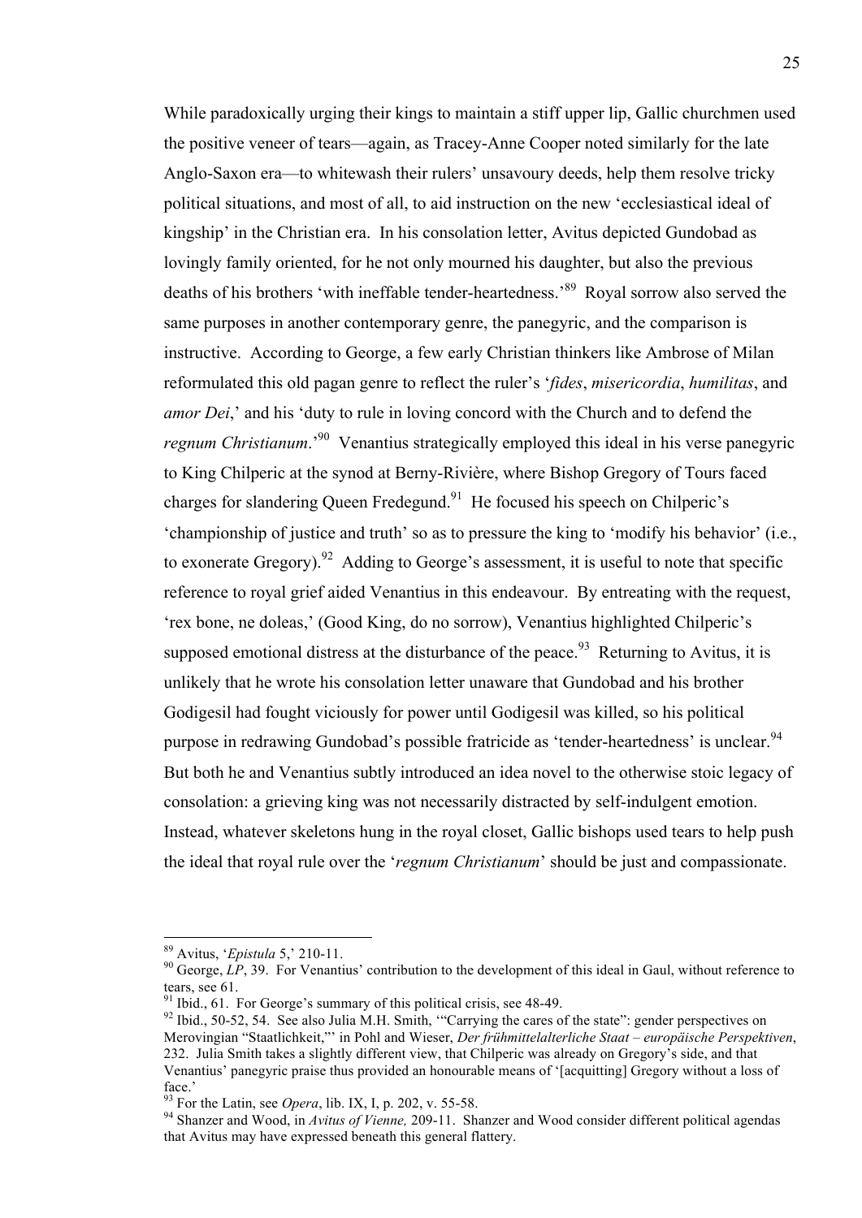While paradoxically urging their kings to maintain a stiff upper lip, Gallic churchmen used the positive veneer of tears—again, as Tracey-Anne Cooper noted similarly for the late Anglo-Saxon era—to whitewash their rulers' unsavoury deeds, help them resolve tricky political situations, and most of all, to aid instruction on the new 'ecclesiastical ideal of kingship' in the Christian era. In his consolation letter, Avitus depicted Gundobad as lovingly family oriented, for he not only mourned his daughter, but also the previous deaths of his brothers 'with ineffable tender-heartedness.'[89] Royal sorrow also served the same purposes in another contemporary genre, the panegyric, and the comparison is instructive. According to George, a few early Christian thinkers like Ambrose of Milan reformulated this old pagan genre to reflect the ruler's '*fides*, *misericordia*, *humilitas*, and *amor Dei*,' and his 'duty to rule in loving concord with the Church and to defend the *regnum Christianum*.'[90] Venantius strategically employed this ideal in his verse panegyric to King Chilperic at the synod at Berny-Rivière, where Bishop Gregory of Tours faced charges for slandering Queen Fredegund.[91] He focused his speech on Chilperic's 'championship of justice and truth' so as to pressure the king to 'modify his behavior' (i.e., to exonerate Gregory).[92] Adding to George's assessment, it is useful to note that specific reference to royal grief aided Venantius in this endeavour. By entreating with the request, 'rex bone, ne doleas,' (Good King, do no sorrow), Venantius highlighted Chilperic's supposed emotional distress at the disturbance of the peace.[93] Returning to Avitus, it is unlikely that he wrote his consolation letter unaware that Gundobad and his brother Godigesil had fought viciously for power until Godigesil was killed, so his political purpose in redrawing Gundobad's possible fratricide as 'tender-heartedness' is unclear.[94] But both he and Venantius subtly introduced an idea novel to the otherwise stoic legacy of consolation: a grieving king was not necessarily distracted by self-indulgent emotion. Instead, whatever skeletons hung in the royal closet, Gallic bishops used tears to help push the ideal that royal rule over the '*regnum Christianum*' should be just and compassionate.

---

[89] Avitus, '*Epistula* 5,' 210-11.

[90] George, *LP*, 39. For Venantius' contribution to the development of this ideal in Gaul, without reference to tears, see 61.

[91] Ibid., 61. For George's summary of this political crisis, see 48-49.

[92] Ibid., 50-52, 54. See also Julia M.H. Smith, '"Carrying the cares of the state": gender perspectives on Merovingian "Staatlichkeit,"' in Pohl and Wieser, *Der frühmittelalterliche Staat – europäische Perspektiven*, 232. Julia Smith takes a slightly different view, that Chilperic was already on Gregory's side, and that Venantius' panegyric praise thus provided an honourable means of '[acquitting] Gregory without a loss of face.'

[93] For the Latin, see *Opera*, lib. IX, I, p. 202, v. 55-58.

[94] Shanzer and Wood, in *Avitus of Vienne,* 209-11. Shanzer and Wood consider different political agendas that Avitus may have expressed beneath this general flattery.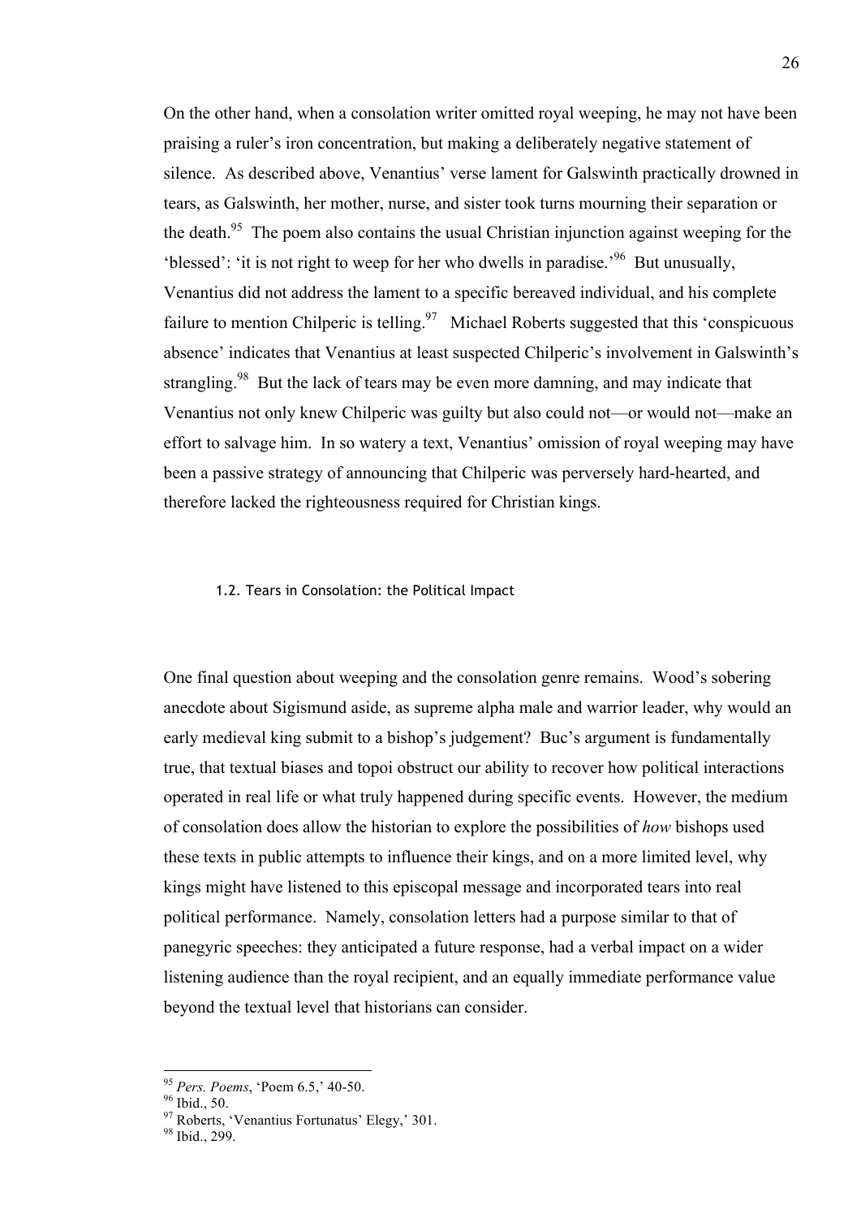On the other hand, when a consolation writer omitted royal weeping, he may not have been praising a ruler's iron concentration, but making a deliberately negative statement of silence. As described above, Venantius' verse lament for Galswinth practically drowned in tears, as Galswinth, her mother, nurse, and sister took turns mourning their separation or the death.[95] The poem also contains the usual Christian injunction against weeping for the 'blessed': 'it is not right to weep for her who dwells in paradise.'[96] But unusually, Venantius did not address the lament to a specific bereaved individual, and his complete failure to mention Chilperic is telling.[97] Michael Roberts suggested that this 'conspicuous absence' indicates that Venantius at least suspected Chilperic's involvement in Galswinth's strangling.[98] But the lack of tears may be even more damning, and may indicate that Venantius not only knew Chilperic was guilty but also could not—or would not—make an effort to salvage him. In so watery a text, Venantius' omission of royal weeping may have been a passive strategy of announcing that Chilperic was perversely hard-hearted, and therefore lacked the righteousness required for Christian kings.

### 1.2. Tears in Consolation: the Political Impact

One final question about weeping and the consolation genre remains. Wood's sobering anecdote about Sigismund aside, as supreme alpha male and warrior leader, why would an early medieval king submit to a bishop's judgement? Buc's argument is fundamentally true, that textual biases and topoi obstruct our ability to recover how political interactions operated in real life or what truly happened during specific events. However, the medium of consolation does allow the historian to explore the possibilities of *how* bishops used these texts in public attempts to influence their kings, and on a more limited level, why kings might have listened to this episcopal message and incorporated tears into real political performance. Namely, consolation letters had a purpose similar to that of panegyric speeches: they anticipated a future response, had a verbal impact on a wider listening audience than the royal recipient, and an equally immediate performance value beyond the textual level that historians can consider.

---

[95] *Pers. Poems*, 'Poem 6.5,' 40-50.

[96] Ibid., 50.

[97] Roberts, 'Venantius Fortunatus' Elegy,' 301.

[98] Ibid., 299.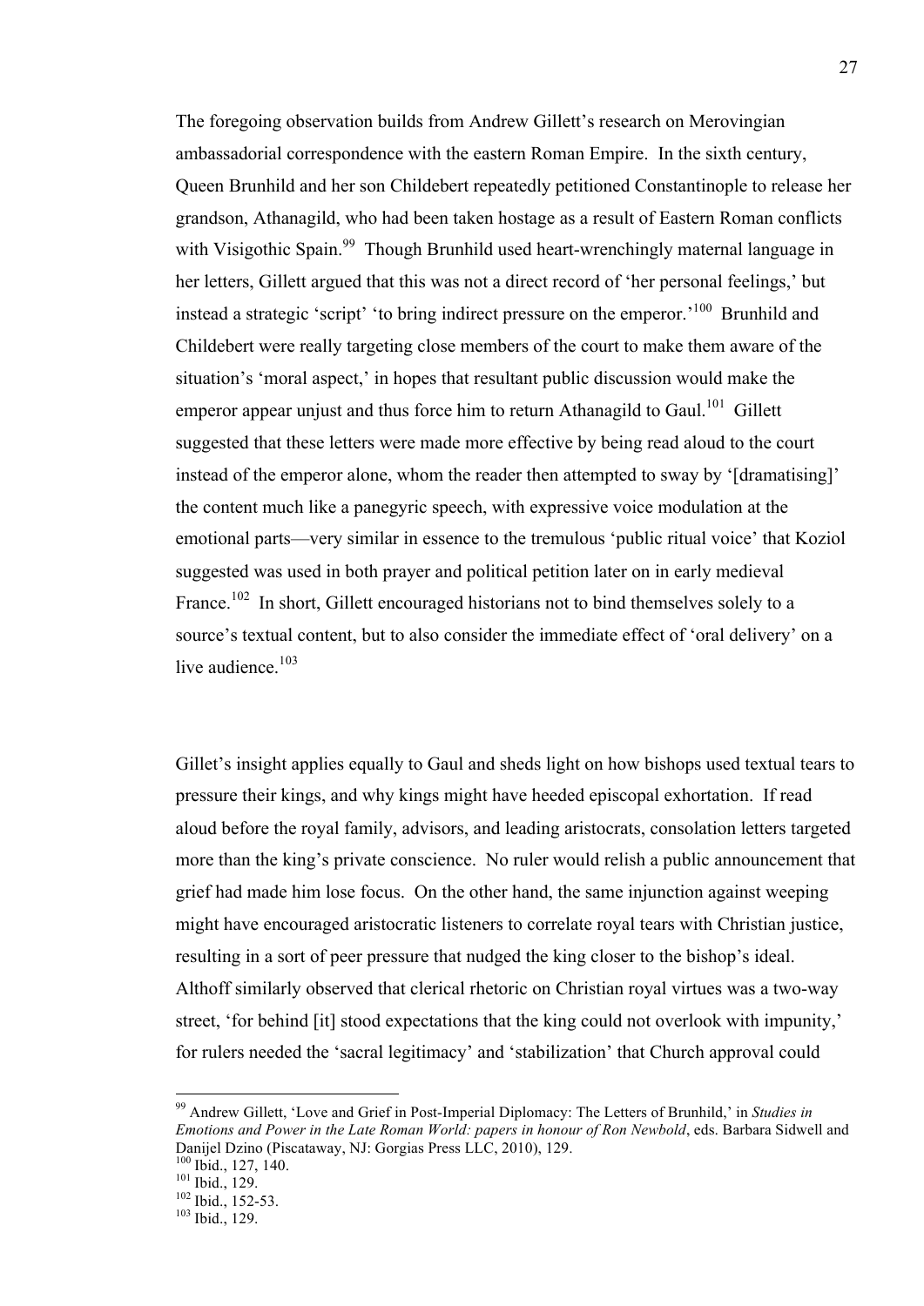The foregoing observation builds from Andrew Gillett's research on Merovingian ambassadorial correspondence with the eastern Roman Empire. In the sixth century, Queen Brunhild and her son Childebert repeatedly petitioned Constantinople to release her grandson, Athanagild, who had been taken hostage as a result of Eastern Roman conflicts with Visigothic Spain.[99] Though Brunhild used heart-wrenchingly maternal language in her letters, Gillett argued that this was not a direct record of 'her personal feelings,' but instead a strategic 'script' 'to bring indirect pressure on the emperor.'[100] Brunhild and Childebert were really targeting close members of the court to make them aware of the situation's 'moral aspect,' in hopes that resultant public discussion would make the emperor appear unjust and thus force him to return Athanagild to Gaul.[101] Gillett suggested that these letters were made more effective by being read aloud to the court instead of the emperor alone, whom the reader then attempted to sway by '[dramatising]' the content much like a panegyric speech, with expressive voice modulation at the emotional parts—very similar in essence to the tremulous 'public ritual voice' that Koziol suggested was used in both prayer and political petition later on in early medieval France.[102] In short, Gillett encouraged historians not to bind themselves solely to a source's textual content, but to also consider the immediate effect of 'oral delivery' on a live audience.[103]

Gillet's insight applies equally to Gaul and sheds light on how bishops used textual tears to pressure their kings, and why kings might have heeded episcopal exhortation. If read aloud before the royal family, advisors, and leading aristocrats, consolation letters targeted more than the king's private conscience. No ruler would relish a public announcement that grief had made him lose focus. On the other hand, the same injunction against weeping might have encouraged aristocratic listeners to correlate royal tears with Christian justice, resulting in a sort of peer pressure that nudged the king closer to the bishop's ideal. Althoff similarly observed that clerical rhetoric on Christian royal virtues was a two-way street, 'for behind [it] stood expectations that the king could not overlook with impunity,' for rulers needed the 'sacral legitimacy' and 'stabilization' that Church approval could

---

[99] Andrew Gillett, 'Love and Grief in Post-Imperial Diplomacy: The Letters of Brunhild,' in *Studies in Emotions and Power in the Late Roman World: papers in honour of Ron Newbold*, eds. Barbara Sidwell and Danijel Dzino (Piscataway, NJ: Gorgias Press LLC, 2010), 129.

[100] Ibid., 127, 140.

[101] Ibid., 129.

[102] Ibid., 152-53.

[103] Ibid., 129.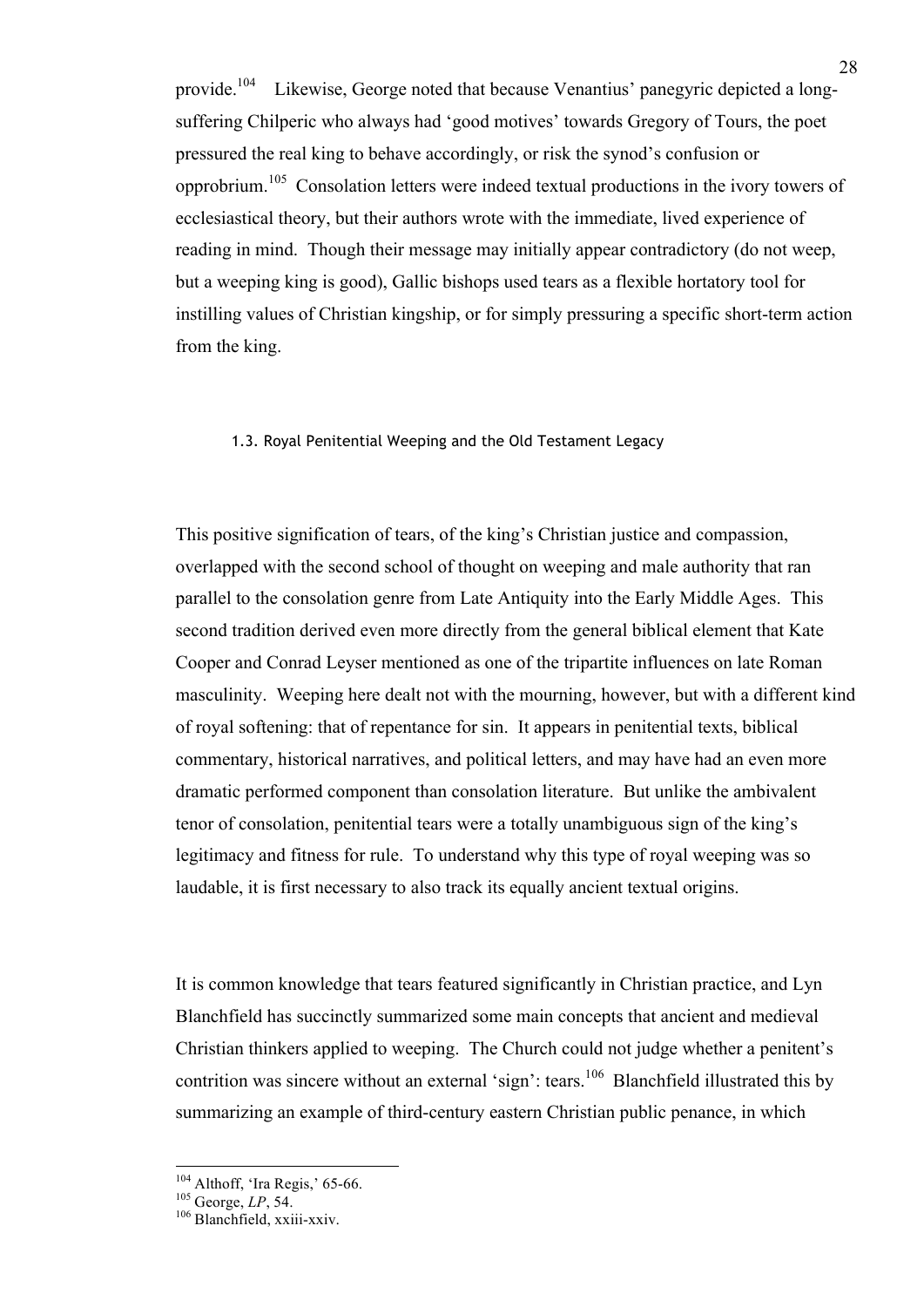provide.[104] Likewise, George noted that because Venantius' panegyric depicted a long-suffering Chilperic who always had 'good motives' towards Gregory of Tours, the poet pressured the real king to behave accordingly, or risk the synod's confusion or opprobrium.[105] Consolation letters were indeed textual productions in the ivory towers of ecclesiastical theory, but their authors wrote with the immediate, lived experience of reading in mind. Though their message may initially appear contradictory (do not weep, but a weeping king is good), Gallic bishops used tears as a flexible hortatory tool for instilling values of Christian kingship, or for simply pressuring a specific short-term action from the king.

### 1.3. Royal Penitential Weeping and the Old Testament Legacy

This positive signification of tears, of the king's Christian justice and compassion, overlapped with the second school of thought on weeping and male authority that ran parallel to the consolation genre from Late Antiquity into the Early Middle Ages. This second tradition derived even more directly from the general biblical element that Kate Cooper and Conrad Leyser mentioned as one of the tripartite influences on late Roman masculinity. Weeping here dealt not with the mourning, however, but with a different kind of royal softening: that of repentance for sin. It appears in penitential texts, biblical commentary, historical narratives, and political letters, and may have had an even more dramatic performed component than consolation literature. But unlike the ambivalent tenor of consolation, penitential tears were a totally unambiguous sign of the king's legitimacy and fitness for rule. To understand why this type of royal weeping was so laudable, it is first necessary to also track its equally ancient textual origins.

It is common knowledge that tears featured significantly in Christian practice, and Lyn Blanchfield has succinctly summarized some main concepts that ancient and medieval Christian thinkers applied to weeping. The Church could not judge whether a penitent's contrition was sincere without an external 'sign': tears.[106] Blanchfield illustrated this by summarizing an example of third-century eastern Christian public penance, in which

[104] Althoff, 'Ira Regis,' 65-66.
[105] George, *LP*, 54.
[106] Blanchfield, xxiii-xxiv.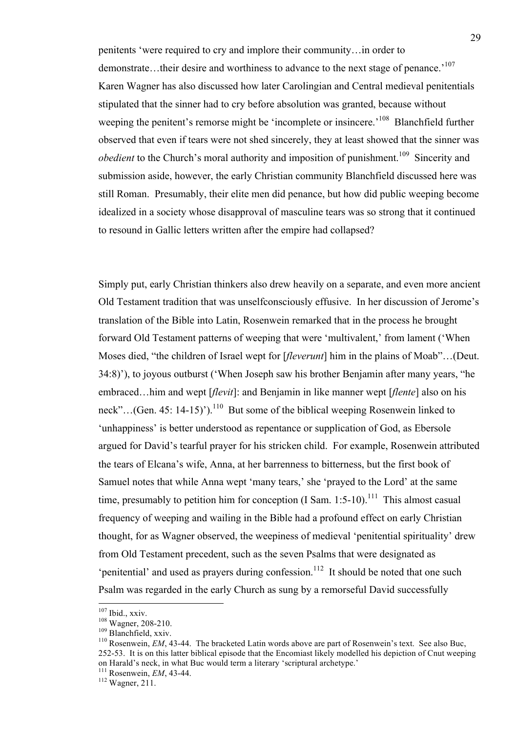penitents 'were required to cry and implore their community…in order to demonstrate…their desire and worthiness to advance to the next stage of penance.'[107] Karen Wagner has also discussed how later Carolingian and Central medieval penitentials stipulated that the sinner had to cry before absolution was granted, because without weeping the penitent's remorse might be 'incomplete or insincere.'[108] Blanchfield further observed that even if tears were not shed sincerely, they at least showed that the sinner was *obedient* to the Church's moral authority and imposition of punishment.[109] Sincerity and submission aside, however, the early Christian community Blanchfield discussed here was still Roman. Presumably, their elite men did penance, but how did public weeping become idealized in a society whose disapproval of masculine tears was so strong that it continued to resound in Gallic letters written after the empire had collapsed?

Simply put, early Christian thinkers also drew heavily on a separate, and even more ancient Old Testament tradition that was unselfconsciously effusive. In her discussion of Jerome's translation of the Bible into Latin, Rosenwein remarked that in the process he brought forward Old Testament patterns of weeping that were 'multivalent,' from lament ('When Moses died, "the children of Israel wept for [*fleverunt*] him in the plains of Moab"…(Deut. 34:8)'), to joyous outburst ('When Joseph saw his brother Benjamin after many years, "he embraced…him and wept [*flevit*]: and Benjamin in like manner wept [*flente*] also on his neck"…(Gen. 45: 14-15)').[110] But some of the biblical weeping Rosenwein linked to 'unhappiness' is better understood as repentance or supplication of God, as Ebersole argued for David's tearful prayer for his stricken child. For example, Rosenwein attributed the tears of Elcana's wife, Anna, at her barrenness to bitterness, but the first book of Samuel notes that while Anna wept 'many tears,' she 'prayed to the Lord' at the same time, presumably to petition him for conception (I Sam. 1:5-10).[111] This almost casual frequency of weeping and wailing in the Bible had a profound effect on early Christian thought, for as Wagner observed, the weepiness of medieval 'penitential spirituality' drew from Old Testament precedent, such as the seven Psalms that were designated as 'penitential' and used as prayers during confession.[112] It should be noted that one such Psalm was regarded in the early Church as sung by a remorseful David successfully

---

[107] Ibid., xxiv.

[108] Wagner, 208-210.

[109] Blanchfield, xxiv.

[110] Rosenwein, *EM*, 43-44. The bracketed Latin words above are part of Rosenwein's text. See also Buc, 252-53. It is on this latter biblical episode that the Encomiast likely modelled his depiction of Cnut weeping on Harald's neck, in what Buc would term a literary 'scriptural archetype.'

[111] Rosenwein, *EM*, 43-44.

[112] Wagner, 211.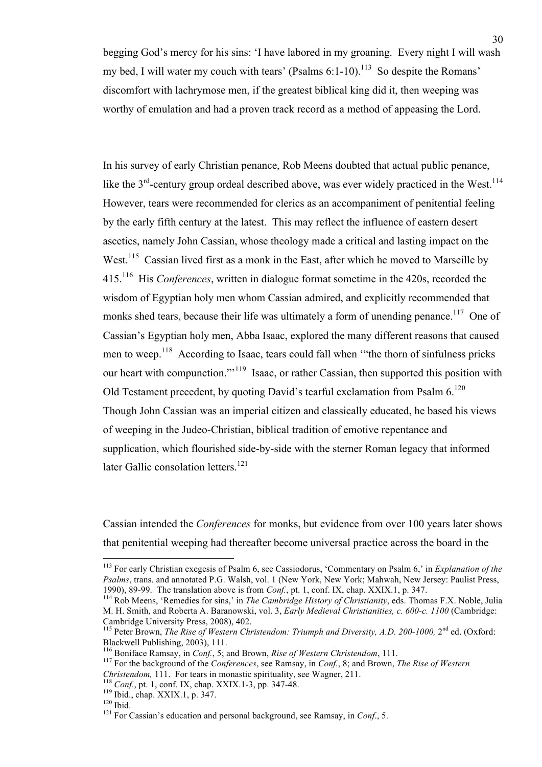begging God's mercy for his sins: 'I have labored in my groaning. Every night I will wash my bed, I will water my couch with tears' (Psalms 6:1-10).[113] So despite the Romans' discomfort with lachrymose men, if the greatest biblical king did it, then weeping was worthy of emulation and had a proven track record as a method of appeasing the Lord.

In his survey of early Christian penance, Rob Meens doubted that actual public penance, like the 3rd-century group ordeal described above, was ever widely practiced in the West.[114] However, tears were recommended for clerics as an accompaniment of penitential feeling by the early fifth century at the latest. This may reflect the influence of eastern desert ascetics, namely John Cassian, whose theology made a critical and lasting impact on the West.[115] Cassian lived first as a monk in the East, after which he moved to Marseille by 415.[116] His *Conferences*, written in dialogue format sometime in the 420s, recorded the wisdom of Egyptian holy men whom Cassian admired, and explicitly recommended that monks shed tears, because their life was ultimately a form of unending penance.[117] One of Cassian's Egyptian holy men, Abba Isaac, explored the many different reasons that caused men to weep.[118] According to Isaac, tears could fall when '"the thorn of sinfulness pricks our heart with compunction."'[119] Isaac, or rather Cassian, then supported this position with Old Testament precedent, by quoting David's tearful exclamation from Psalm 6.[120] Though John Cassian was an imperial citizen and classically educated, he based his views of weeping in the Judeo-Christian, biblical tradition of emotive repentance and supplication, which flourished side-by-side with the sterner Roman legacy that informed later Gallic consolation letters.[121]

Cassian intended the *Conferences* for monks, but evidence from over 100 years later shows that penitential weeping had thereafter become universal practice across the board in the

---

[113] For early Christian exegesis of Psalm 6, see Cassiodorus, 'Commentary on Psalm 6,' in *Explanation of the Psalms*, trans. and annotated P.G. Walsh, vol. 1 (New York, New York; Mahwah, New Jersey: Paulist Press, 1990), 89-99. The translation above is from *Conf.*, pt. 1, conf. IX, chap. XXIX.1, p. 347.

[114] Rob Meens, 'Remedies for sins,' in *The Cambridge History of Christianity*, eds. Thomas F.X. Noble, Julia M. H. Smith, and Roberta A. Baranowski, vol. 3, *Early Medieval Christianities, c. 600-c. 1100* (Cambridge: Cambridge University Press, 2008), 402.

[115] Peter Brown, *The Rise of Western Christendom: Triumph and Diversity, A.D. 200-1000,* 2nd ed. (Oxford: Blackwell Publishing, 2003), 111.

[116] Boniface Ramsay, in *Conf.*, 5; and Brown, *Rise of Western Christendom*, 111.

[117] For the background of the *Conferences*, see Ramsay, in *Conf.*, 8; and Brown, *The Rise of Western Christendom,* 111. For tears in monastic spirituality, see Wagner, 211.

[118] *Conf.*, pt. 1, conf. IX, chap. XXIX.1-3, pp. 347-48.

[119] Ibid., chap. XXIX.1, p. 347.

[120] Ibid.

[121] For Cassian's education and personal background, see Ramsay, in *Conf*., 5.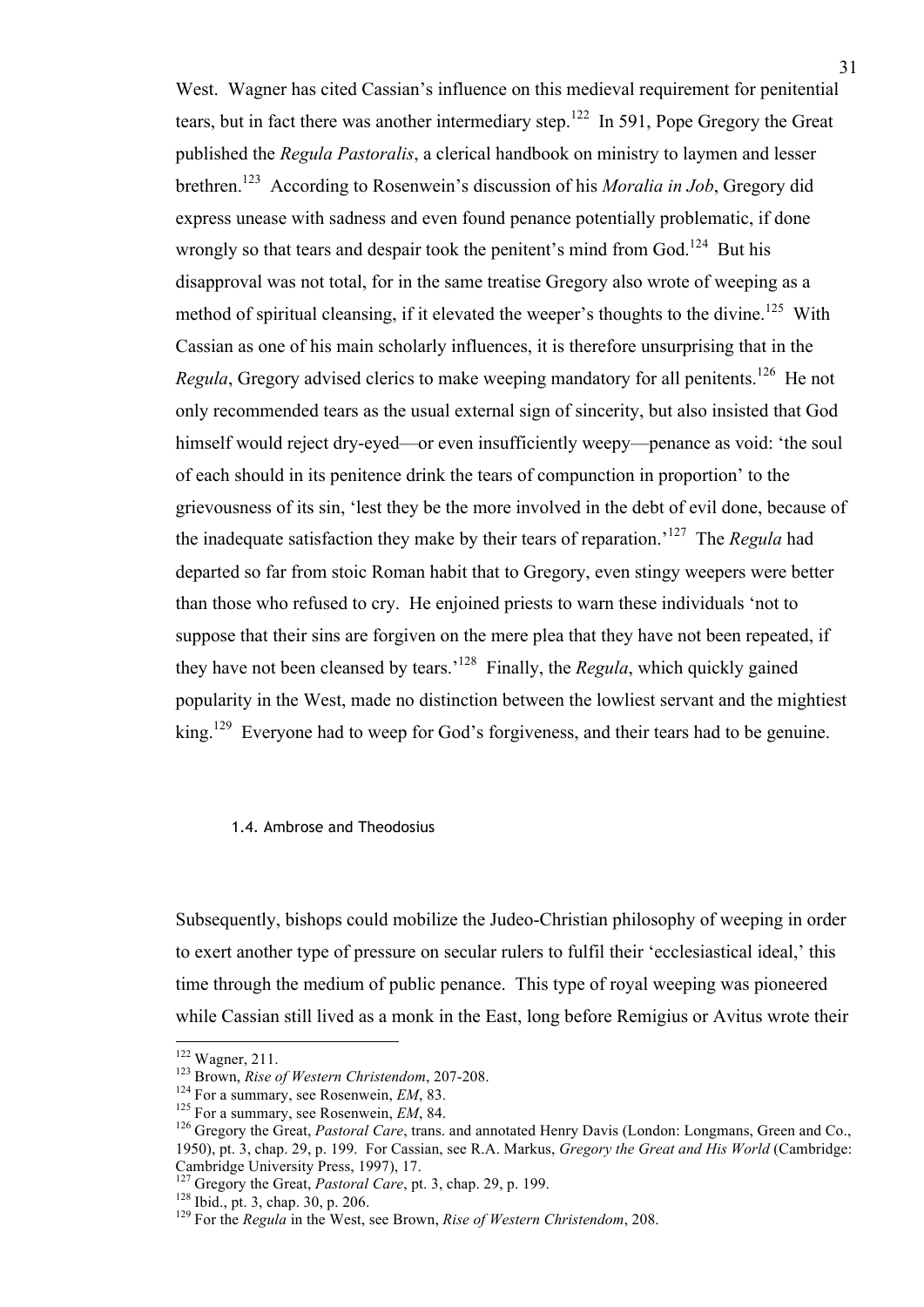West. Wagner has cited Cassian's influence on this medieval requirement for penitential tears, but in fact there was another intermediary step.[122] In 591, Pope Gregory the Great published the *Regula Pastoralis*, a clerical handbook on ministry to laymen and lesser brethren.[123] According to Rosenwein's discussion of his *Moralia in Job*, Gregory did express unease with sadness and even found penance potentially problematic, if done wrongly so that tears and despair took the penitent's mind from God.[124] But his disapproval was not total, for in the same treatise Gregory also wrote of weeping as a method of spiritual cleansing, if it elevated the weeper's thoughts to the divine.[125] With Cassian as one of his main scholarly influences, it is therefore unsurprising that in the *Regula*, Gregory advised clerics to make weeping mandatory for all penitents.[126] He not only recommended tears as the usual external sign of sincerity, but also insisted that God himself would reject dry-eyed—or even insufficiently weepy—penance as void: 'the soul of each should in its penitence drink the tears of compunction in proportion' to the grievousness of its sin, 'lest they be the more involved in the debt of evil done, because of the inadequate satisfaction they make by their tears of reparation.'[127] The *Regula* had departed so far from stoic Roman habit that to Gregory, even stingy weepers were better than those who refused to cry. He enjoined priests to warn these individuals 'not to suppose that their sins are forgiven on the mere plea that they have not been repeated, if they have not been cleansed by tears.'[128] Finally, the *Regula*, which quickly gained popularity in the West, made no distinction between the lowliest servant and the mightiest king.[129] Everyone had to weep for God's forgiveness, and their tears had to be genuine.

### 1.4. Ambrose and Theodosius

Subsequently, bishops could mobilize the Judeo-Christian philosophy of weeping in order to exert another type of pressure on secular rulers to fulfil their 'ecclesiastical ideal,' this time through the medium of public penance. This type of royal weeping was pioneered while Cassian still lived as a monk in the East, long before Remigius or Avitus wrote their

---

[122] Wagner, 211.

[123] Brown, *Rise of Western Christendom*, 207-208.

[124] For a summary, see Rosenwein, *EM*, 83.

[125] For a summary, see Rosenwein, *EM*, 84.

[126] Gregory the Great, *Pastoral Care*, trans. and annotated Henry Davis (London: Longmans, Green and Co., 1950), pt. 3, chap. 29, p. 199. For Cassian, see R.A. Markus, *Gregory the Great and His World* (Cambridge: Cambridge University Press, 1997), 17.

[127] Gregory the Great, *Pastoral Care*, pt. 3, chap. 29, p. 199.

[128] Ibid., pt. 3, chap. 30, p. 206.

[129] For the *Regula* in the West, see Brown, *Rise of Western Christendom*, 208.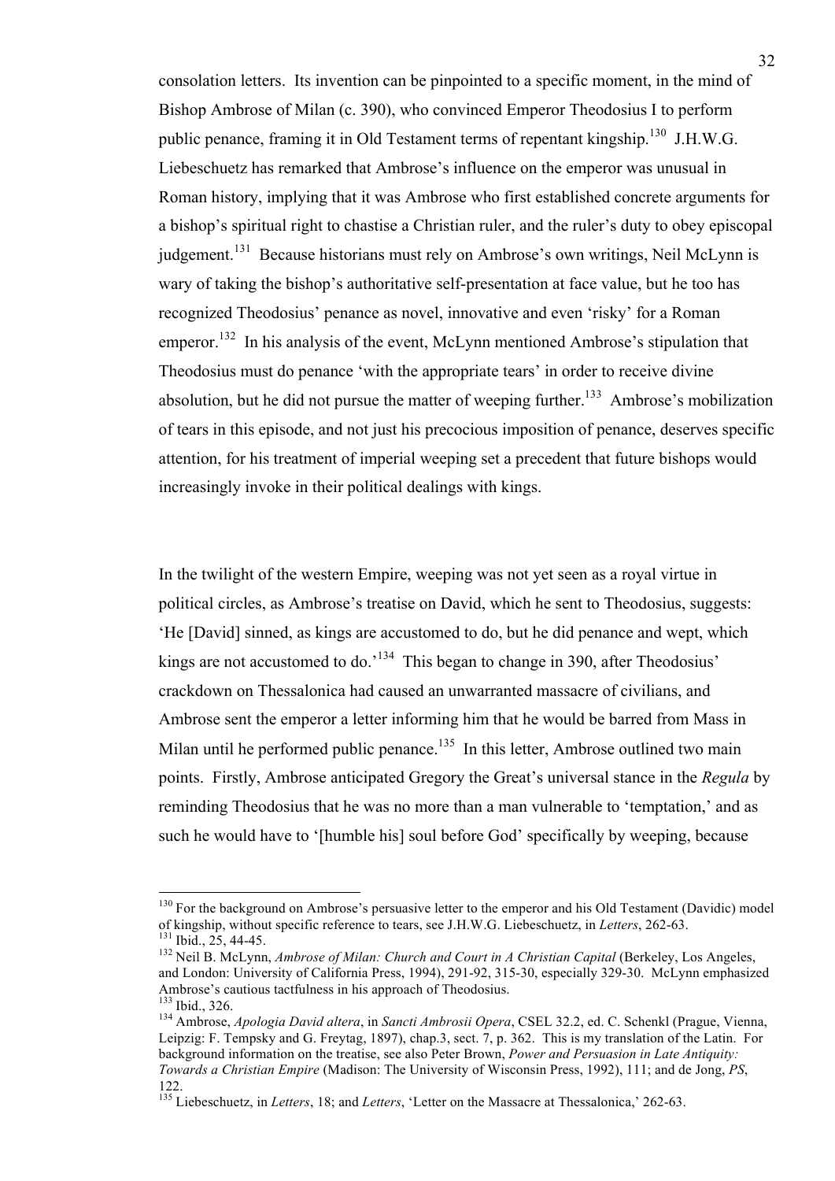consolation letters. Its invention can be pinpointed to a specific moment, in the mind of Bishop Ambrose of Milan (c. 390), who convinced Emperor Theodosius I to perform public penance, framing it in Old Testament terms of repentant kingship.[130] J.H.W.G. Liebeschuetz has remarked that Ambrose's influence on the emperor was unusual in Roman history, implying that it was Ambrose who first established concrete arguments for a bishop's spiritual right to chastise a Christian ruler, and the ruler's duty to obey episcopal judgement.[131] Because historians must rely on Ambrose's own writings, Neil McLynn is wary of taking the bishop's authoritative self-presentation at face value, but he too has recognized Theodosius' penance as novel, innovative and even 'risky' for a Roman emperor.[132] In his analysis of the event, McLynn mentioned Ambrose's stipulation that Theodosius must do penance 'with the appropriate tears' in order to receive divine absolution, but he did not pursue the matter of weeping further.[133] Ambrose's mobilization of tears in this episode, and not just his precocious imposition of penance, deserves specific attention, for his treatment of imperial weeping set a precedent that future bishops would increasingly invoke in their political dealings with kings.

In the twilight of the western Empire, weeping was not yet seen as a royal virtue in political circles, as Ambrose's treatise on David, which he sent to Theodosius, suggests: 'He [David] sinned, as kings are accustomed to do, but he did penance and wept, which kings are not accustomed to do.'[134] This began to change in 390, after Theodosius' crackdown on Thessalonica had caused an unwarranted massacre of civilians, and Ambrose sent the emperor a letter informing him that he would be barred from Mass in Milan until he performed public penance.[135] In this letter, Ambrose outlined two main points. Firstly, Ambrose anticipated Gregory the Great's universal stance in the *Regula* by reminding Theodosius that he was no more than a man vulnerable to 'temptation,' and as such he would have to '[humble his] soul before God' specifically by weeping, because

---

[130] For the background on Ambrose's persuasive letter to the emperor and his Old Testament (Davidic) model of kingship, without specific reference to tears, see J.H.W.G. Liebeschuetz, in *Letters*, 262-63.

[131] Ibid., 25, 44-45.

[132] Neil B. McLynn, *Ambrose of Milan: Church and Court in A Christian Capital* (Berkeley, Los Angeles, and London: University of California Press, 1994), 291-92, 315-30, especially 329-30. McLynn emphasized Ambrose's cautious tactfulness in his approach of Theodosius.

[133] Ibid., 326.

[134] Ambrose, *Apologia David altera*, in *Sancti Ambrosii Opera*, CSEL 32.2, ed. C. Schenkl (Prague, Vienna, Leipzig: F. Tempsky and G. Freytag, 1897), chap.3, sect. 7, p. 362. This is my translation of the Latin. For background information on the treatise, see also Peter Brown, *Power and Persuasion in Late Antiquity: Towards a Christian Empire* (Madison: The University of Wisconsin Press, 1992), 111; and de Jong, *PS*, 122.

[135] Liebeschuetz, in *Letters*, 18; and *Letters*, 'Letter on the Massacre at Thessalonica,' 262-63.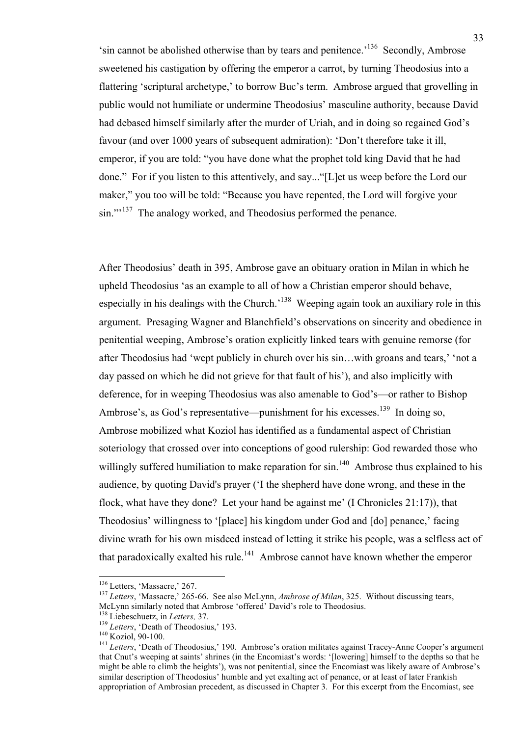'sin cannot be abolished otherwise than by tears and penitence.'[136] Secondly, Ambrose sweetened his castigation by offering the emperor a carrot, by turning Theodosius into a flattering 'scriptural archetype,' to borrow Buc's term. Ambrose argued that grovelling in public would not humiliate or undermine Theodosius' masculine authority, because David had debased himself similarly after the murder of Uriah, and in doing so regained God's favour (and over 1000 years of subsequent admiration): 'Don't therefore take it ill, emperor, if you are told: "you have done what the prophet told king David that he had done." For if you listen to this attentively, and say..."[L]et us weep before the Lord our maker," you too will be told: "Because you have repented, the Lord will forgive your sin."'[137] The analogy worked, and Theodosius performed the penance.

After Theodosius' death in 395, Ambrose gave an obituary oration in Milan in which he upheld Theodosius 'as an example to all of how a Christian emperor should behave, especially in his dealings with the Church.'[138] Weeping again took an auxiliary role in this argument. Presaging Wagner and Blanchfield's observations on sincerity and obedience in penitential weeping, Ambrose's oration explicitly linked tears with genuine remorse (for after Theodosius had 'wept publicly in church over his sin…with groans and tears,' 'not a day passed on which he did not grieve for that fault of his'), and also implicitly with deference, for in weeping Theodosius was also amenable to God's—or rather to Bishop Ambrose's, as God's representative—punishment for his excesses.[139] In doing so, Ambrose mobilized what Koziol has identified as a fundamental aspect of Christian soteriology that crossed over into conceptions of good rulership: God rewarded those who willingly suffered humiliation to make reparation for sin.[140] Ambrose thus explained to his audience, by quoting David's prayer ('I the shepherd have done wrong, and these in the flock, what have they done? Let your hand be against me' (I Chronicles 21:17)), that Theodosius' willingness to '[place] his kingdom under God and [do] penance,' facing divine wrath for his own misdeed instead of letting it strike his people, was a selfless act of that paradoxically exalted his rule.[141] Ambrose cannot have known whether the emperor

---

[136] Letters, 'Massacre,' 267.

[137] *Letters*, 'Massacre,' 265-66. See also McLynn, *Ambrose of Milan*, 325. Without discussing tears, McLynn similarly noted that Ambrose 'offered' David's role to Theodosius.

[138] Liebeschuetz, in *Letters,* 37.

[139] *Letters*, 'Death of Theodosius,' 193.

[140] Koziol, 90-100.

[141] *Letters*, 'Death of Theodosius,' 190. Ambrose's oration militates against Tracey-Anne Cooper's argument that Cnut's weeping at saints' shrines (in the Encomiast's words: '[lowering] himself to the depths so that he might be able to climb the heights'), was not penitential, since the Encomiast was likely aware of Ambrose's similar description of Theodosius' humble and yet exalting act of penance, or at least of later Frankish appropriation of Ambrosian precedent, as discussed in Chapter 3. For this excerpt from the Encomiast, see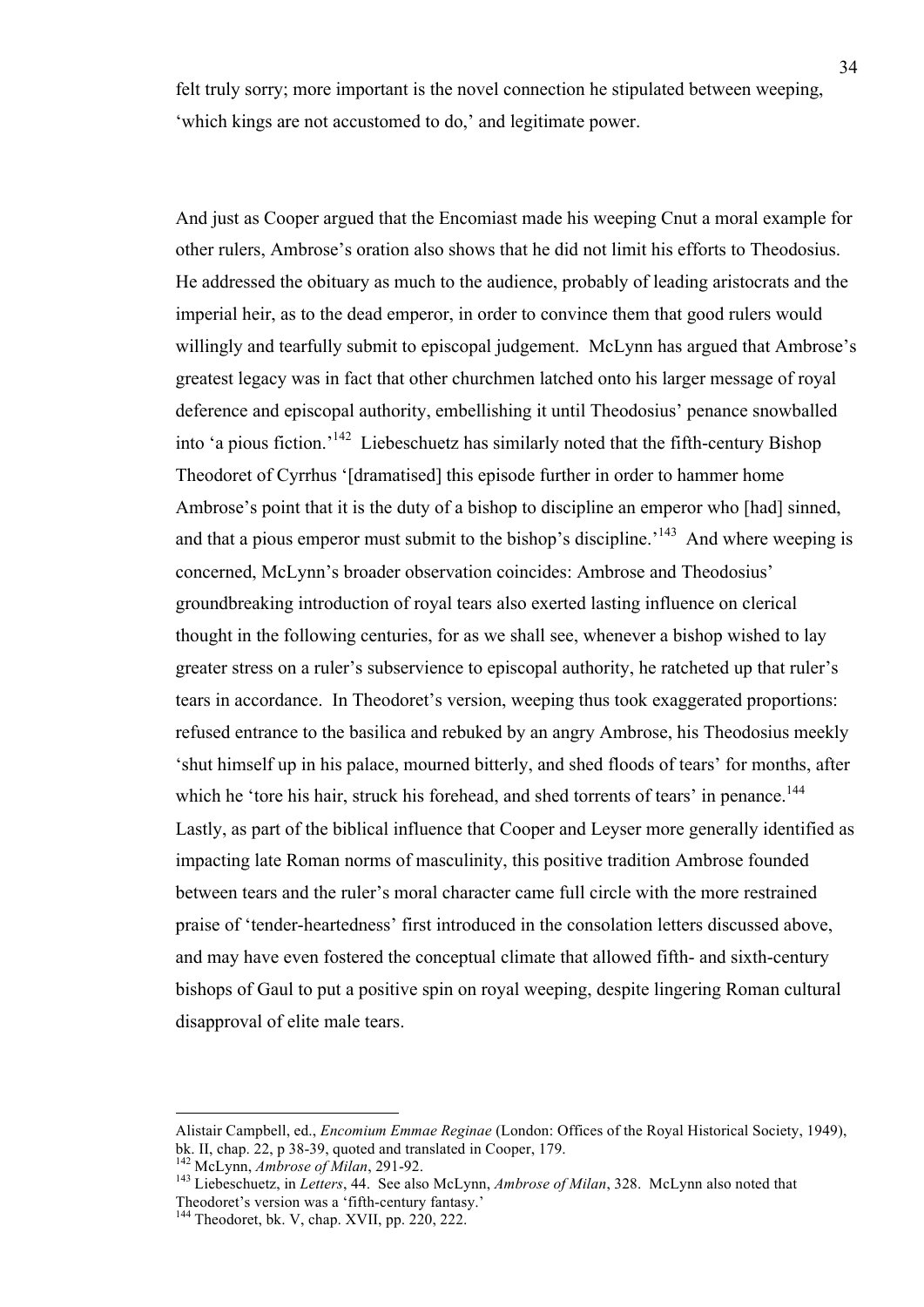felt truly sorry; more important is the novel connection he stipulated between weeping, 'which kings are not accustomed to do,' and legitimate power.

And just as Cooper argued that the Encomiast made his weeping Cnut a moral example for other rulers, Ambrose's oration also shows that he did not limit his efforts to Theodosius. He addressed the obituary as much to the audience, probably of leading aristocrats and the imperial heir, as to the dead emperor, in order to convince them that good rulers would willingly and tearfully submit to episcopal judgement. McLynn has argued that Ambrose's greatest legacy was in fact that other churchmen latched onto his larger message of royal deference and episcopal authority, embellishing it until Theodosius' penance snowballed into 'a pious fiction.'[142] Liebeschuetz has similarly noted that the fifth-century Bishop Theodoret of Cyrrhus '[dramatised] this episode further in order to hammer home Ambrose's point that it is the duty of a bishop to discipline an emperor who [had] sinned, and that a pious emperor must submit to the bishop's discipline.'[143] And where weeping is concerned, McLynn's broader observation coincides: Ambrose and Theodosius' groundbreaking introduction of royal tears also exerted lasting influence on clerical thought in the following centuries, for as we shall see, whenever a bishop wished to lay greater stress on a ruler's subservience to episcopal authority, he ratcheted up that ruler's tears in accordance. In Theodoret's version, weeping thus took exaggerated proportions: refused entrance to the basilica and rebuked by an angry Ambrose, his Theodosius meekly 'shut himself up in his palace, mourned bitterly, and shed floods of tears' for months, after which he 'tore his hair, struck his forehead, and shed torrents of tears' in penance.[144] Lastly, as part of the biblical influence that Cooper and Leyser more generally identified as impacting late Roman norms of masculinity, this positive tradition Ambrose founded between tears and the ruler's moral character came full circle with the more restrained praise of 'tender-heartedness' first introduced in the consolation letters discussed above, and may have even fostered the conceptual climate that allowed fifth- and sixth-century bishops of Gaul to put a positive spin on royal weeping, despite lingering Roman cultural disapproval of elite male tears.

---

Alistair Campbell, ed., *Encomium Emmae Reginae* (London: Offices of the Royal Historical Society, 1949), bk. II, chap. 22, p 38-39, quoted and translated in Cooper, 179.

[142] McLynn, *Ambrose of Milan*, 291-92.

[143] Liebeschuetz, in *Letters*, 44. See also McLynn, *Ambrose of Milan*, 328. McLynn also noted that Theodoret's version was a 'fifth-century fantasy.'

[144] Theodoret, bk. V, chap. XVII, pp. 220, 222.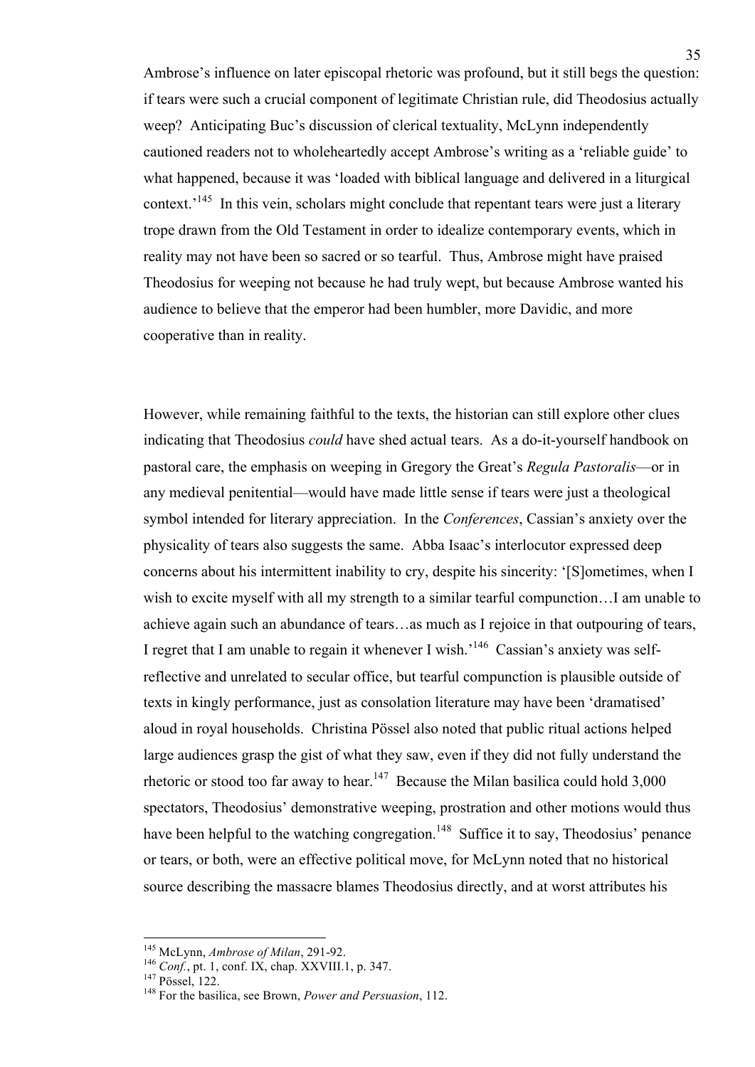Ambrose's influence on later episcopal rhetoric was profound, but it still begs the question: if tears were such a crucial component of legitimate Christian rule, did Theodosius actually weep? Anticipating Buc's discussion of clerical textuality, McLynn independently cautioned readers not to wholeheartedly accept Ambrose's writing as a 'reliable guide' to what happened, because it was 'loaded with biblical language and delivered in a liturgical context.'[145] In this vein, scholars might conclude that repentant tears were just a literary trope drawn from the Old Testament in order to idealize contemporary events, which in reality may not have been so sacred or so tearful. Thus, Ambrose might have praised Theodosius for weeping not because he had truly wept, but because Ambrose wanted his audience to believe that the emperor had been humbler, more Davidic, and more cooperative than in reality.

However, while remaining faithful to the texts, the historian can still explore other clues indicating that Theodosius *could* have shed actual tears. As a do-it-yourself handbook on pastoral care, the emphasis on weeping in Gregory the Great's *Regula Pastoralis*—or in any medieval penitential—would have made little sense if tears were just a theological symbol intended for literary appreciation. In the *Conferences*, Cassian's anxiety over the physicality of tears also suggests the same. Abba Isaac's interlocutor expressed deep concerns about his intermittent inability to cry, despite his sincerity: '[S]ometimes, when I wish to excite myself with all my strength to a similar tearful compunction…I am unable to achieve again such an abundance of tears…as much as I rejoice in that outpouring of tears, I regret that I am unable to regain it whenever I wish.'[146] Cassian's anxiety was self-reflective and unrelated to secular office, but tearful compunction is plausible outside of texts in kingly performance, just as consolation literature may have been 'dramatised' aloud in royal households. Christina Pössel also noted that public ritual actions helped large audiences grasp the gist of what they saw, even if they did not fully understand the rhetoric or stood too far away to hear.[147] Because the Milan basilica could hold 3,000 spectators, Theodosius' demonstrative weeping, prostration and other motions would thus have been helpful to the watching congregation.[148] Suffice it to say, Theodosius' penance or tears, or both, were an effective political move, for McLynn noted that no historical source describing the massacre blames Theodosius directly, and at worst attributes his

---

[145] McLynn, *Ambrose of Milan*, 291-92.

[146] *Conf.*, pt. 1, conf. IX, chap. XXVIII.1, p. 347.

[147] Pössel, 122.

[148] For the basilica, see Brown, *Power and Persuasion*, 112.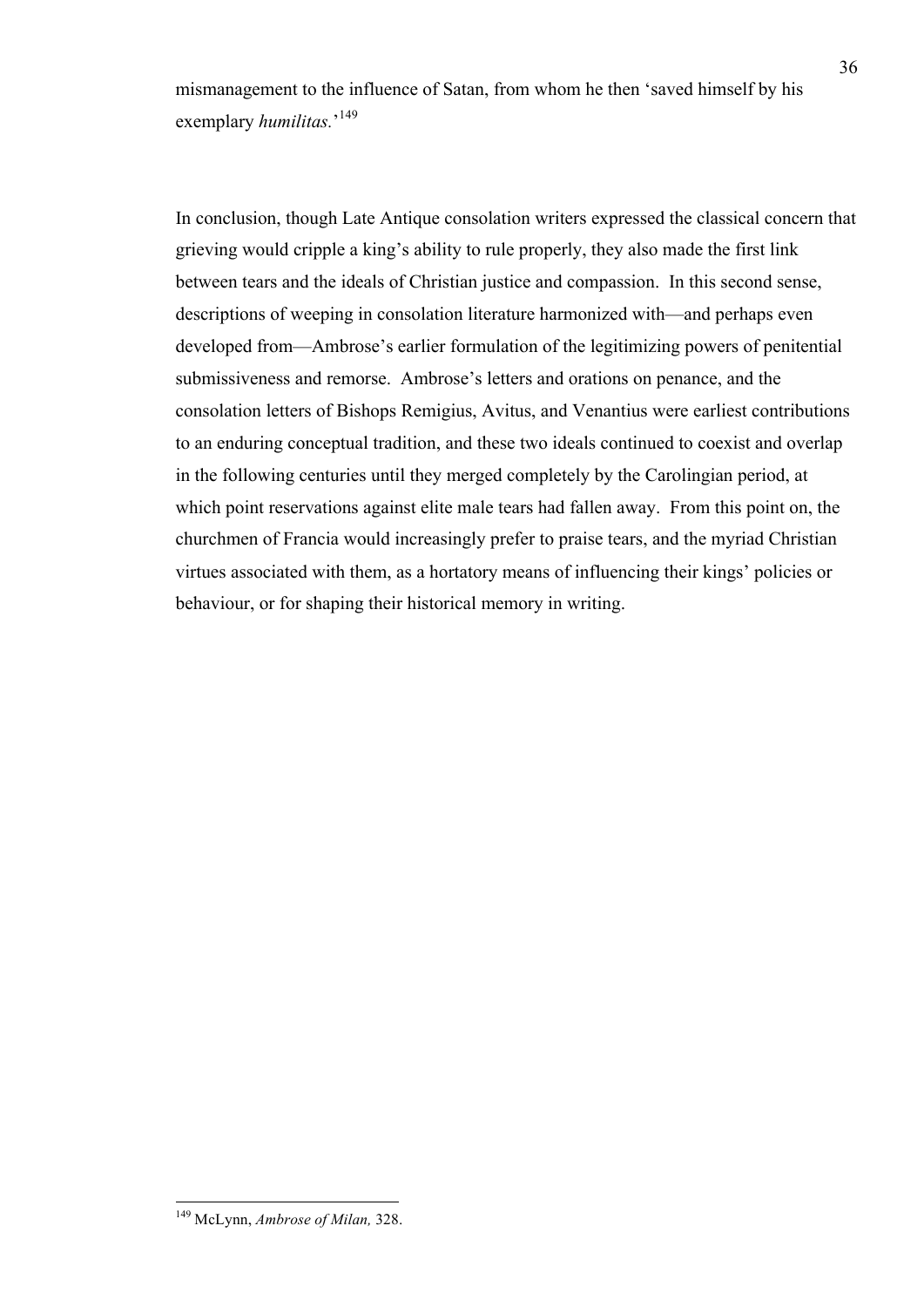mismanagement to the influence of Satan, from whom he then 'saved himself by his exemplary *humilitas*.'[149]

In conclusion, though Late Antique consolation writers expressed the classical concern that grieving would cripple a king's ability to rule properly, they also made the first link between tears and the ideals of Christian justice and compassion. In this second sense, descriptions of weeping in consolation literature harmonized with—and perhaps even developed from—Ambrose's earlier formulation of the legitimizing powers of penitential submissiveness and remorse. Ambrose's letters and orations on penance, and the consolation letters of Bishops Remigius, Avitus, and Venantius were earliest contributions to an enduring conceptual tradition, and these two ideals continued to coexist and overlap in the following centuries until they merged completely by the Carolingian period, at which point reservations against elite male tears had fallen away. From this point on, the churchmen of Francia would increasingly prefer to praise tears, and the myriad Christian virtues associated with them, as a hortatory means of influencing their kings' policies or behaviour, or for shaping their historical memory in writing.

[149] McLynn, *Ambrose of Milan,* 328.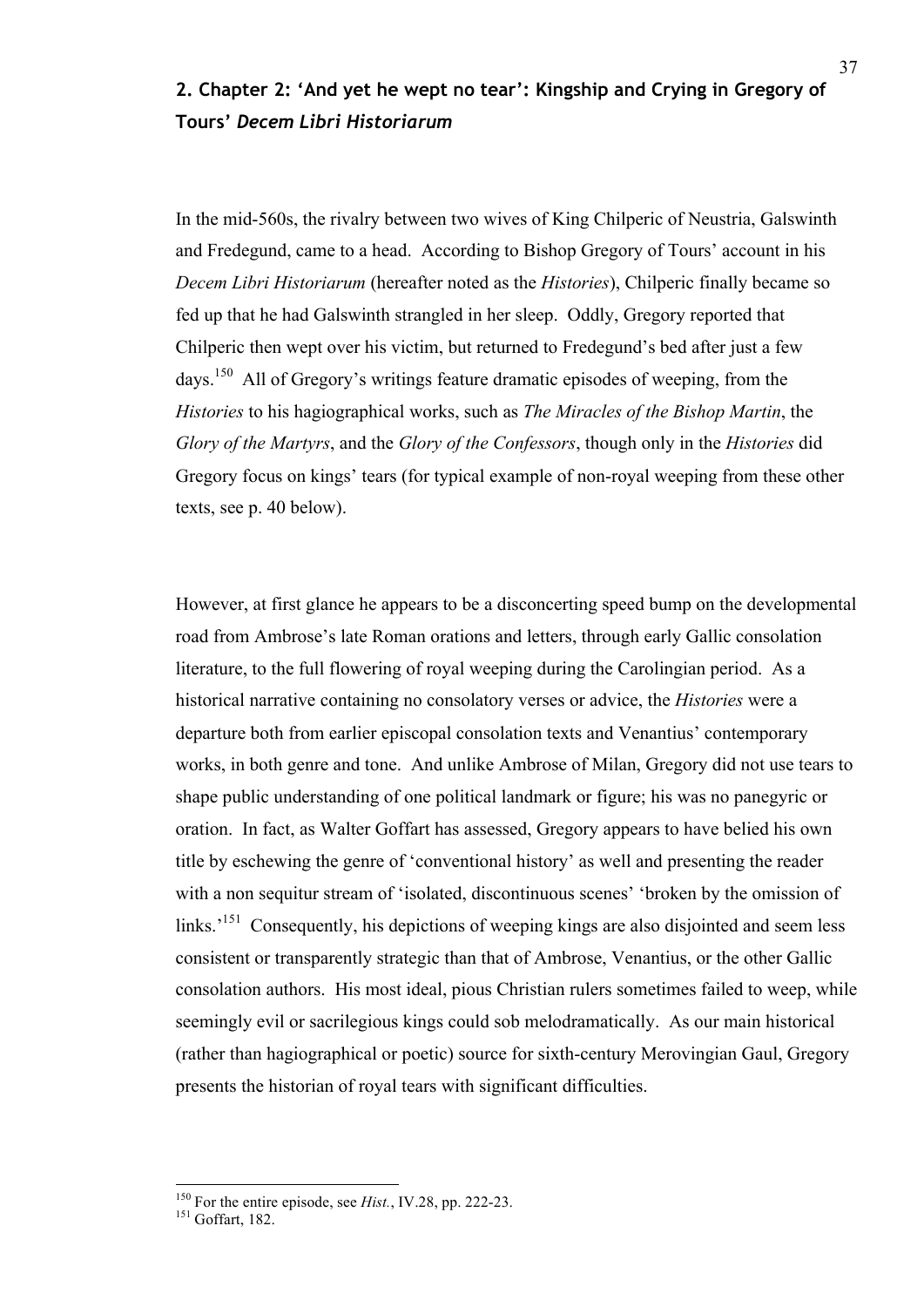## 2. Chapter 2: 'And yet he wept no tear': Kingship and Crying in Gregory of Tours' *Decem Libri Historiarum*

In the mid-560s, the rivalry between two wives of King Chilperic of Neustria, Galswinth and Fredegund, came to a head. According to Bishop Gregory of Tours' account in his *Decem Libri Historiarum* (hereafter noted as the *Histories*), Chilperic finally became so fed up that he had Galswinth strangled in her sleep. Oddly, Gregory reported that Chilperic then wept over his victim, but returned to Fredegund's bed after just a few days.[150] All of Gregory's writings feature dramatic episodes of weeping, from the *Histories* to his hagiographical works, such as *The Miracles of the Bishop Martin*, the *Glory of the Martyrs*, and the *Glory of the Confessors*, though only in the *Histories* did Gregory focus on kings' tears (for typical example of non-royal weeping from these other texts, see p. 40 below).

However, at first glance he appears to be a disconcerting speed bump on the developmental road from Ambrose's late Roman orations and letters, through early Gallic consolation literature, to the full flowering of royal weeping during the Carolingian period. As a historical narrative containing no consolatory verses or advice, the *Histories* were a departure both from earlier episcopal consolation texts and Venantius' contemporary works, in both genre and tone. And unlike Ambrose of Milan, Gregory did not use tears to shape public understanding of one political landmark or figure; his was no panegyric or oration. In fact, as Walter Goffart has assessed, Gregory appears to have belied his own title by eschewing the genre of 'conventional history' as well and presenting the reader with a non sequitur stream of 'isolated, discontinuous scenes' 'broken by the omission of links.'[151] Consequently, his depictions of weeping kings are also disjointed and seem less consistent or transparently strategic than that of Ambrose, Venantius, or the other Gallic consolation authors. His most ideal, pious Christian rulers sometimes failed to weep, while seemingly evil or sacrilegious kings could sob melodramatically. As our main historical (rather than hagiographical or poetic) source for sixth-century Merovingian Gaul, Gregory presents the historian of royal tears with significant difficulties.

---

[150] For the entire episode, see *Hist.*, IV.28, pp. 222-23.

[151] Goffart, 182.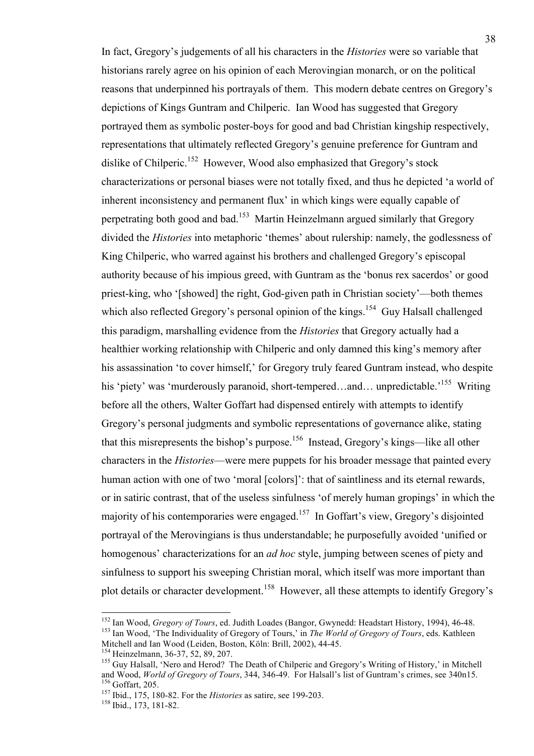In fact, Gregory's judgements of all his characters in the *Histories* were so variable that historians rarely agree on his opinion of each Merovingian monarch, or on the political reasons that underpinned his portrayals of them. This modern debate centres on Gregory's depictions of Kings Guntram and Chilperic. Ian Wood has suggested that Gregory portrayed them as symbolic poster-boys for good and bad Christian kingship respectively, representations that ultimately reflected Gregory's genuine preference for Guntram and dislike of Chilperic.[152] However, Wood also emphasized that Gregory's stock characterizations or personal biases were not totally fixed, and thus he depicted 'a world of inherent inconsistency and permanent flux' in which kings were equally capable of perpetrating both good and bad.[153] Martin Heinzelmann argued similarly that Gregory divided the *Histories* into metaphoric 'themes' about rulership: namely, the godlessness of King Chilperic, who warred against his brothers and challenged Gregory's episcopal authority because of his impious greed, with Guntram as the 'bonus rex sacerdos' or good priest-king, who '[showed] the right, God-given path in Christian society'—both themes which also reflected Gregory's personal opinion of the kings.[154] Guy Halsall challenged this paradigm, marshalling evidence from the *Histories* that Gregory actually had a healthier working relationship with Chilperic and only damned this king's memory after his assassination 'to cover himself,' for Gregory truly feared Guntram instead, who despite his 'piety' was 'murderously paranoid, short-tempered…and… unpredictable.'[155] Writing before all the others, Walter Goffart had dispensed entirely with attempts to identify Gregory's personal judgments and symbolic representations of governance alike, stating that this misrepresents the bishop's purpose.[156] Instead, Gregory's kings—like all other characters in the *Histories*—were mere puppets for his broader message that painted every human action with one of two 'moral [colors]': that of saintliness and its eternal rewards, or in satiric contrast, that of the useless sinfulness 'of merely human gropings' in which the majority of his contemporaries were engaged.[157] In Goffart's view, Gregory's disjointed portrayal of the Merovingians is thus understandable; he purposefully avoided 'unified or homogenous' characterizations for an *ad hoc* style, jumping between scenes of piety and sinfulness to support his sweeping Christian moral, which itself was more important than plot details or character development.[158] However, all these attempts to identify Gregory's

---

[152] Ian Wood, *Gregory of Tours*, ed. Judith Loades (Bangor, Gwynedd: Headstart History, 1994), 46-48.
[153] Ian Wood, 'The Individuality of Gregory of Tours,' in *The World of Gregory of Tours*, eds. Kathleen Mitchell and Ian Wood (Leiden, Boston, Köln: Brill, 2002), 44-45.
[154] Heinzelmann, 36-37, 52, 89, 207.
[155] Guy Halsall, 'Nero and Herod? The Death of Chilperic and Gregory's Writing of History,' in Mitchell and Wood, *World of Gregory of Tours*, 344, 346-49. For Halsall's list of Guntram's crimes, see 340n15.
[156] Goffart, 205.
[157] Ibid., 175, 180-82. For the *Histories* as satire, see 199-203.
[158] Ibid., 173, 181-82.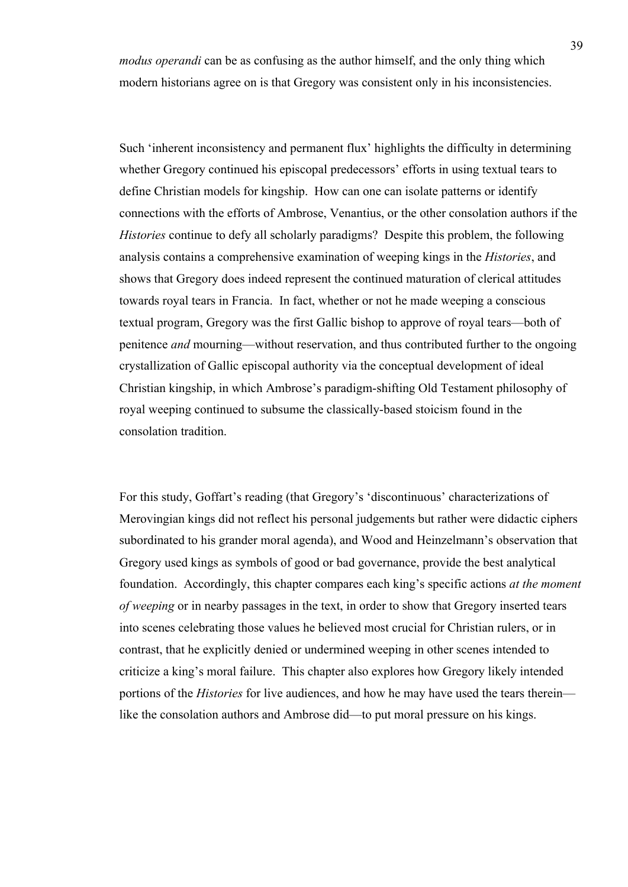*modus operandi* can be as confusing as the author himself, and the only thing which modern historians agree on is that Gregory was consistent only in his inconsistencies.

Such 'inherent inconsistency and permanent flux' highlights the difficulty in determining whether Gregory continued his episcopal predecessors' efforts in using textual tears to define Christian models for kingship. How can one can isolate patterns or identify connections with the efforts of Ambrose, Venantius, or the other consolation authors if the *Histories* continue to defy all scholarly paradigms? Despite this problem, the following analysis contains a comprehensive examination of weeping kings in the *Histories*, and shows that Gregory does indeed represent the continued maturation of clerical attitudes towards royal tears in Francia. In fact, whether or not he made weeping a conscious textual program, Gregory was the first Gallic bishop to approve of royal tears—both of penitence *and* mourning—without reservation, and thus contributed further to the ongoing crystallization of Gallic episcopal authority via the conceptual development of ideal Christian kingship, in which Ambrose's paradigm-shifting Old Testament philosophy of royal weeping continued to subsume the classically-based stoicism found in the consolation tradition.

For this study, Goffart's reading (that Gregory's 'discontinuous' characterizations of Merovingian kings did not reflect his personal judgements but rather were didactic ciphers subordinated to his grander moral agenda), and Wood and Heinzelmann's observation that Gregory used kings as symbols of good or bad governance, provide the best analytical foundation. Accordingly, this chapter compares each king's specific actions *at the moment of weeping* or in nearby passages in the text, in order to show that Gregory inserted tears into scenes celebrating those values he believed most crucial for Christian rulers, or in contrast, that he explicitly denied or undermined weeping in other scenes intended to criticize a king's moral failure. This chapter also explores how Gregory likely intended portions of the *Histories* for live audiences, and how he may have used the tears therein—like the consolation authors and Ambrose did—to put moral pressure on his kings.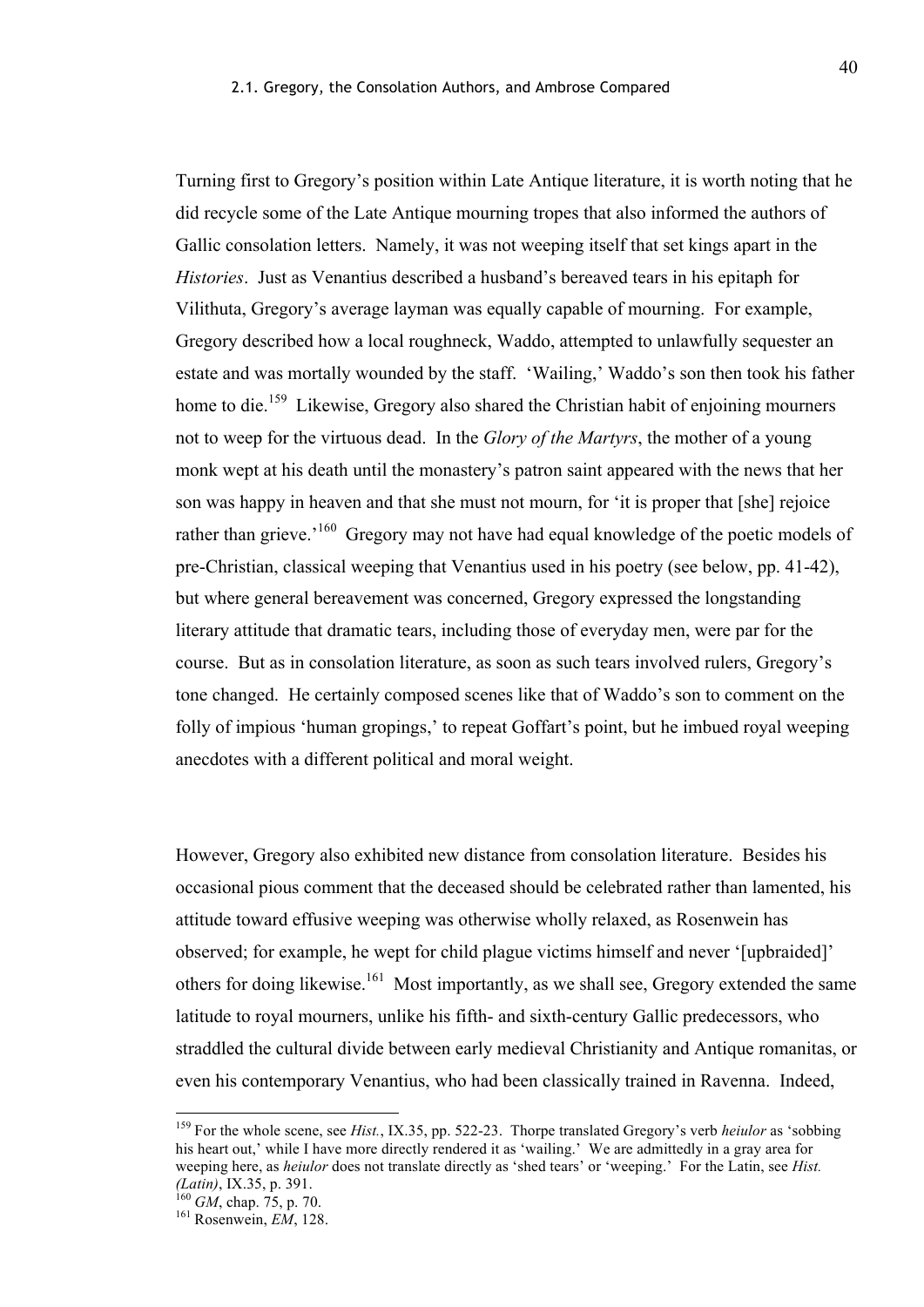Turning first to Gregory's position within Late Antique literature, it is worth noting that he did recycle some of the Late Antique mourning tropes that also informed the authors of Gallic consolation letters. Namely, it was not weeping itself that set kings apart in the *Histories*. Just as Venantius described a husband's bereaved tears in his epitaph for Vilithuta, Gregory's average layman was equally capable of mourning. For example, Gregory described how a local roughneck, Waddo, attempted to unlawfully sequester an estate and was mortally wounded by the staff. 'Wailing,' Waddo's son then took his father home to die.[159] Likewise, Gregory also shared the Christian habit of enjoining mourners not to weep for the virtuous dead. In the *Glory of the Martyrs*, the mother of a young monk wept at his death until the monastery's patron saint appeared with the news that her son was happy in heaven and that she must not mourn, for 'it is proper that [she] rejoice rather than grieve.'[160] Gregory may not have had equal knowledge of the poetic models of pre-Christian, classical weeping that Venantius used in his poetry (see below, pp. 41-42), but where general bereavement was concerned, Gregory expressed the longstanding literary attitude that dramatic tears, including those of everyday men, were par for the course. But as in consolation literature, as soon as such tears involved rulers, Gregory's tone changed. He certainly composed scenes like that of Waddo's son to comment on the folly of impious 'human gropings,' to repeat Goffart's point, but he imbued royal weeping anecdotes with a different political and moral weight.

However, Gregory also exhibited new distance from consolation literature. Besides his occasional pious comment that the deceased should be celebrated rather than lamented, his attitude toward effusive weeping was otherwise wholly relaxed, as Rosenwein has observed; for example, he wept for child plague victims himself and never '[upbraided]' others for doing likewise.[161] Most importantly, as we shall see, Gregory extended the same latitude to royal mourners, unlike his fifth- and sixth-century Gallic predecessors, who straddled the cultural divide between early medieval Christianity and Antique romanitas, or even his contemporary Venantius, who had been classically trained in Ravenna. Indeed,

---

[159] For the whole scene, see *Hist.*, IX.35, pp. 522-23. Thorpe translated Gregory's verb *heiulor* as 'sobbing his heart out,' while I have more directly rendered it as 'wailing.' We are admittedly in a gray area for weeping here, as *heiulor* does not translate directly as 'shed tears' or 'weeping.' For the Latin, see *Hist. (Latin)*, IX.35, p. 391.

[160] *GM*, chap. 75, p. 70.

[161] Rosenwein, *EM*, 128.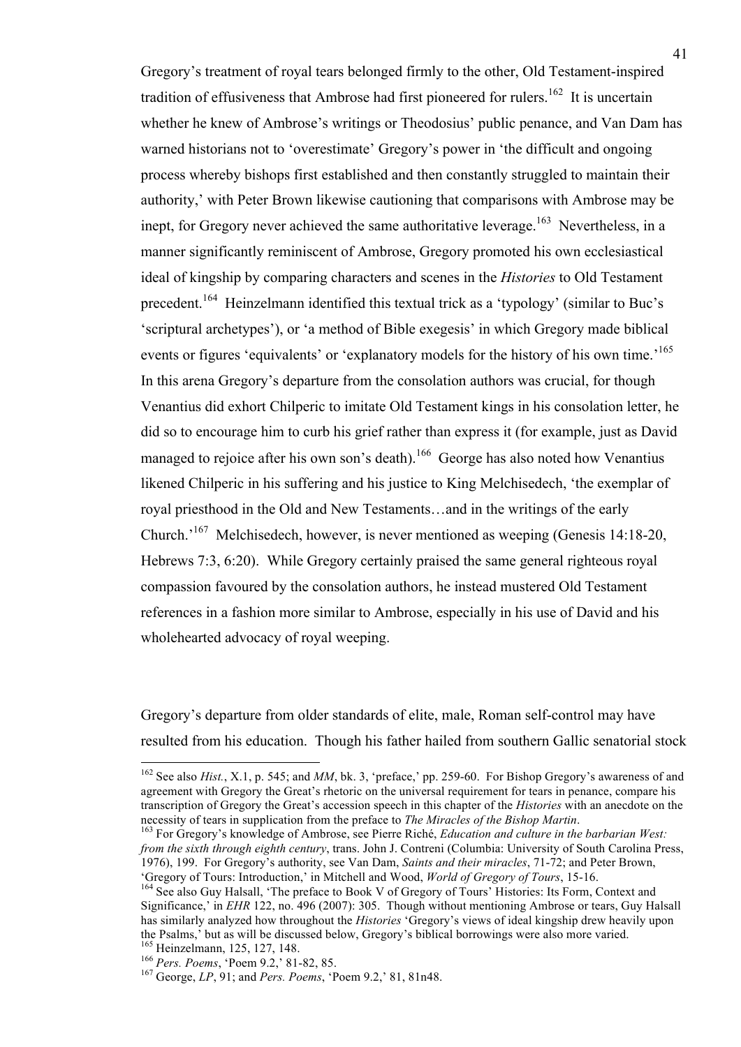Gregory's treatment of royal tears belonged firmly to the other, Old Testament-inspired tradition of effusiveness that Ambrose had first pioneered for rulers.[162] It is uncertain whether he knew of Ambrose's writings or Theodosius' public penance, and Van Dam has warned historians not to 'overestimate' Gregory's power in 'the difficult and ongoing process whereby bishops first established and then constantly struggled to maintain their authority,' with Peter Brown likewise cautioning that comparisons with Ambrose may be inept, for Gregory never achieved the same authoritative leverage.[163] Nevertheless, in a manner significantly reminiscent of Ambrose, Gregory promoted his own ecclesiastical ideal of kingship by comparing characters and scenes in the *Histories* to Old Testament precedent.[164] Heinzelmann identified this textual trick as a 'typology' (similar to Buc's 'scriptural archetypes'), or 'a method of Bible exegesis' in which Gregory made biblical events or figures 'equivalents' or 'explanatory models for the history of his own time.'[165] In this arena Gregory's departure from the consolation authors was crucial, for though Venantius did exhort Chilperic to imitate Old Testament kings in his consolation letter, he did so to encourage him to curb his grief rather than express it (for example, just as David managed to rejoice after his own son's death).[166] George has also noted how Venantius likened Chilperic in his suffering and his justice to King Melchisedech, 'the exemplar of royal priesthood in the Old and New Testaments…and in the writings of the early Church.'[167] Melchisedech, however, is never mentioned as weeping (Genesis 14:18-20, Hebrews 7:3, 6:20). While Gregory certainly praised the same general righteous royal compassion favoured by the consolation authors, he instead mustered Old Testament references in a fashion more similar to Ambrose, especially in his use of David and his wholehearted advocacy of royal weeping.

Gregory's departure from older standards of elite, male, Roman self-control may have resulted from his education. Though his father hailed from southern Gallic senatorial stock

---

[162] See also *Hist.*, X.1, p. 545; and *MM*, bk. 3, 'preface,' pp. 259-60. For Bishop Gregory's awareness of and agreement with Gregory the Great's rhetoric on the universal requirement for tears in penance, compare his transcription of Gregory the Great's accession speech in this chapter of the *Histories* with an anecdote on the necessity of tears in supplication from the preface to *The Miracles of the Bishop Martin*.

[163] For Gregory's knowledge of Ambrose, see Pierre Riché, *Education and culture in the barbarian West: from the sixth through eighth century*, trans. John J. Contreni (Columbia: University of South Carolina Press, 1976), 199. For Gregory's authority, see Van Dam, *Saints and their miracles*, 71-72; and Peter Brown, 'Gregory of Tours: Introduction,' in Mitchell and Wood, *World of Gregory of Tours*, 15-16.

[164] See also Guy Halsall, 'The preface to Book V of Gregory of Tours' Histories: Its Form, Context and Significance,' in *EHR* 122, no. 496 (2007): 305. Though without mentioning Ambrose or tears, Guy Halsall has similarly analyzed how throughout the *Histories* 'Gregory's views of ideal kingship drew heavily upon the Psalms,' but as will be discussed below, Gregory's biblical borrowings were also more varied.

[165] Heinzelmann, 125, 127, 148.

[166] *Pers. Poems*, 'Poem 9.2,' 81-82, 85.

[167] George, *LP*, 91; and *Pers. Poems*, 'Poem 9.2,' 81, 81n48.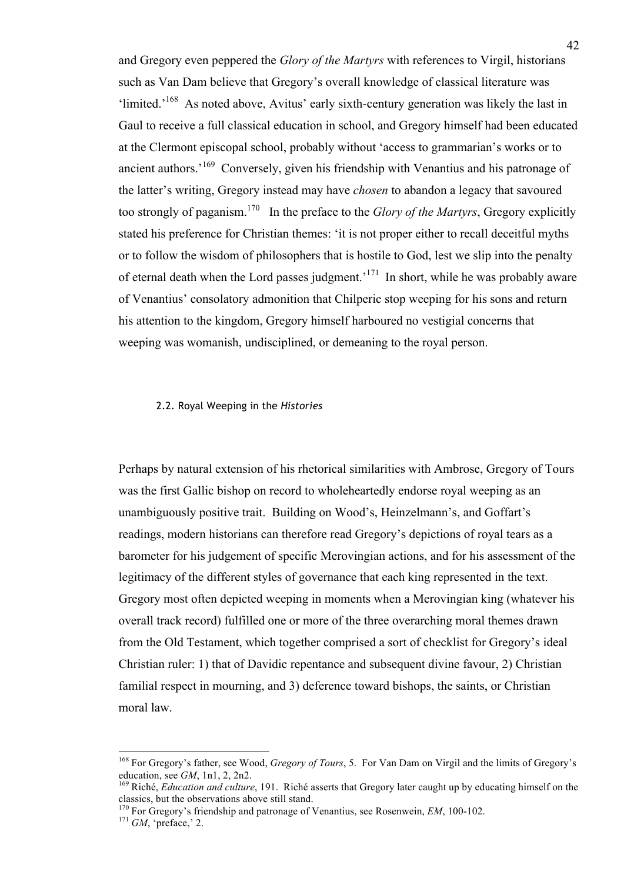and Gregory even peppered the *Glory of the Martyrs* with references to Virgil, historians such as Van Dam believe that Gregory's overall knowledge of classical literature was 'limited.'[168] As noted above, Avitus' early sixth-century generation was likely the last in Gaul to receive a full classical education in school, and Gregory himself had been educated at the Clermont episcopal school, probably without 'access to grammarian's works or to ancient authors.'[169] Conversely, given his friendship with Venantius and his patronage of the latter's writing, Gregory instead may have *chosen* to abandon a legacy that savoured too strongly of paganism.[170] In the preface to the *Glory of the Martyrs*, Gregory explicitly stated his preference for Christian themes: 'it is not proper either to recall deceitful myths or to follow the wisdom of philosophers that is hostile to God, lest we slip into the penalty of eternal death when the Lord passes judgment.'[171] In short, while he was probably aware of Venantius' consolatory admonition that Chilperic stop weeping for his sons and return his attention to the kingdom, Gregory himself harboured no vestigial concerns that weeping was womanish, undisciplined, or demeaning to the royal person.

### 2.2. Royal Weeping in the *Histories*

Perhaps by natural extension of his rhetorical similarities with Ambrose, Gregory of Tours was the first Gallic bishop on record to wholeheartedly endorse royal weeping as an unambiguously positive trait. Building on Wood's, Heinzelmann's, and Goffart's readings, modern historians can therefore read Gregory's depictions of royal tears as a barometer for his judgement of specific Merovingian actions, and for his assessment of the legitimacy of the different styles of governance that each king represented in the text. Gregory most often depicted weeping in moments when a Merovingian king (whatever his overall track record) fulfilled one or more of the three overarching moral themes drawn from the Old Testament, which together comprised a sort of checklist for Gregory's ideal Christian ruler: 1) that of Davidic repentance and subsequent divine favour, 2) Christian familial respect in mourning, and 3) deference toward bishops, the saints, or Christian moral law.

---

[168] For Gregory's father, see Wood, *Gregory of Tours*, 5. For Van Dam on Virgil and the limits of Gregory's education, see *GM*, 1n1, 2, 2n2.

[169] Riché, *Education and culture*, 191. Riché asserts that Gregory later caught up by educating himself on the classics, but the observations above still stand.

[170] For Gregory's friendship and patronage of Venantius, see Rosenwein, *EM*, 100-102.

[171] *GM*, 'preface,' 2.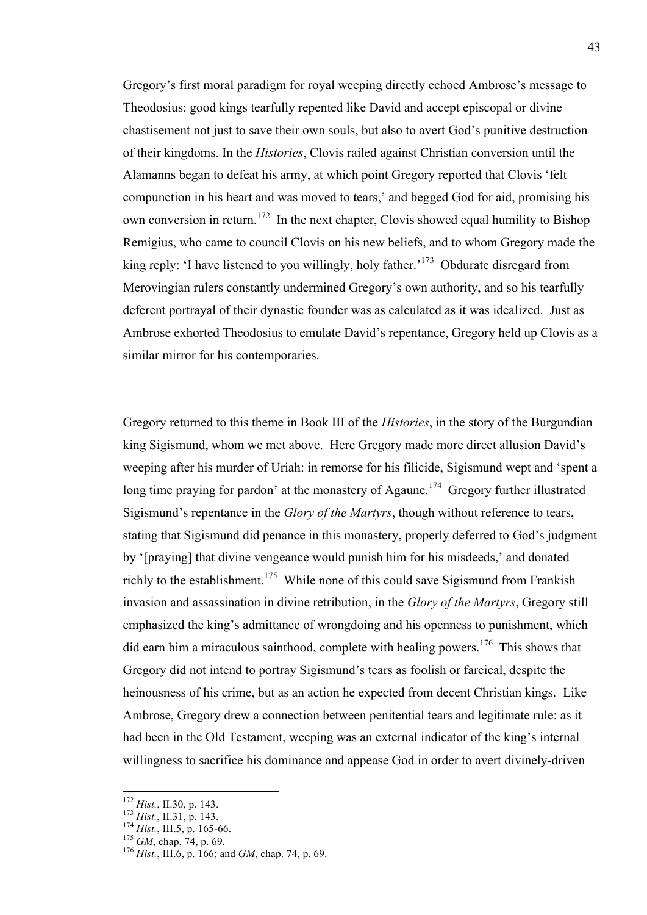Gregory's first moral paradigm for royal weeping directly echoed Ambrose's message to Theodosius: good kings tearfully repented like David and accept episcopal or divine chastisement not just to save their own souls, but also to avert God's punitive destruction of their kingdoms. In the *Histories*, Clovis railed against Christian conversion until the Alamanns began to defeat his army, at which point Gregory reported that Clovis 'felt compunction in his heart and was moved to tears,' and begged God for aid, promising his own conversion in return.[172] In the next chapter, Clovis showed equal humility to Bishop Remigius, who came to council Clovis on his new beliefs, and to whom Gregory made the king reply: 'I have listened to you willingly, holy father.'[173] Obdurate disregard from Merovingian rulers constantly undermined Gregory's own authority, and so his tearfully deferent portrayal of their dynastic founder was as calculated as it was idealized. Just as Ambrose exhorted Theodosius to emulate David's repentance, Gregory held up Clovis as a similar mirror for his contemporaries.

Gregory returned to this theme in Book III of the *Histories*, in the story of the Burgundian king Sigismund, whom we met above. Here Gregory made more direct allusion David's weeping after his murder of Uriah: in remorse for his filicide, Sigismund wept and 'spent a long time praying for pardon' at the monastery of Agaune.[174] Gregory further illustrated Sigismund's repentance in the *Glory of the Martyrs*, though without reference to tears, stating that Sigismund did penance in this monastery, properly deferred to God's judgment by '[praying] that divine vengeance would punish him for his misdeeds,' and donated richly to the establishment.[175] While none of this could save Sigismund from Frankish invasion and assassination in divine retribution, in the *Glory of the Martyrs*, Gregory still emphasized the king's admittance of wrongdoing and his openness to punishment, which did earn him a miraculous sainthood, complete with healing powers.[176] This shows that Gregory did not intend to portray Sigismund's tears as foolish or farcical, despite the heinousness of his crime, but as an action he expected from decent Christian kings. Like Ambrose, Gregory drew a connection between penitential tears and legitimate rule: as it had been in the Old Testament, weeping was an external indicator of the king's internal willingness to sacrifice his dominance and appease God in order to avert divinely-driven

---

[172] *Hist.*, II.30, p. 143.

[173] *Hist.*, II.31, p. 143.

[174] *Hist.*, III.5, p. 165-66.

[175] *GM*, chap. 74, p. 69.

[176] *Hist.*, III.6, p. 166; and *GM*, chap. 74, p. 69.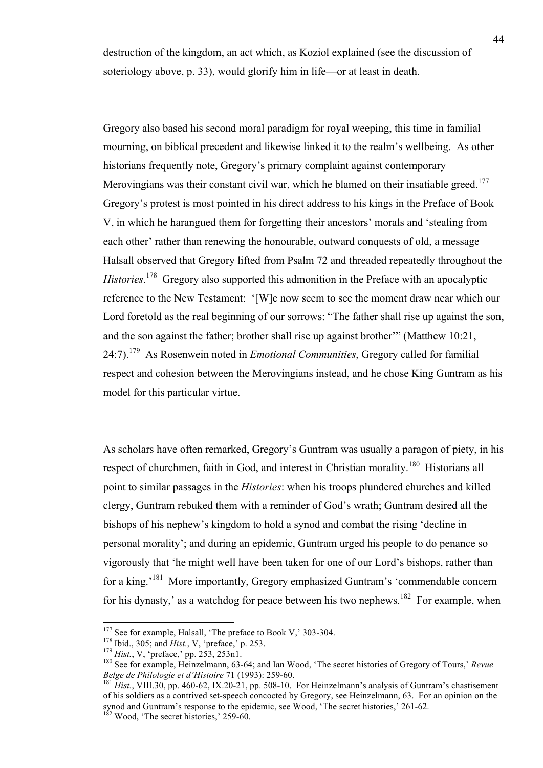destruction of the kingdom, an act which, as Koziol explained (see the discussion of soteriology above, p. 33), would glorify him in life—or at least in death.

Gregory also based his second moral paradigm for royal weeping, this time in familial mourning, on biblical precedent and likewise linked it to the realm's wellbeing. As other historians frequently note, Gregory's primary complaint against contemporary Merovingians was their constant civil war, which he blamed on their insatiable greed.[177] Gregory's protest is most pointed in his direct address to his kings in the Preface of Book V, in which he harangued them for forgetting their ancestors' morals and 'stealing from each other' rather than renewing the honourable, outward conquests of old, a message Halsall observed that Gregory lifted from Psalm 72 and threaded repeatedly throughout the *Histories*.[178] Gregory also supported this admonition in the Preface with an apocalyptic reference to the New Testament: '[W]e now seem to see the moment draw near which our Lord foretold as the real beginning of our sorrows: "The father shall rise up against the son, and the son against the father; brother shall rise up against brother"' (Matthew 10:21, 24:7).[179] As Rosenwein noted in *Emotional Communities*, Gregory called for familial respect and cohesion between the Merovingians instead, and he chose King Guntram as his model for this particular virtue.

As scholars have often remarked, Gregory's Guntram was usually a paragon of piety, in his respect of churchmen, faith in God, and interest in Christian morality.[180] Historians all point to similar passages in the *Histories*: when his troops plundered churches and killed clergy, Guntram rebuked them with a reminder of God's wrath; Guntram desired all the bishops of his nephew's kingdom to hold a synod and combat the rising 'decline in personal morality'; and during an epidemic, Guntram urged his people to do penance so vigorously that 'he might well have been taken for one of our Lord's bishops, rather than for a king.'[181] More importantly, Gregory emphasized Guntram's 'commendable concern for his dynasty,' as a watchdog for peace between his two nephews.[182] For example, when

---

[177] See for example, Halsall, 'The preface to Book V,' 303-304.

[178] Ibid., 305; and *Hist.*, V, 'preface,' p. 253.

[179] *Hist.*, V, 'preface,' pp. 253, 253n1.

[180] See for example, Heinzelmann, 63-64; and Ian Wood, 'The secret histories of Gregory of Tours,' *Revue Belge de Philologie et d'Histoire* 71 (1993): 259-60.

[181] *Hist.*, VIII.30, pp. 460-62, IX.20-21, pp. 508-10. For Heinzelmann's analysis of Guntram's chastisement of his soldiers as a contrived set-speech concocted by Gregory, see Heinzelmann, 63. For an opinion on the synod and Guntram's response to the epidemic, see Wood, 'The secret histories,' 261-62.

[182] Wood, 'The secret histories,' 259-60.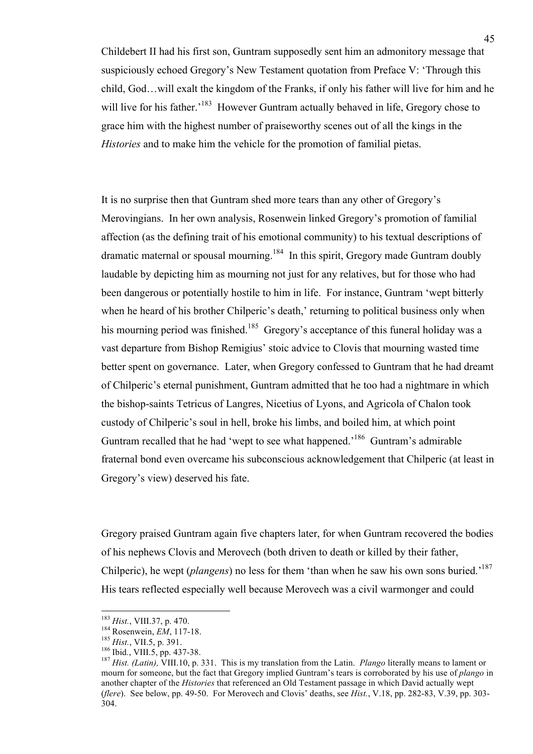Childebert II had his first son, Guntram supposedly sent him an admonitory message that suspiciously echoed Gregory's New Testament quotation from Preface V: 'Through this child, God…will exalt the kingdom of the Franks, if only his father will live for him and he will live for his father.'[183] However Guntram actually behaved in life, Gregory chose to grace him with the highest number of praiseworthy scenes out of all the kings in the *Histories* and to make him the vehicle for the promotion of familial pietas.

It is no surprise then that Guntram shed more tears than any other of Gregory's Merovingians. In her own analysis, Rosenwein linked Gregory's promotion of familial affection (as the defining trait of his emotional community) to his textual descriptions of dramatic maternal or spousal mourning.[184] In this spirit, Gregory made Guntram doubly laudable by depicting him as mourning not just for any relatives, but for those who had been dangerous or potentially hostile to him in life. For instance, Guntram 'wept bitterly when he heard of his brother Chilperic's death,' returning to political business only when his mourning period was finished.[185] Gregory's acceptance of this funeral holiday was a vast departure from Bishop Remigius' stoic advice to Clovis that mourning wasted time better spent on governance. Later, when Gregory confessed to Guntram that he had dreamt of Chilperic's eternal punishment, Guntram admitted that he too had a nightmare in which the bishop-saints Tetricus of Langres, Nicetius of Lyons, and Agricola of Chalon took custody of Chilperic's soul in hell, broke his limbs, and boiled him, at which point Guntram recalled that he had 'wept to see what happened.'[186] Guntram's admirable fraternal bond even overcame his subconscious acknowledgement that Chilperic (at least in Gregory's view) deserved his fate.

Gregory praised Guntram again five chapters later, for when Guntram recovered the bodies of his nephews Clovis and Merovech (both driven to death or killed by their father, Chilperic), he wept (*plangens*) no less for them 'than when he saw his own sons buried.'[187] His tears reflected especially well because Merovech was a civil warmonger and could

[183] *Hist.*, VIII.37, p. 470.

[184] Rosenwein, *EM*, 117-18.

[185] *Hist.*, VII.5, p. 391.

[186] Ibid., VIII.5, pp. 437-38.

[187] *Hist. (Latin),* VIII.10, p. 331. This is my translation from the Latin. *Plango* literally means to lament or mourn for someone, but the fact that Gregory implied Guntram's tears is corroborated by his use of *plango* in another chapter of the *Histories* that referenced an Old Testament passage in which David actually wept (*flere*). See below, pp. 49-50. For Merovech and Clovis' deaths, see *Hist.*, V.18, pp. 282-83, V.39, pp. 303-304.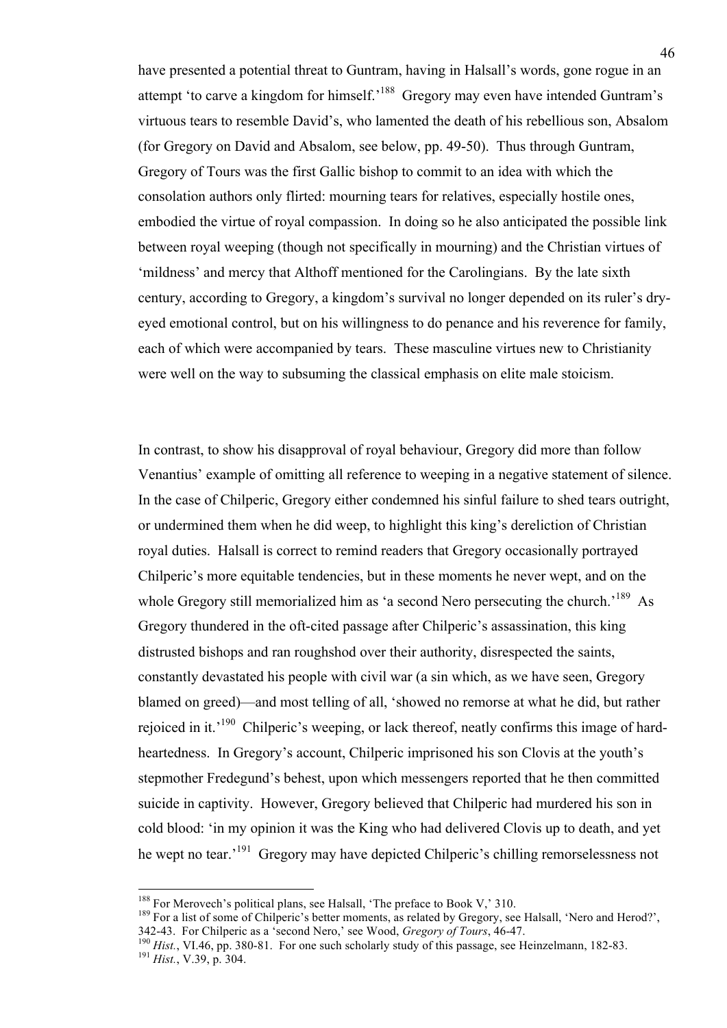have presented a potential threat to Guntram, having in Halsall's words, gone rogue in an attempt 'to carve a kingdom for himself.'[188] Gregory may even have intended Guntram's virtuous tears to resemble David's, who lamented the death of his rebellious son, Absalom (for Gregory on David and Absalom, see below, pp. 49-50). Thus through Guntram, Gregory of Tours was the first Gallic bishop to commit to an idea with which the consolation authors only flirted: mourning tears for relatives, especially hostile ones, embodied the virtue of royal compassion. In doing so he also anticipated the possible link between royal weeping (though not specifically in mourning) and the Christian virtues of 'mildness' and mercy that Althoff mentioned for the Carolingians. By the late sixth century, according to Gregory, a kingdom's survival no longer depended on its ruler's dry-eyed emotional control, but on his willingness to do penance and his reverence for family, each of which were accompanied by tears. These masculine virtues new to Christianity were well on the way to subsuming the classical emphasis on elite male stoicism.

In contrast, to show his disapproval of royal behaviour, Gregory did more than follow Venantius' example of omitting all reference to weeping in a negative statement of silence. In the case of Chilperic, Gregory either condemned his sinful failure to shed tears outright, or undermined them when he did weep, to highlight this king's dereliction of Christian royal duties. Halsall is correct to remind readers that Gregory occasionally portrayed Chilperic's more equitable tendencies, but in these moments he never wept, and on the whole Gregory still memorialized him as 'a second Nero persecuting the church.'[189] As Gregory thundered in the oft-cited passage after Chilperic's assassination, this king distrusted bishops and ran roughshod over their authority, disrespected the saints, constantly devastated his people with civil war (a sin which, as we have seen, Gregory blamed on greed)—and most telling of all, 'showed no remorse at what he did, but rather rejoiced in it.'[190] Chilperic's weeping, or lack thereof, neatly confirms this image of hard-heartedness. In Gregory's account, Chilperic imprisoned his son Clovis at the youth's stepmother Fredegund's behest, upon which messengers reported that he then committed suicide in captivity. However, Gregory believed that Chilperic had murdered his son in cold blood: 'in my opinion it was the King who had delivered Clovis up to death, and yet he wept no tear.'[191] Gregory may have depicted Chilperic's chilling remorselessness not

---

[188] For Merovech's political plans, see Halsall, 'The preface to Book V,' 310.

[189] For a list of some of Chilperic's better moments, as related by Gregory, see Halsall, 'Nero and Herod?', 342-43. For Chilperic as a 'second Nero,' see Wood, *Gregory of Tours*, 46-47.

[190] *Hist.*, VI.46, pp. 380-81. For one such scholarly study of this passage, see Heinzelmann, 182-83.

[191] *Hist.*, V.39, p. 304.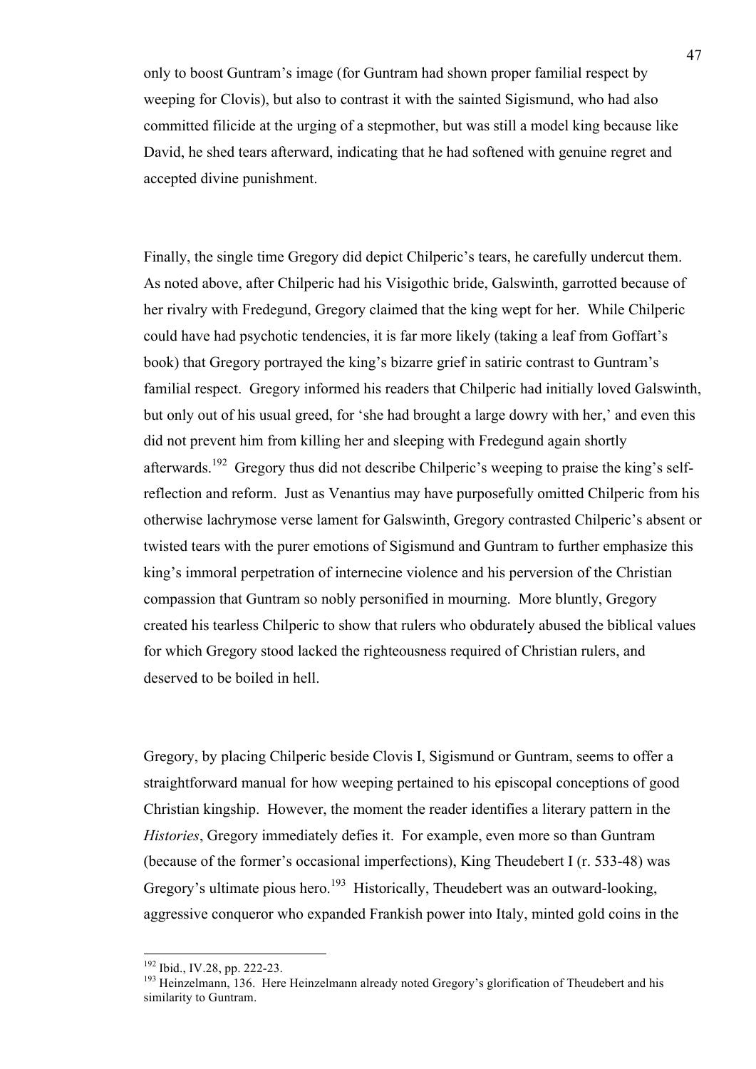only to boost Guntram's image (for Guntram had shown proper familial respect by weeping for Clovis), but also to contrast it with the sainted Sigismund, who had also committed filicide at the urging of a stepmother, but was still a model king because like David, he shed tears afterward, indicating that he had softened with genuine regret and accepted divine punishment.

Finally, the single time Gregory did depict Chilperic's tears, he carefully undercut them. As noted above, after Chilperic had his Visigothic bride, Galswinth, garrotted because of her rivalry with Fredegund, Gregory claimed that the king wept for her. While Chilperic could have had psychotic tendencies, it is far more likely (taking a leaf from Goffart's book) that Gregory portrayed the king's bizarre grief in satiric contrast to Guntram's familial respect. Gregory informed his readers that Chilperic had initially loved Galswinth, but only out of his usual greed, for 'she had brought a large dowry with her,' and even this did not prevent him from killing her and sleeping with Fredegund again shortly afterwards.[192] Gregory thus did not describe Chilperic's weeping to praise the king's self-reflection and reform. Just as Venantius may have purposefully omitted Chilperic from his otherwise lachrymose verse lament for Galswinth, Gregory contrasted Chilperic's absent or twisted tears with the purer emotions of Sigismund and Guntram to further emphasize this king's immoral perpetration of internecine violence and his perversion of the Christian compassion that Guntram so nobly personified in mourning. More bluntly, Gregory created his tearless Chilperic to show that rulers who obdurately abused the biblical values for which Gregory stood lacked the righteousness required of Christian rulers, and deserved to be boiled in hell.

Gregory, by placing Chilperic beside Clovis I, Sigismund or Guntram, seems to offer a straightforward manual for how weeping pertained to his episcopal conceptions of good Christian kingship. However, the moment the reader identifies a literary pattern in the *Histories*, Gregory immediately defies it. For example, even more so than Guntram (because of the former's occasional imperfections), King Theudebert I (r. 533-48) was Gregory's ultimate pious hero.[193] Historically, Theudebert was an outward-looking, aggressive conqueror who expanded Frankish power into Italy, minted gold coins in the

[192] Ibid., IV.28, pp. 222-23.

[193] Heinzelmann, 136. Here Heinzelmann already noted Gregory's glorification of Theudebert and his similarity to Guntram.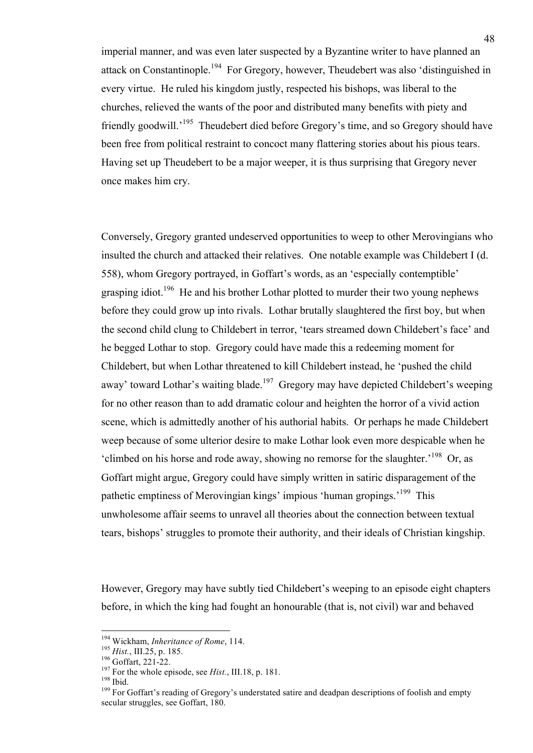imperial manner, and was even later suspected by a Byzantine writer to have planned an attack on Constantinople.[194] For Gregory, however, Theudebert was also 'distinguished in every virtue. He ruled his kingdom justly, respected his bishops, was liberal to the churches, relieved the wants of the poor and distributed many benefits with piety and friendly goodwill.'[195] Theudebert died before Gregory's time, and so Gregory should have been free from political restraint to concoct many flattering stories about his pious tears. Having set up Theudebert to be a major weeper, it is thus surprising that Gregory never once makes him cry.

Conversely, Gregory granted undeserved opportunities to weep to other Merovingians who insulted the church and attacked their relatives. One notable example was Childebert I (d. 558), whom Gregory portrayed, in Goffart's words, as an 'especially contemptible' grasping idiot.[196] He and his brother Lothar plotted to murder their two young nephews before they could grow up into rivals. Lothar brutally slaughtered the first boy, but when the second child clung to Childebert in terror, 'tears streamed down Childebert's face' and he begged Lothar to stop. Gregory could have made this a redeeming moment for Childebert, but when Lothar threatened to kill Childebert instead, he 'pushed the child away' toward Lothar's waiting blade.[197] Gregory may have depicted Childebert's weeping for no other reason than to add dramatic colour and heighten the horror of a vivid action scene, which is admittedly another of his authorial habits. Or perhaps he made Childebert weep because of some ulterior desire to make Lothar look even more despicable when he 'climbed on his horse and rode away, showing no remorse for the slaughter.'[198] Or, as Goffart might argue, Gregory could have simply written in satiric disparagement of the pathetic emptiness of Merovingian kings' impious 'human gropings.'[199] This unwholesome affair seems to unravel all theories about the connection between textual tears, bishops' struggles to promote their authority, and their ideals of Christian kingship.

However, Gregory may have subtly tied Childebert's weeping to an episode eight chapters before, in which the king had fought an honourable (that is, not civil) war and behaved

---

[194] Wickham, *Inheritance of Rome*, 114.

[195] *Hist.*, III.25, p. 185.

[196] Goffart, 221-22.

[197] For the whole episode, see *Hist.*, III.18, p. 181.

[198] Ibid.

[199] For Goffart's reading of Gregory's understated satire and deadpan descriptions of foolish and empty secular struggles, see Goffart, 180.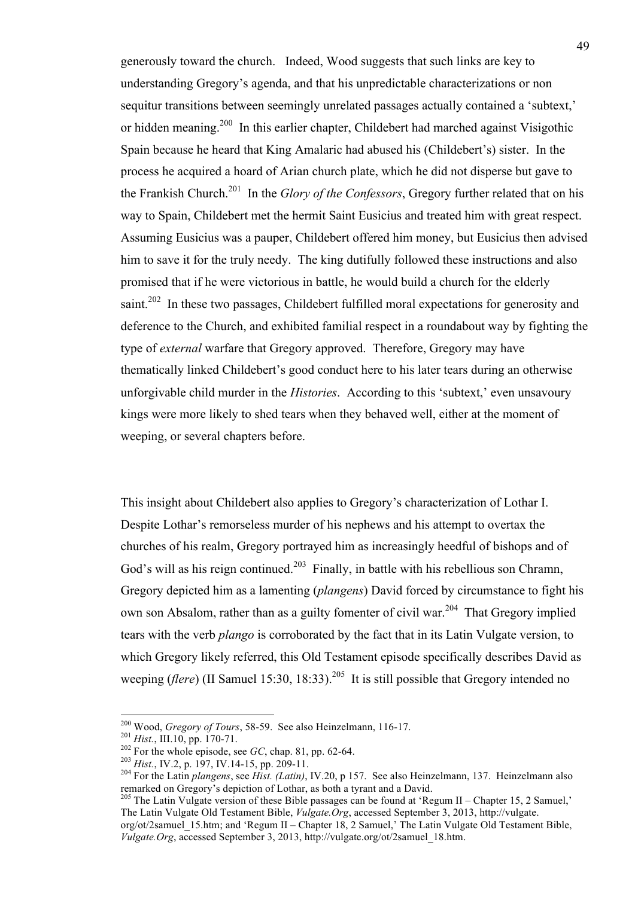generously toward the church. Indeed, Wood suggests that such links are key to understanding Gregory's agenda, and that his unpredictable characterizations or non sequitur transitions between seemingly unrelated passages actually contained a 'subtext,' or hidden meaning.[200] In this earlier chapter, Childebert had marched against Visigothic Spain because he heard that King Amalaric had abused his (Childebert's) sister. In the process he acquired a hoard of Arian church plate, which he did not disperse but gave to the Frankish Church.[201] In the *Glory of the Confessors*, Gregory further related that on his way to Spain, Childebert met the hermit Saint Eusicius and treated him with great respect. Assuming Eusicius was a pauper, Childebert offered him money, but Eusicius then advised him to save it for the truly needy. The king dutifully followed these instructions and also promised that if he were victorious in battle, he would build a church for the elderly saint.[202] In these two passages, Childebert fulfilled moral expectations for generosity and deference to the Church, and exhibited familial respect in a roundabout way by fighting the type of *external* warfare that Gregory approved. Therefore, Gregory may have thematically linked Childebert's good conduct here to his later tears during an otherwise unforgivable child murder in the *Histories*. According to this 'subtext,' even unsavoury kings were more likely to shed tears when they behaved well, either at the moment of weeping, or several chapters before.

This insight about Childebert also applies to Gregory's characterization of Lothar I. Despite Lothar's remorseless murder of his nephews and his attempt to overtax the churches of his realm, Gregory portrayed him as increasingly heedful of bishops and of God's will as his reign continued.[203] Finally, in battle with his rebellious son Chramn, Gregory depicted him as a lamenting (*plangens*) David forced by circumstance to fight his own son Absalom, rather than as a guilty fomenter of civil war.[204] That Gregory implied tears with the verb *plango* is corroborated by the fact that in its Latin Vulgate version, to which Gregory likely referred, this Old Testament episode specifically describes David as weeping (*flere*) (II Samuel 15:30, 18:33).[205] It is still possible that Gregory intended no

---

[200] Wood, *Gregory of Tours*, 58-59. See also Heinzelmann, 116-17.

[201] *Hist.*, III.10, pp. 170-71.

[202] For the whole episode, see *GC*, chap. 81, pp. 62-64.

[203] *Hist.*, IV.2, p. 197, IV.14-15, pp. 209-11.

[204] For the Latin *plangens*, see *Hist. (Latin)*, IV.20, p 157. See also Heinzelmann, 137. Heinzelmann also remarked on Gregory's depiction of Lothar, as both a tyrant and a David.

[205] The Latin Vulgate version of these Bible passages can be found at 'Regum II – Chapter 15, 2 Samuel,' The Latin Vulgate Old Testament Bible, *Vulgate.Org*, accessed September 3, 2013, http://vulgate.org/ot/2samuel_15.htm; and 'Regum II – Chapter 18, 2 Samuel,' The Latin Vulgate Old Testament Bible, *Vulgate.Org*, accessed September 3, 2013, http://vulgate.org/ot/2samuel_18.htm.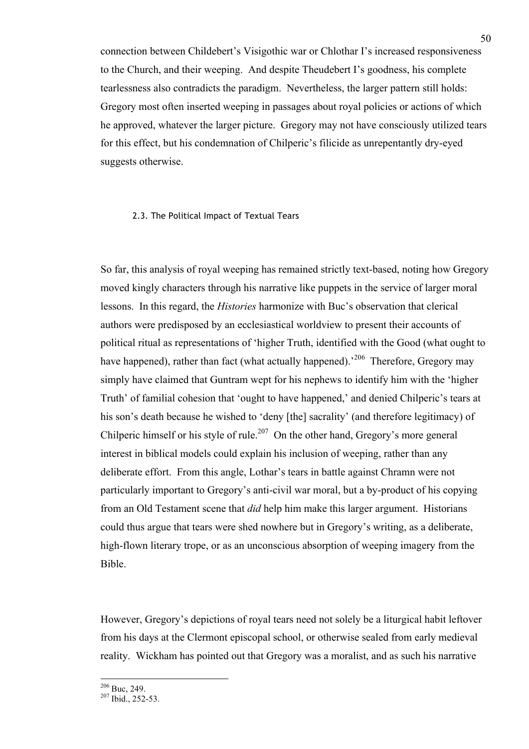connection between Childebert's Visigothic war or Chlothar I's increased responsiveness to the Church, and their weeping. And despite Theudebert I's goodness, his complete tearlessness also contradicts the paradigm. Nevertheless, the larger pattern still holds: Gregory most often inserted weeping in passages about royal policies or actions of which he approved, whatever the larger picture. Gregory may not have consciously utilized tears for this effect, but his condemnation of Chilperic's filicide as unrepentantly dry-eyed suggests otherwise.

### 2.3. The Political Impact of Textual Tears

So far, this analysis of royal weeping has remained strictly text-based, noting how Gregory moved kingly characters through his narrative like puppets in the service of larger moral lessons. In this regard, the *Histories* harmonize with Buc's observation that clerical authors were predisposed by an ecclesiastical worldview to present their accounts of political ritual as representations of 'higher Truth, identified with the Good (what ought to have happened), rather than fact (what actually happened).'[206] Therefore, Gregory may simply have claimed that Guntram wept for his nephews to identify him with the 'higher Truth' of familial cohesion that 'ought to have happened,' and denied Chilperic's tears at his son's death because he wished to 'deny [the] sacrality' (and therefore legitimacy) of Chilperic himself or his style of rule.[207] On the other hand, Gregory's more general interest in biblical models could explain his inclusion of weeping, rather than any deliberate effort. From this angle, Lothar's tears in battle against Chramn were not particularly important to Gregory's anti-civil war moral, but a by-product of his copying from an Old Testament scene that *did* help him make this larger argument. Historians could thus argue that tears were shed nowhere but in Gregory's writing, as a deliberate, high-flown literary trope, or as an unconscious absorption of weeping imagery from the Bible.

However, Gregory's depictions of royal tears need not solely be a liturgical habit leftover from his days at the Clermont episcopal school, or otherwise sealed from early medieval reality. Wickham has pointed out that Gregory was a moralist, and as such his narrative

[206] Buc, 249.
[207] Ibid., 252-53.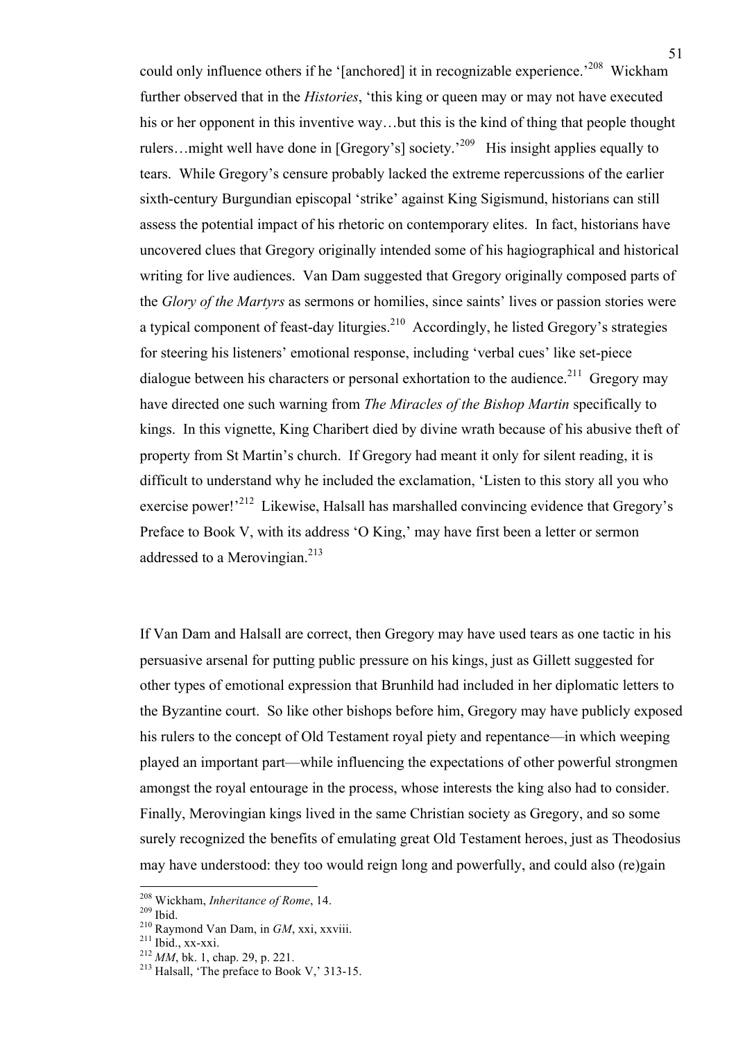could only influence others if he '[anchored] it in recognizable experience.'[208] Wickham further observed that in the *Histories*, 'this king or queen may or may not have executed his or her opponent in this inventive way…but this is the kind of thing that people thought rulers…might well have done in [Gregory's] society.'[209] His insight applies equally to tears. While Gregory's censure probably lacked the extreme repercussions of the earlier sixth-century Burgundian episcopal 'strike' against King Sigismund, historians can still assess the potential impact of his rhetoric on contemporary elites. In fact, historians have uncovered clues that Gregory originally intended some of his hagiographical and historical writing for live audiences. Van Dam suggested that Gregory originally composed parts of the *Glory of the Martyrs* as sermons or homilies, since saints' lives or passion stories were a typical component of feast-day liturgies.[210] Accordingly, he listed Gregory's strategies for steering his listeners' emotional response, including 'verbal cues' like set-piece dialogue between his characters or personal exhortation to the audience.[211] Gregory may have directed one such warning from *The Miracles of the Bishop Martin* specifically to kings. In this vignette, King Charibert died by divine wrath because of his abusive theft of property from St Martin's church. If Gregory had meant it only for silent reading, it is difficult to understand why he included the exclamation, 'Listen to this story all you who exercise power!'[212] Likewise, Halsall has marshalled convincing evidence that Gregory's Preface to Book V, with its address 'O King,' may have first been a letter or sermon addressed to a Merovingian.[213]

If Van Dam and Halsall are correct, then Gregory may have used tears as one tactic in his persuasive arsenal for putting public pressure on his kings, just as Gillett suggested for other types of emotional expression that Brunhild had included in her diplomatic letters to the Byzantine court. So like other bishops before him, Gregory may have publicly exposed his rulers to the concept of Old Testament royal piety and repentance—in which weeping played an important part—while influencing the expectations of other powerful strongmen amongst the royal entourage in the process, whose interests the king also had to consider. Finally, Merovingian kings lived in the same Christian society as Gregory, and so some surely recognized the benefits of emulating great Old Testament heroes, just as Theodosius may have understood: they too would reign long and powerfully, and could also (re)gain

---

[208] Wickham, *Inheritance of Rome*, 14.

[209] Ibid.

[210] Raymond Van Dam, in *GM*, xxi, xxviii.

[211] Ibid., xx-xxi.

[212] *MM*, bk. 1, chap. 29, p. 221.

[213] Halsall, 'The preface to Book V,' 313-15.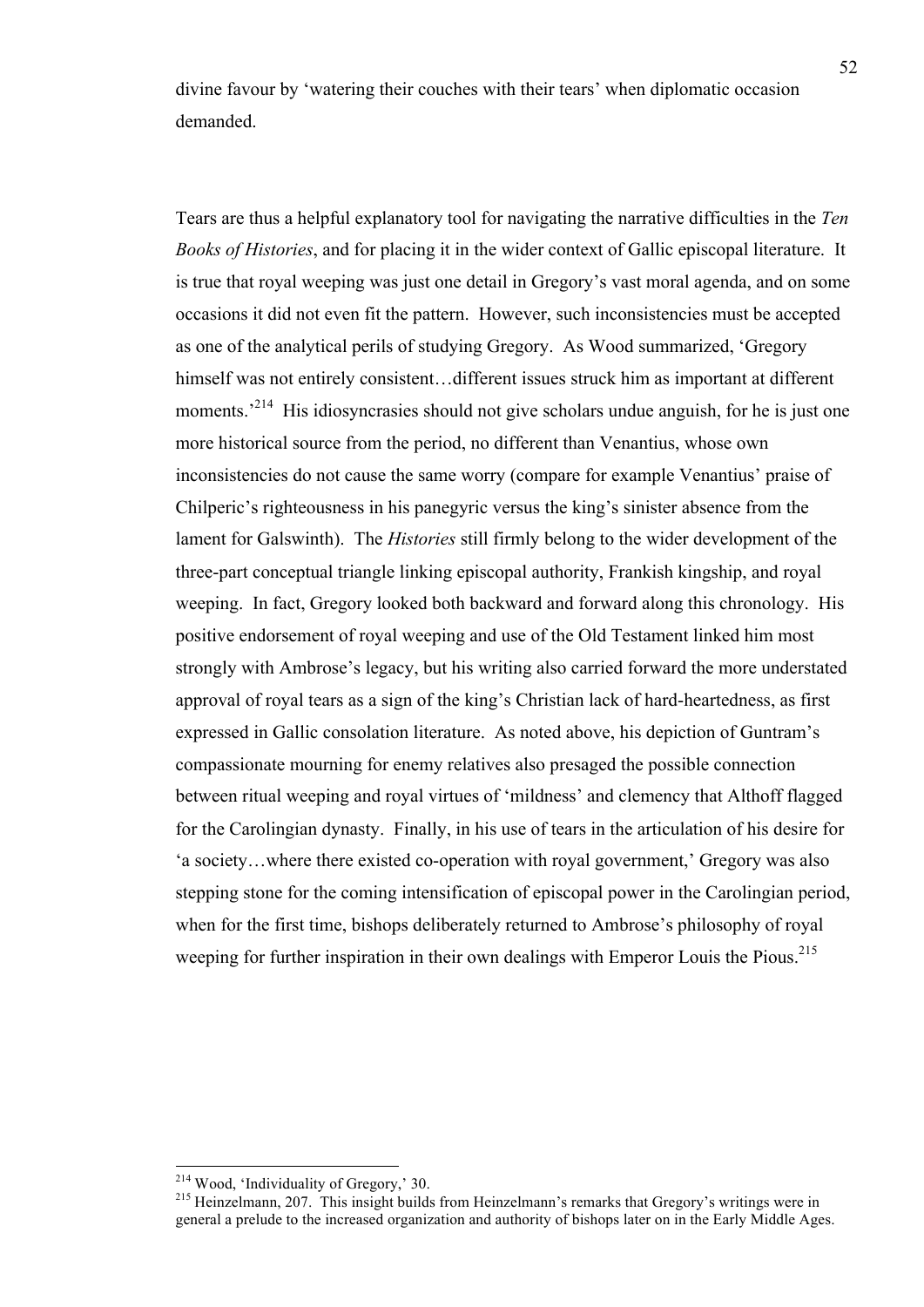divine favour by 'watering their couches with their tears' when diplomatic occasion demanded.

Tears are thus a helpful explanatory tool for navigating the narrative difficulties in the *Ten Books of Histories*, and for placing it in the wider context of Gallic episcopal literature. It is true that royal weeping was just one detail in Gregory's vast moral agenda, and on some occasions it did not even fit the pattern. However, such inconsistencies must be accepted as one of the analytical perils of studying Gregory. As Wood summarized, 'Gregory himself was not entirely consistent…different issues struck him as important at different moments.'[214] His idiosyncrasies should not give scholars undue anguish, for he is just one more historical source from the period, no different than Venantius, whose own inconsistencies do not cause the same worry (compare for example Venantius' praise of Chilperic's righteousness in his panegyric versus the king's sinister absence from the lament for Galswinth). The *Histories* still firmly belong to the wider development of the three-part conceptual triangle linking episcopal authority, Frankish kingship, and royal weeping. In fact, Gregory looked both backward and forward along this chronology. His positive endorsement of royal weeping and use of the Old Testament linked him most strongly with Ambrose's legacy, but his writing also carried forward the more understated approval of royal tears as a sign of the king's Christian lack of hard-heartedness, as first expressed in Gallic consolation literature. As noted above, his depiction of Guntram's compassionate mourning for enemy relatives also presaged the possible connection between ritual weeping and royal virtues of 'mildness' and clemency that Althoff flagged for the Carolingian dynasty. Finally, in his use of tears in the articulation of his desire for 'a society…where there existed co-operation with royal government,' Gregory was also stepping stone for the coming intensification of episcopal power in the Carolingian period, when for the first time, bishops deliberately returned to Ambrose's philosophy of royal weeping for further inspiration in their own dealings with Emperor Louis the Pious.[215]

---

[214] Wood, 'Individuality of Gregory,' 30.

[215] Heinzelmann, 207. This insight builds from Heinzelmann's remarks that Gregory's writings were in general a prelude to the increased organization and authority of bishops later on in the Early Middle Ages.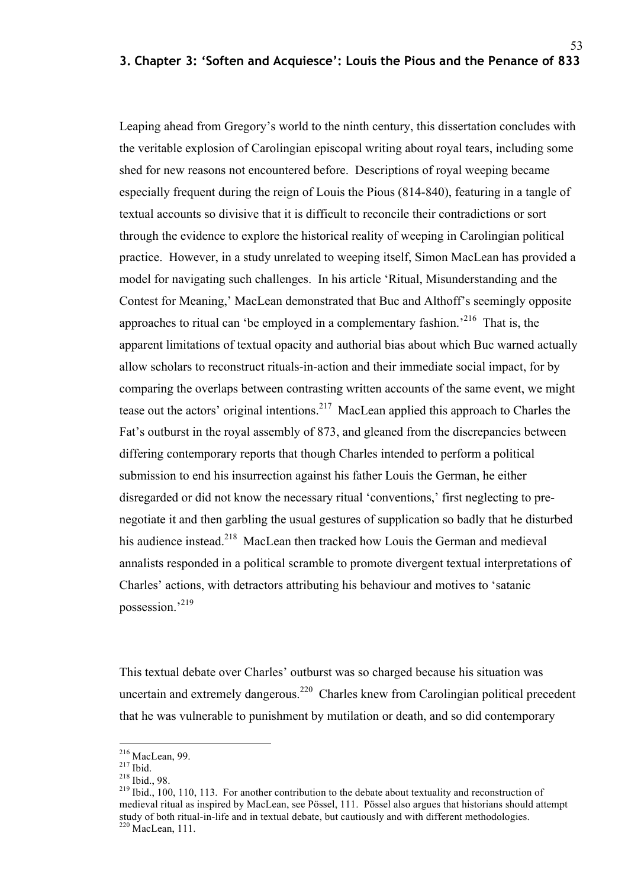## 3. Chapter 3: 'Soften and Acquiesce': Louis the Pious and the Penance of 833

Leaping ahead from Gregory's world to the ninth century, this dissertation concludes with the veritable explosion of Carolingian episcopal writing about royal tears, including some shed for new reasons not encountered before. Descriptions of royal weeping became especially frequent during the reign of Louis the Pious (814-840), featuring in a tangle of textual accounts so divisive that it is difficult to reconcile their contradictions or sort through the evidence to explore the historical reality of weeping in Carolingian political practice. However, in a study unrelated to weeping itself, Simon MacLean has provided a model for navigating such challenges. In his article 'Ritual, Misunderstanding and the Contest for Meaning,' MacLean demonstrated that Buc and Althoff's seemingly opposite approaches to ritual can 'be employed in a complementary fashion.'[216] That is, the apparent limitations of textual opacity and authorial bias about which Buc warned actually allow scholars to reconstruct rituals-in-action and their immediate social impact, for by comparing the overlaps between contrasting written accounts of the same event, we might tease out the actors' original intentions.[217] MacLean applied this approach to Charles the Fat's outburst in the royal assembly of 873, and gleaned from the discrepancies between differing contemporary reports that though Charles intended to perform a political submission to end his insurrection against his father Louis the German, he either disregarded or did not know the necessary ritual 'conventions,' first neglecting to pre-negotiate it and then garbling the usual gestures of supplication so badly that he disturbed his audience instead.[218] MacLean then tracked how Louis the German and medieval annalists responded in a political scramble to promote divergent textual interpretations of Charles' actions, with detractors attributing his behaviour and motives to 'satanic possession.'[219]

This textual debate over Charles' outburst was so charged because his situation was uncertain and extremely dangerous.[220] Charles knew from Carolingian political precedent that he was vulnerable to punishment by mutilation or death, and so did contemporary

---

[216] MacLean, 99.

[217] Ibid.

[218] Ibid., 98.

[219] Ibid., 100, 110, 113. For another contribution to the debate about textuality and reconstruction of medieval ritual as inspired by MacLean, see Pössel, 111. Pössel also argues that historians should attempt study of both ritual-in-life and in textual debate, but cautiously and with different methodologies.

[220] MacLean, 111.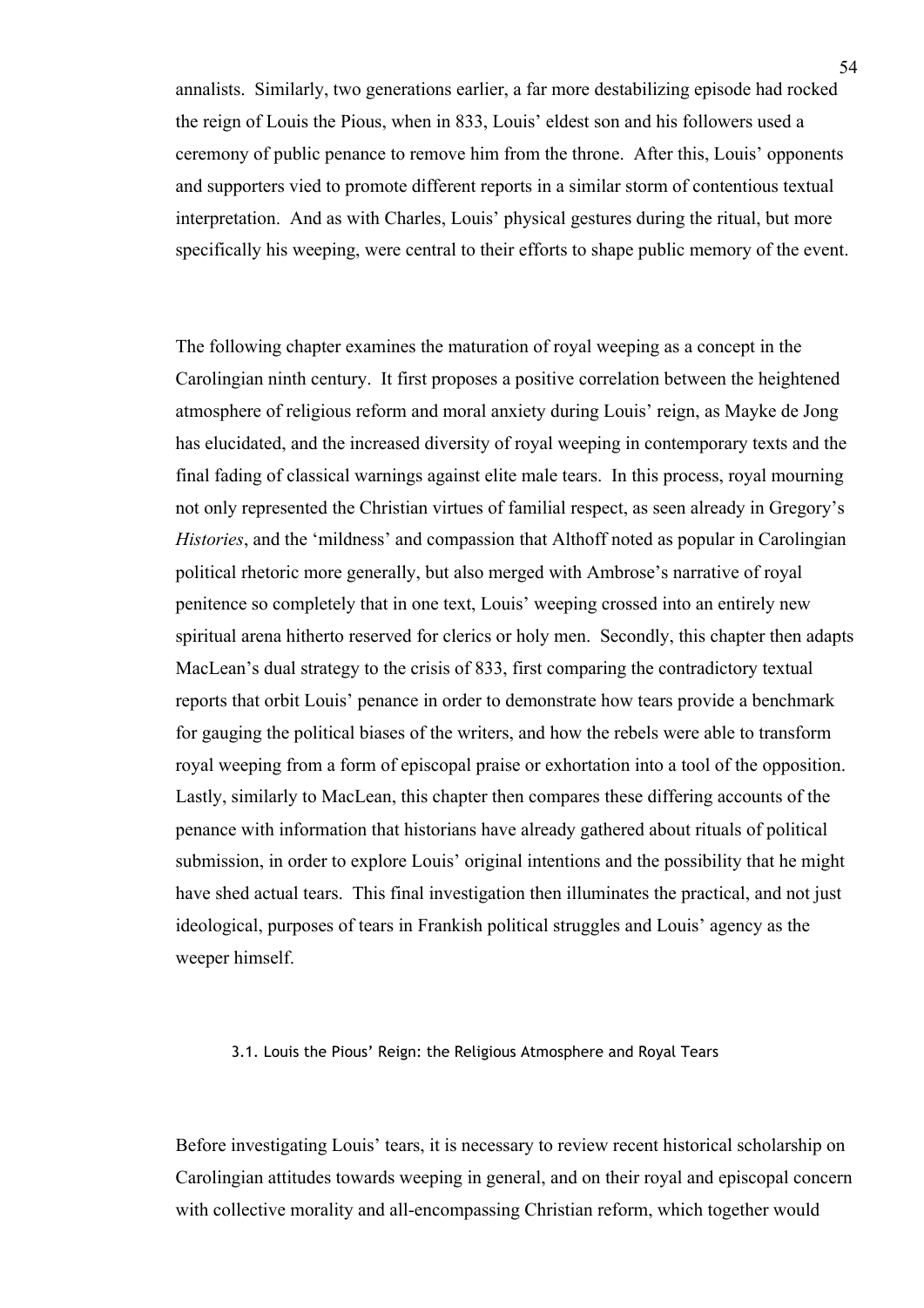annalists. Similarly, two generations earlier, a far more destabilizing episode had rocked the reign of Louis the Pious, when in 833, Louis' eldest son and his followers used a ceremony of public penance to remove him from the throne. After this, Louis' opponents and supporters vied to promote different reports in a similar storm of contentious textual interpretation. And as with Charles, Louis' physical gestures during the ritual, but more specifically his weeping, were central to their efforts to shape public memory of the event.

The following chapter examines the maturation of royal weeping as a concept in the Carolingian ninth century. It first proposes a positive correlation between the heightened atmosphere of religious reform and moral anxiety during Louis' reign, as Mayke de Jong has elucidated, and the increased diversity of royal weeping in contemporary texts and the final fading of classical warnings against elite male tears. In this process, royal mourning not only represented the Christian virtues of familial respect, as seen already in Gregory's *Histories*, and the 'mildness' and compassion that Althoff noted as popular in Carolingian political rhetoric more generally, but also merged with Ambrose's narrative of royal penitence so completely that in one text, Louis' weeping crossed into an entirely new spiritual arena hitherto reserved for clerics or holy men. Secondly, this chapter then adapts MacLean's dual strategy to the crisis of 833, first comparing the contradictory textual reports that orbit Louis' penance in order to demonstrate how tears provide a benchmark for gauging the political biases of the writers, and how the rebels were able to transform royal weeping from a form of episcopal praise or exhortation into a tool of the opposition. Lastly, similarly to MacLean, this chapter then compares these differing accounts of the penance with information that historians have already gathered about rituals of political submission, in order to explore Louis' original intentions and the possibility that he might have shed actual tears. This final investigation then illuminates the practical, and not just ideological, purposes of tears in Frankish political struggles and Louis' agency as the weeper himself.

### 3.1. Louis the Pious' Reign: the Religious Atmosphere and Royal Tears

Before investigating Louis' tears, it is necessary to review recent historical scholarship on Carolingian attitudes towards weeping in general, and on their royal and episcopal concern with collective morality and all-encompassing Christian reform, which together would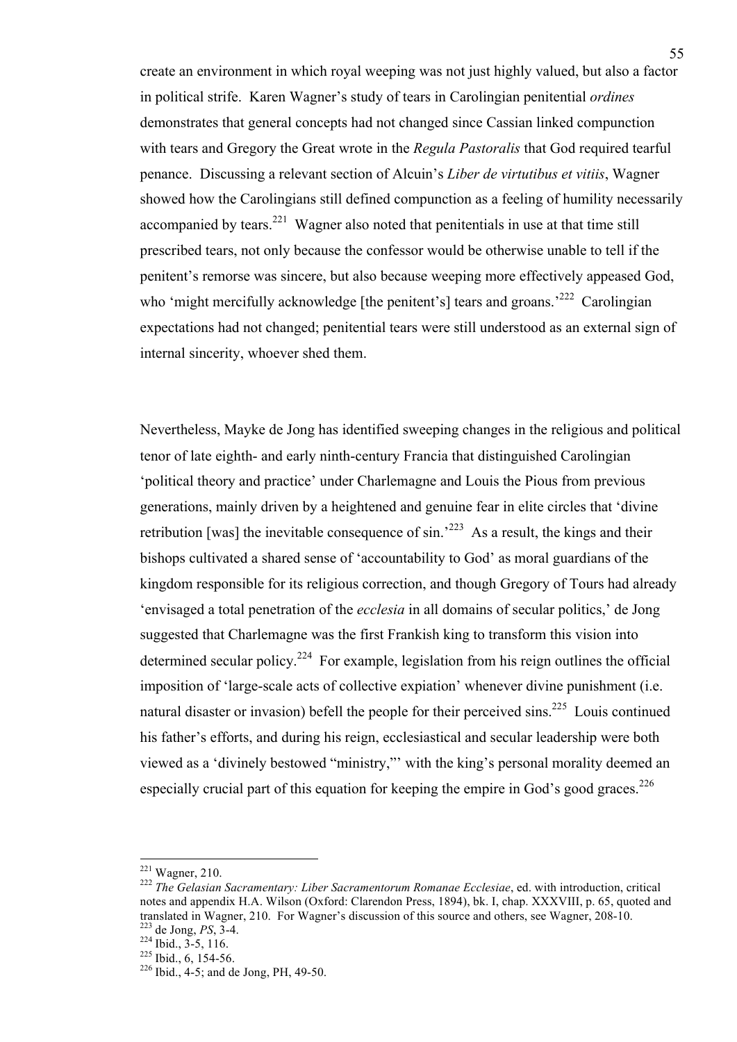create an environment in which royal weeping was not just highly valued, but also a factor in political strife. Karen Wagner's study of tears in Carolingian penitential *ordines* demonstrates that general concepts had not changed since Cassian linked compunction with tears and Gregory the Great wrote in the *Regula Pastoralis* that God required tearful penance. Discussing a relevant section of Alcuin's *Liber de virtutibus et vitiis*, Wagner showed how the Carolingians still defined compunction as a feeling of humility necessarily accompanied by tears.[221] Wagner also noted that penitentials in use at that time still prescribed tears, not only because the confessor would be otherwise unable to tell if the penitent's remorse was sincere, but also because weeping more effectively appeased God, who 'might mercifully acknowledge [the penitent's] tears and groans.'[222] Carolingian expectations had not changed; penitential tears were still understood as an external sign of internal sincerity, whoever shed them.

Nevertheless, Mayke de Jong has identified sweeping changes in the religious and political tenor of late eighth- and early ninth-century Francia that distinguished Carolingian 'political theory and practice' under Charlemagne and Louis the Pious from previous generations, mainly driven by a heightened and genuine fear in elite circles that 'divine retribution [was] the inevitable consequence of sin.'[223] As a result, the kings and their bishops cultivated a shared sense of 'accountability to God' as moral guardians of the kingdom responsible for its religious correction, and though Gregory of Tours had already 'envisaged a total penetration of the *ecclesia* in all domains of secular politics,' de Jong suggested that Charlemagne was the first Frankish king to transform this vision into determined secular policy.[224] For example, legislation from his reign outlines the official imposition of 'large-scale acts of collective expiation' whenever divine punishment (i.e. natural disaster or invasion) befell the people for their perceived sins.[225] Louis continued his father's efforts, and during his reign, ecclesiastical and secular leadership were both viewed as a 'divinely bestowed "ministry,"' with the king's personal morality deemed an especially crucial part of this equation for keeping the empire in God's good graces.[226]

---

[221] Wagner, 210.

[222] *The Gelasian Sacramentary: Liber Sacramentorum Romanae Ecclesiae*, ed. with introduction, critical notes and appendix H.A. Wilson (Oxford: Clarendon Press, 1894), bk. I, chap. XXXVIII, p. 65, quoted and translated in Wagner, 210. For Wagner's discussion of this source and others, see Wagner, 208-10.

[223] de Jong, *PS*, 3-4.

[224] Ibid., 3-5, 116.

[225] Ibid., 6, 154-56.

[226] Ibid., 4-5; and de Jong, PH, 49-50.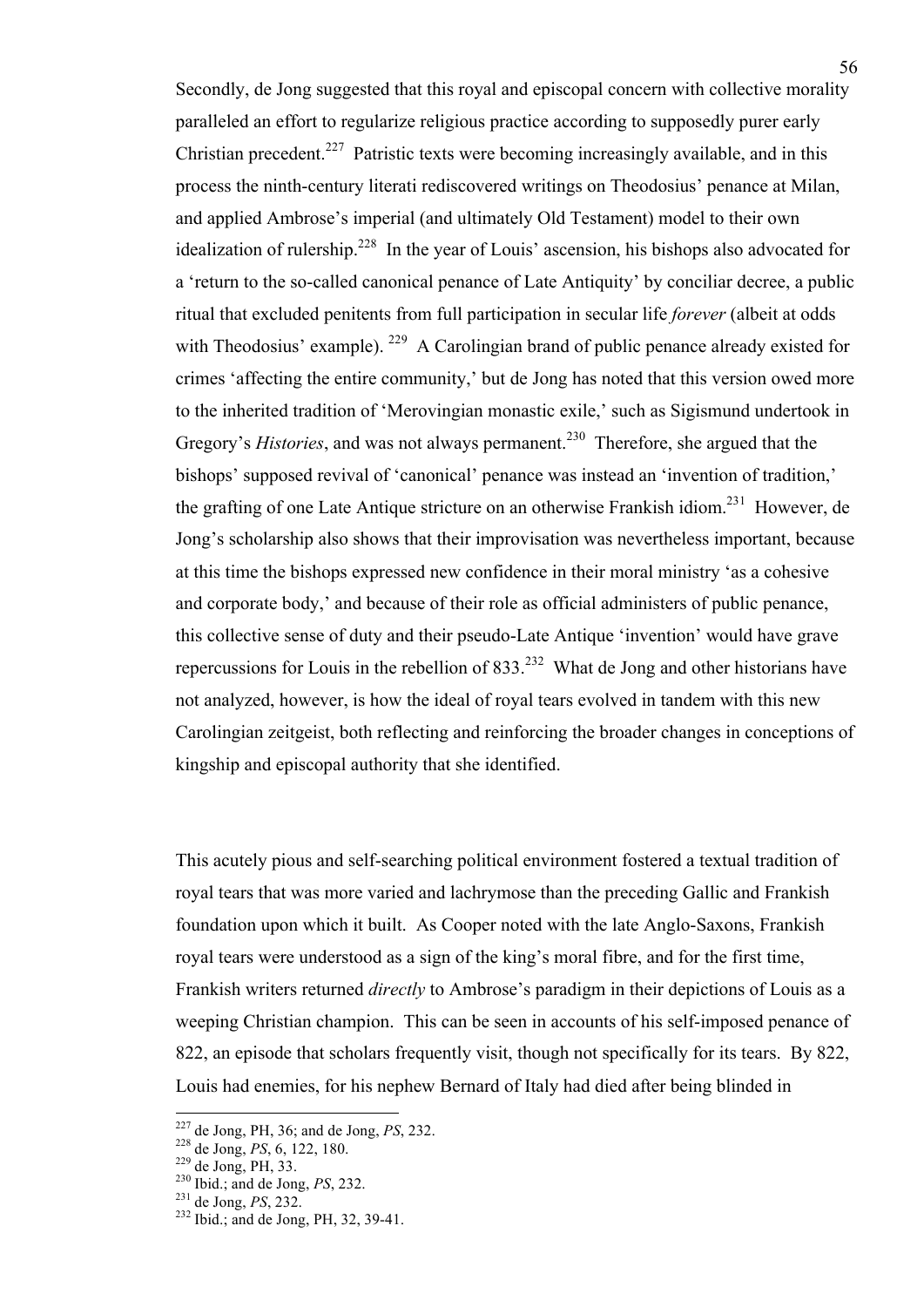Secondly, de Jong suggested that this royal and episcopal concern with collective morality paralleled an effort to regularize religious practice according to supposedly purer early Christian precedent.[227] Patristic texts were becoming increasingly available, and in this process the ninth-century literati rediscovered writings on Theodosius' penance at Milan, and applied Ambrose's imperial (and ultimately Old Testament) model to their own idealization of rulership.[228] In the year of Louis' ascension, his bishops also advocated for a 'return to the so-called canonical penance of Late Antiquity' by conciliar decree, a public ritual that excluded penitents from full participation in secular life *forever* (albeit at odds with Theodosius' example).[229] A Carolingian brand of public penance already existed for crimes 'affecting the entire community,' but de Jong has noted that this version owed more to the inherited tradition of 'Merovingian monastic exile,' such as Sigismund undertook in Gregory's *Histories*, and was not always permanent.[230] Therefore, she argued that the bishops' supposed revival of 'canonical' penance was instead an 'invention of tradition,' the grafting of one Late Antique stricture on an otherwise Frankish idiom.[231] However, de Jong's scholarship also shows that their improvisation was nevertheless important, because at this time the bishops expressed new confidence in their moral ministry 'as a cohesive and corporate body,' and because of their role as official administers of public penance, this collective sense of duty and their pseudo-Late Antique 'invention' would have grave repercussions for Louis in the rebellion of 833.[232] What de Jong and other historians have not analyzed, however, is how the ideal of royal tears evolved in tandem with this new Carolingian zeitgeist, both reflecting and reinforcing the broader changes in conceptions of kingship and episcopal authority that she identified.

This acutely pious and self-searching political environment fostered a textual tradition of royal tears that was more varied and lachrymose than the preceding Gallic and Frankish foundation upon which it built. As Cooper noted with the late Anglo-Saxons, Frankish royal tears were understood as a sign of the king's moral fibre, and for the first time, Frankish writers returned *directly* to Ambrose's paradigm in their depictions of Louis as a weeping Christian champion. This can be seen in accounts of his self-imposed penance of 822, an episode that scholars frequently visit, though not specifically for its tears. By 822, Louis had enemies, for his nephew Bernard of Italy had died after being blinded in

---

[227] de Jong, PH, 36; and de Jong, *PS*, 232.
[228] de Jong, *PS*, 6, 122, 180.
[229] de Jong, PH, 33.
[230] Ibid.; and de Jong, *PS*, 232.
[231] de Jong, *PS*, 232.
[232] Ibid.; and de Jong, PH, 32, 39-41.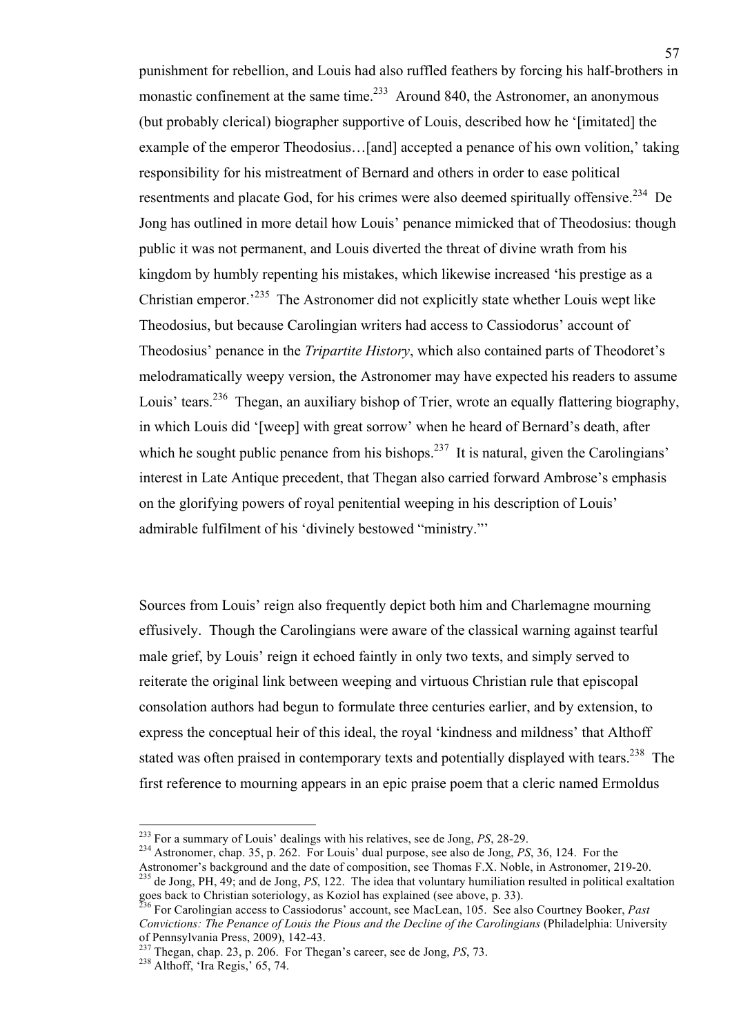punishment for rebellion, and Louis had also ruffled feathers by forcing his half-brothers in monastic confinement at the same time.[233] Around 840, the Astronomer, an anonymous (but probably clerical) biographer supportive of Louis, described how he '[imitated] the example of the emperor Theodosius…[and] accepted a penance of his own volition,' taking responsibility for his mistreatment of Bernard and others in order to ease political resentments and placate God, for his crimes were also deemed spiritually offensive.[234] De Jong has outlined in more detail how Louis' penance mimicked that of Theodosius: though public it was not permanent, and Louis diverted the threat of divine wrath from his kingdom by humbly repenting his mistakes, which likewise increased 'his prestige as a Christian emperor.'[235] The Astronomer did not explicitly state whether Louis wept like Theodosius, but because Carolingian writers had access to Cassiodorus' account of Theodosius' penance in the *Tripartite History*, which also contained parts of Theodoret's melodramatically weepy version, the Astronomer may have expected his readers to assume Louis' tears.[236] Thegan, an auxiliary bishop of Trier, wrote an equally flattering biography, in which Louis did '[weep] with great sorrow' when he heard of Bernard's death, after which he sought public penance from his bishops.[237] It is natural, given the Carolingians' interest in Late Antique precedent, that Thegan also carried forward Ambrose's emphasis on the glorifying powers of royal penitential weeping in his description of Louis' admirable fulfilment of his 'divinely bestowed "ministry."'

Sources from Louis' reign also frequently depict both him and Charlemagne mourning effusively. Though the Carolingians were aware of the classical warning against tearful male grief, by Louis' reign it echoed faintly in only two texts, and simply served to reiterate the original link between weeping and virtuous Christian rule that episcopal consolation authors had begun to formulate three centuries earlier, and by extension, to express the conceptual heir of this ideal, the royal 'kindness and mildness' that Althoff stated was often praised in contemporary texts and potentially displayed with tears.[238] The first reference to mourning appears in an epic praise poem that a cleric named Ermoldus

---

[233] For a summary of Louis' dealings with his relatives, see de Jong, *PS*, 28-29.

[234] Astronomer, chap. 35, p. 262. For Louis' dual purpose, see also de Jong, *PS*, 36, 124. For the Astronomer's background and the date of composition, see Thomas F.X. Noble, in Astronomer, 219-20.

[235] de Jong, PH, 49; and de Jong, *PS*, 122. The idea that voluntary humiliation resulted in political exaltation goes back to Christian soteriology, as Koziol has explained (see above, p. 33).

[236] For Carolingian access to Cassiodorus' account, see MacLean, 105. See also Courtney Booker, *Past Convictions: The Penance of Louis the Pious and the Decline of the Carolingians* (Philadelphia: University of Pennsylvania Press, 2009), 142-43.

[237] Thegan, chap. 23, p. 206. For Thegan's career, see de Jong, *PS*, 73.

[238] Althoff, 'Ira Regis,' 65, 74.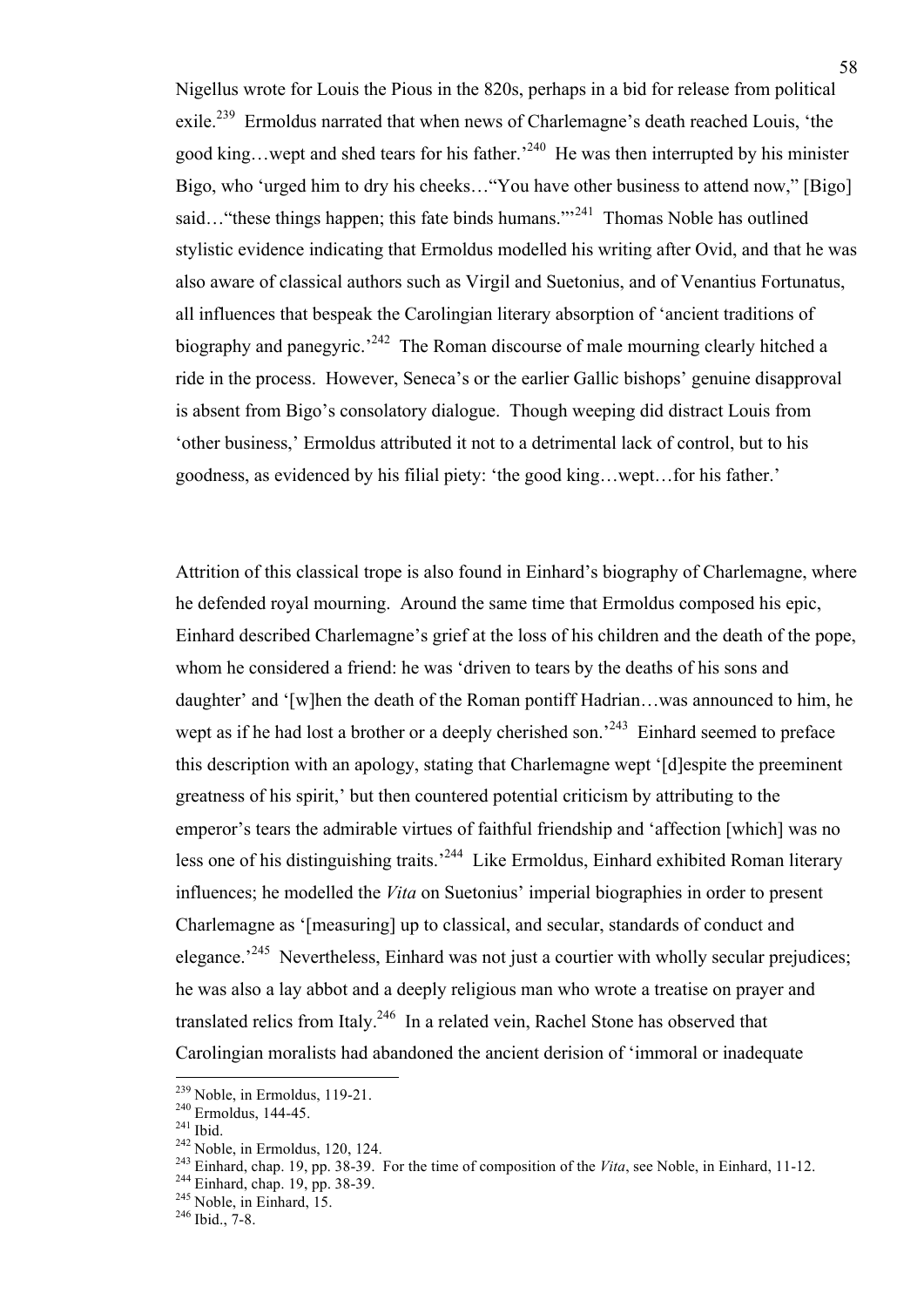Nigellus wrote for Louis the Pious in the 820s, perhaps in a bid for release from political exile.[239] Ermoldus narrated that when news of Charlemagne's death reached Louis, 'the good king…wept and shed tears for his father.'[240] He was then interrupted by his minister Bigo, who 'urged him to dry his cheeks…"You have other business to attend now," [Bigo] said…"these things happen; this fate binds humans."'[241] Thomas Noble has outlined stylistic evidence indicating that Ermoldus modelled his writing after Ovid, and that he was also aware of classical authors such as Virgil and Suetonius, and of Venantius Fortunatus, all influences that bespeak the Carolingian literary absorption of 'ancient traditions of biography and panegyric.'[242] The Roman discourse of male mourning clearly hitched a ride in the process. However, Seneca's or the earlier Gallic bishops' genuine disapproval is absent from Bigo's consolatory dialogue. Though weeping did distract Louis from 'other business,' Ermoldus attributed it not to a detrimental lack of control, but to his goodness, as evidenced by his filial piety: 'the good king…wept…for his father.'

Attrition of this classical trope is also found in Einhard's biography of Charlemagne, where he defended royal mourning. Around the same time that Ermoldus composed his epic, Einhard described Charlemagne's grief at the loss of his children and the death of the pope, whom he considered a friend: he was 'driven to tears by the deaths of his sons and daughter' and '[w]hen the death of the Roman pontiff Hadrian…was announced to him, he wept as if he had lost a brother or a deeply cherished son.'[243] Einhard seemed to preface this description with an apology, stating that Charlemagne wept '[d]espite the preeminent greatness of his spirit,' but then countered potential criticism by attributing to the emperor's tears the admirable virtues of faithful friendship and 'affection [which] was no less one of his distinguishing traits.'[244] Like Ermoldus, Einhard exhibited Roman literary influences; he modelled the *Vita* on Suetonius' imperial biographies in order to present Charlemagne as '[measuring] up to classical, and secular, standards of conduct and elegance.'[245] Nevertheless, Einhard was not just a courtier with wholly secular prejudices; he was also a lay abbot and a deeply religious man who wrote a treatise on prayer and translated relics from Italy.[246] In a related vein, Rachel Stone has observed that Carolingian moralists had abandoned the ancient derision of 'immoral or inadequate

---

[239] Noble, in Ermoldus, 119-21.
[240] Ermoldus, 144-45.
[241] Ibid.
[242] Noble, in Ermoldus, 120, 124.
[243] Einhard, chap. 19, pp. 38-39. For the time of composition of the *Vita*, see Noble, in Einhard, 11-12.
[244] Einhard, chap. 19, pp. 38-39.
[245] Noble, in Einhard, 15.
[246] Ibid., 7-8.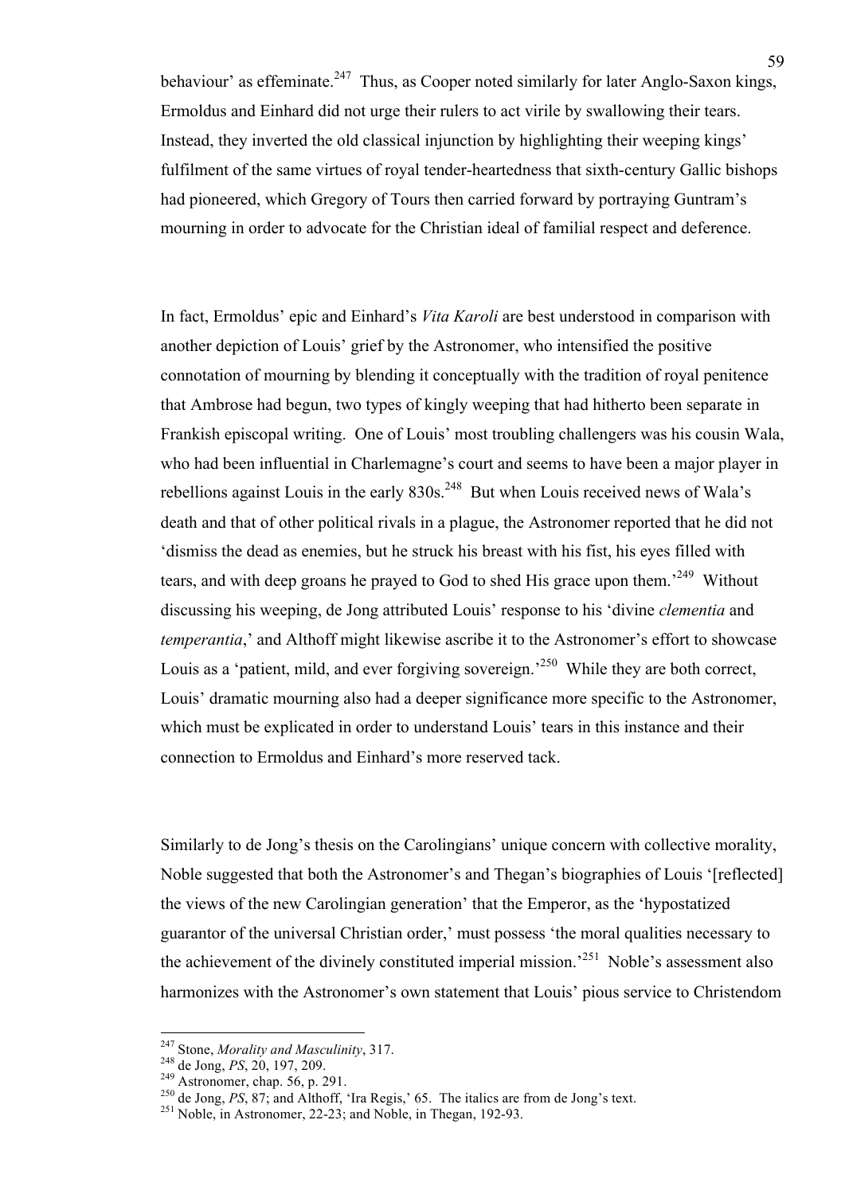behaviour' as effeminate.[247] Thus, as Cooper noted similarly for later Anglo-Saxon kings, Ermoldus and Einhard did not urge their rulers to act virile by swallowing their tears. Instead, they inverted the old classical injunction by highlighting their weeping kings' fulfilment of the same virtues of royal tender-heartedness that sixth-century Gallic bishops had pioneered, which Gregory of Tours then carried forward by portraying Guntram's mourning in order to advocate for the Christian ideal of familial respect and deference.

In fact, Ermoldus' epic and Einhard's *Vita Karoli* are best understood in comparison with another depiction of Louis' grief by the Astronomer, who intensified the positive connotation of mourning by blending it conceptually with the tradition of royal penitence that Ambrose had begun, two types of kingly weeping that had hitherto been separate in Frankish episcopal writing. One of Louis' most troubling challengers was his cousin Wala, who had been influential in Charlemagne's court and seems to have been a major player in rebellions against Louis in the early 830s.[248] But when Louis received news of Wala's death and that of other political rivals in a plague, the Astronomer reported that he did not 'dismiss the dead as enemies, but he struck his breast with his fist, his eyes filled with tears, and with deep groans he prayed to God to shed His grace upon them.'[249] Without discussing his weeping, de Jong attributed Louis' response to his 'divine *clementia* and *temperantia*,' and Althoff might likewise ascribe it to the Astronomer's effort to showcase Louis as a 'patient, mild, and ever forgiving sovereign.'[250] While they are both correct, Louis' dramatic mourning also had a deeper significance more specific to the Astronomer, which must be explicated in order to understand Louis' tears in this instance and their connection to Ermoldus and Einhard's more reserved tack.

Similarly to de Jong's thesis on the Carolingians' unique concern with collective morality, Noble suggested that both the Astronomer's and Thegan's biographies of Louis '[reflected] the views of the new Carolingian generation' that the Emperor, as the 'hypostatized guarantor of the universal Christian order,' must possess 'the moral qualities necessary to the achievement of the divinely constituted imperial mission.'[251] Noble's assessment also harmonizes with the Astronomer's own statement that Louis' pious service to Christendom

---

[247] Stone, *Morality and Masculinity*, 317.
[248] de Jong, *PS*, 20, 197, 209.
[249] Astronomer, chap. 56, p. 291.
[250] de Jong, *PS*, 87; and Althoff, 'Ira Regis,' 65. The italics are from de Jong's text.
[251] Noble, in Astronomer, 22-23; and Noble, in Thegan, 192-93.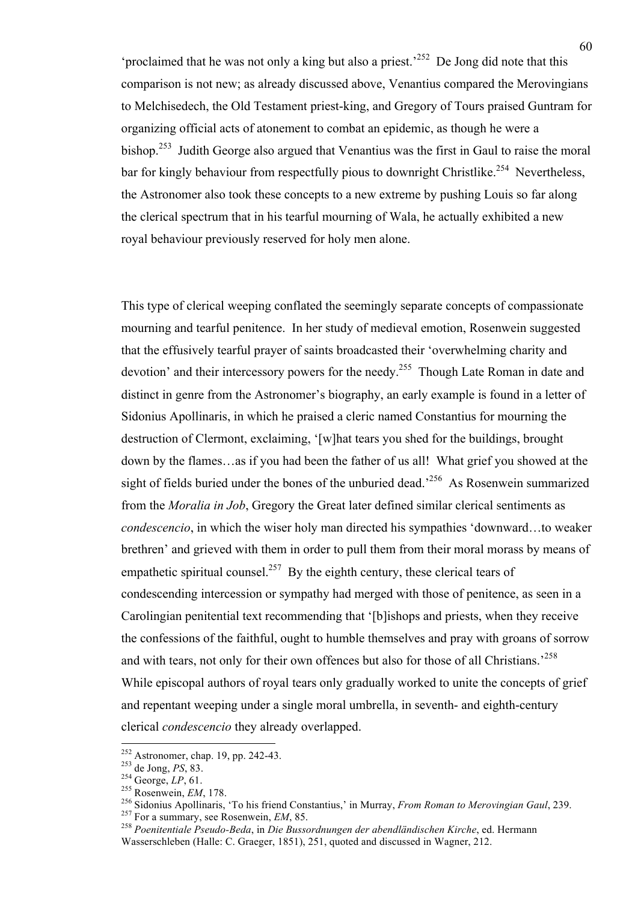'proclaimed that he was not only a king but also a priest.'[252] De Jong did note that this comparison is not new; as already discussed above, Venantius compared the Merovingians to Melchisedech, the Old Testament priest-king, and Gregory of Tours praised Guntram for organizing official acts of atonement to combat an epidemic, as though he were a bishop.[253] Judith George also argued that Venantius was the first in Gaul to raise the moral bar for kingly behaviour from respectfully pious to downright Christlike.[254] Nevertheless, the Astronomer also took these concepts to a new extreme by pushing Louis so far along the clerical spectrum that in his tearful mourning of Wala, he actually exhibited a new royal behaviour previously reserved for holy men alone.

This type of clerical weeping conflated the seemingly separate concepts of compassionate mourning and tearful penitence. In her study of medieval emotion, Rosenwein suggested that the effusively tearful prayer of saints broadcasted their 'overwhelming charity and devotion' and their intercessory powers for the needy.[255] Though Late Roman in date and distinct in genre from the Astronomer's biography, an early example is found in a letter of Sidonius Apollinaris, in which he praised a cleric named Constantius for mourning the destruction of Clermont, exclaiming, '[w]hat tears you shed for the buildings, brought down by the flames…as if you had been the father of us all! What grief you showed at the sight of fields buried under the bones of the unburied dead.'[256] As Rosenwein summarized from the *Moralia in Job*, Gregory the Great later defined similar clerical sentiments as *condescencio*, in which the wiser holy man directed his sympathies 'downward…to weaker brethren' and grieved with them in order to pull them from their moral morass by means of empathetic spiritual counsel.[257] By the eighth century, these clerical tears of condescending intercession or sympathy had merged with those of penitence, as seen in a Carolingian penitential text recommending that '[b]ishops and priests, when they receive the confessions of the faithful, ought to humble themselves and pray with groans of sorrow and with tears, not only for their own offences but also for those of all Christians.'[258] While episcopal authors of royal tears only gradually worked to unite the concepts of grief and repentant weeping under a single moral umbrella, in seventh- and eighth-century clerical *condescencio* they already overlapped.

---

[252] Astronomer, chap. 19, pp. 242-43.
[253] de Jong, *PS*, 83.
[254] George, *LP*, 61.
[255] Rosenwein, *EM*, 178.
[256] Sidonius Apollinaris, 'To his friend Constantius,' in Murray, *From Roman to Merovingian Gaul*, 239.
[257] For a summary, see Rosenwein, *EM*, 85.
[258] *Poenitentiale Pseudo-Beda*, in *Die Bussordnungen der abendländischen Kirche*, ed. Hermann Wasserschleben (Halle: C. Graeger, 1851), 251, quoted and discussed in Wagner, 212.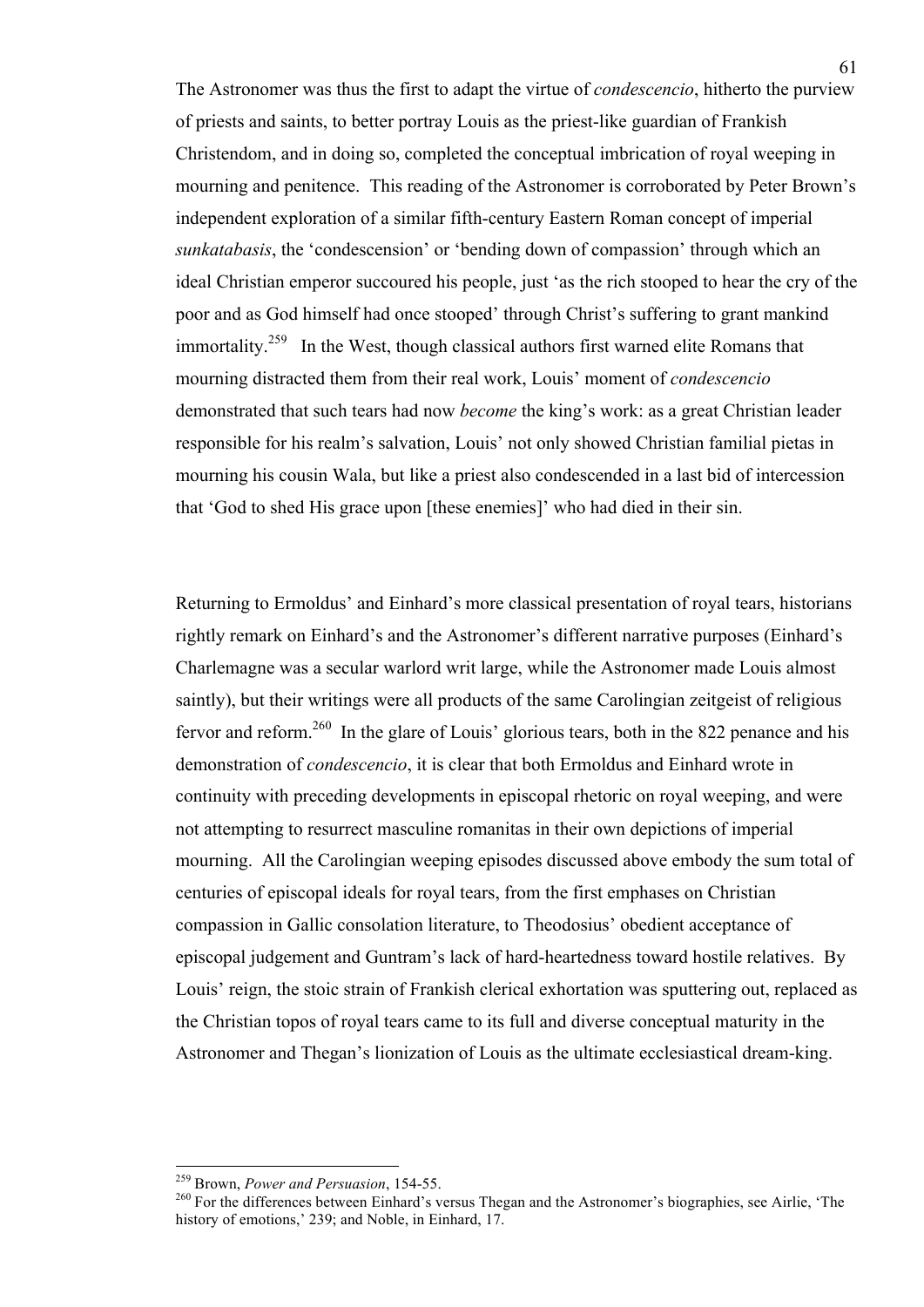The Astronomer was thus the first to adapt the virtue of *condescencio*, hitherto the purview of priests and saints, to better portray Louis as the priest-like guardian of Frankish Christendom, and in doing so, completed the conceptual imbrication of royal weeping in mourning and penitence. This reading of the Astronomer is corroborated by Peter Brown's independent exploration of a similar fifth-century Eastern Roman concept of imperial *sunkatabasis*, the 'condescension' or 'bending down of compassion' through which an ideal Christian emperor succoured his people, just 'as the rich stooped to hear the cry of the poor and as God himself had once stooped' through Christ's suffering to grant mankind immortality.[259] In the West, though classical authors first warned elite Romans that mourning distracted them from their real work, Louis' moment of *condescencio* demonstrated that such tears had now *become* the king's work: as a great Christian leader responsible for his realm's salvation, Louis' not only showed Christian familial pietas in mourning his cousin Wala, but like a priest also condescended in a last bid of intercession that 'God to shed His grace upon [these enemies]' who had died in their sin.

Returning to Ermoldus' and Einhard's more classical presentation of royal tears, historians rightly remark on Einhard's and the Astronomer's different narrative purposes (Einhard's Charlemagne was a secular warlord writ large, while the Astronomer made Louis almost saintly), but their writings were all products of the same Carolingian zeitgeist of religious fervor and reform.[260] In the glare of Louis' glorious tears, both in the 822 penance and his demonstration of *condescencio*, it is clear that both Ermoldus and Einhard wrote in continuity with preceding developments in episcopal rhetoric on royal weeping, and were not attempting to resurrect masculine romanitas in their own depictions of imperial mourning. All the Carolingian weeping episodes discussed above embody the sum total of centuries of episcopal ideals for royal tears, from the first emphases on Christian compassion in Gallic consolation literature, to Theodosius' obedient acceptance of episcopal judgement and Guntram's lack of hard-heartedness toward hostile relatives. By Louis' reign, the stoic strain of Frankish clerical exhortation was sputtering out, replaced as the Christian topos of royal tears came to its full and diverse conceptual maturity in the Astronomer and Thegan's lionization of Louis as the ultimate ecclesiastical dream-king.

---

[259] Brown, *Power and Persuasion*, 154-55.

[260] For the differences between Einhard's versus Thegan and the Astronomer's biographies, see Airlie, 'The history of emotions,' 239; and Noble, in Einhard, 17.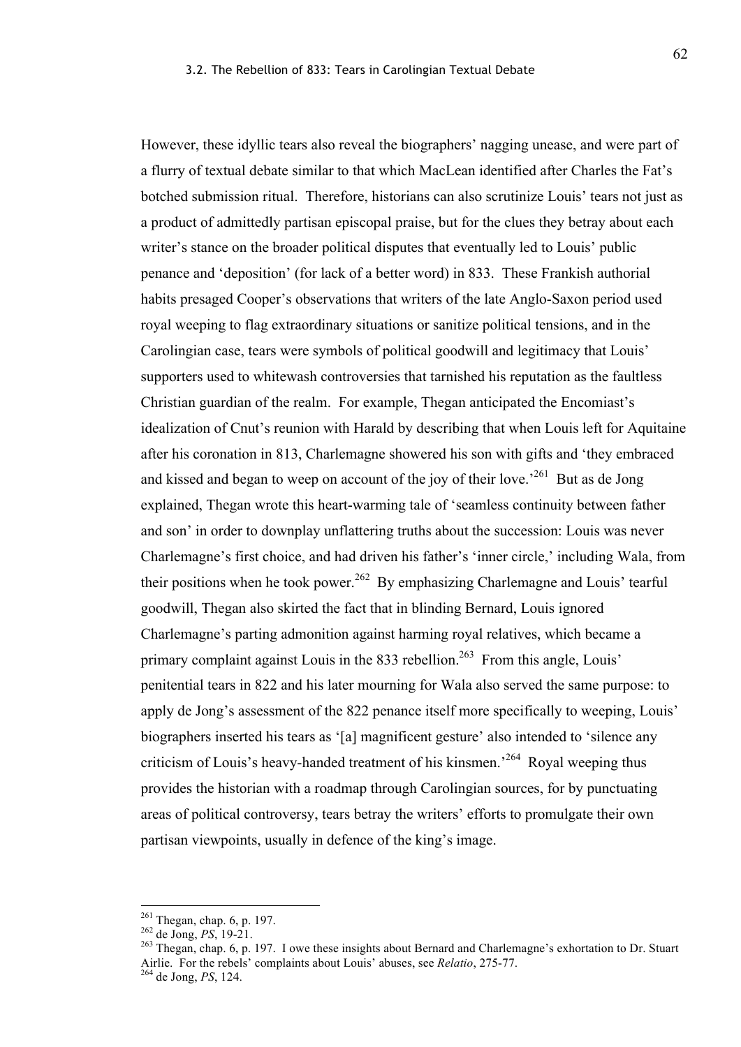However, these idyllic tears also reveal the biographers' nagging unease, and were part of a flurry of textual debate similar to that which MacLean identified after Charles the Fat's botched submission ritual. Therefore, historians can also scrutinize Louis' tears not just as a product of admittedly partisan episcopal praise, but for the clues they betray about each writer's stance on the broader political disputes that eventually led to Louis' public penance and 'deposition' (for lack of a better word) in 833. These Frankish authorial habits presaged Cooper's observations that writers of the late Anglo-Saxon period used royal weeping to flag extraordinary situations or sanitize political tensions, and in the Carolingian case, tears were symbols of political goodwill and legitimacy that Louis' supporters used to whitewash controversies that tarnished his reputation as the faultless Christian guardian of the realm. For example, Thegan anticipated the Encomiast's idealization of Cnut's reunion with Harald by describing that when Louis left for Aquitaine after his coronation in 813, Charlemagne showered his son with gifts and 'they embraced and kissed and began to weep on account of the joy of their love.'[261] But as de Jong explained, Thegan wrote this heart-warming tale of 'seamless continuity between father and son' in order to downplay unflattering truths about the succession: Louis was never Charlemagne's first choice, and had driven his father's 'inner circle,' including Wala, from their positions when he took power.[262] By emphasizing Charlemagne and Louis' tearful goodwill, Thegan also skirted the fact that in blinding Bernard, Louis ignored Charlemagne's parting admonition against harming royal relatives, which became a primary complaint against Louis in the 833 rebellion.[263] From this angle, Louis' penitential tears in 822 and his later mourning for Wala also served the same purpose: to apply de Jong's assessment of the 822 penance itself more specifically to weeping, Louis' biographers inserted his tears as '[a] magnificent gesture' also intended to 'silence any criticism of Louis's heavy-handed treatment of his kinsmen.'[264] Royal weeping thus provides the historian with a roadmap through Carolingian sources, for by punctuating areas of political controversy, tears betray the writers' efforts to promulgate their own partisan viewpoints, usually in defence of the king's image.

---

[261] Thegan, chap. 6, p. 197.

[262] de Jong, *PS*, 19-21.

[263] Thegan, chap. 6, p. 197. I owe these insights about Bernard and Charlemagne's exhortation to Dr. Stuart Airlie. For the rebels' complaints about Louis' abuses, see *Relatio*, 275-77.

[264] de Jong, *PS*, 124.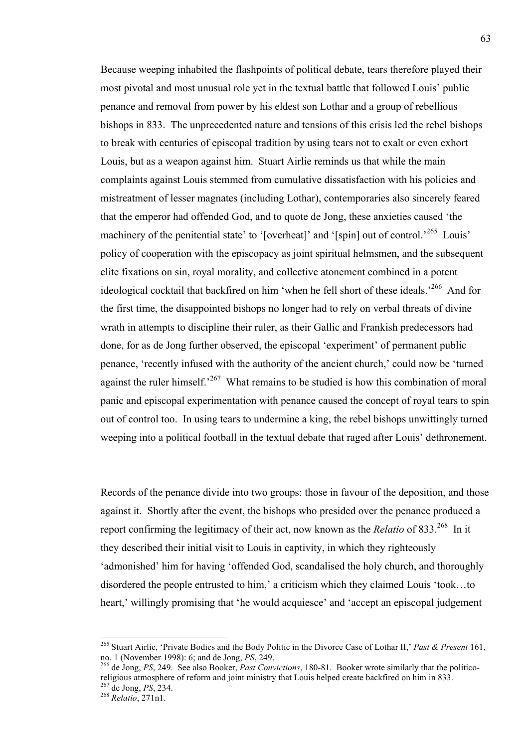Because weeping inhabited the flashpoints of political debate, tears therefore played their most pivotal and most unusual role yet in the textual battle that followed Louis' public penance and removal from power by his eldest son Lothar and a group of rebellious bishops in 833. The unprecedented nature and tensions of this crisis led the rebel bishops to break with centuries of episcopal tradition by using tears not to exalt or even exhort Louis, but as a weapon against him. Stuart Airlie reminds us that while the main complaints against Louis stemmed from cumulative dissatisfaction with his policies and mistreatment of lesser magnates (including Lothar), contemporaries also sincerely feared that the emperor had offended God, and to quote de Jong, these anxieties caused 'the machinery of the penitential state' to '[overheat]' and '[spin] out of control.'[265] Louis' policy of cooperation with the episcopacy as joint spiritual helmsmen, and the subsequent elite fixations on sin, royal morality, and collective atonement combined in a potent ideological cocktail that backfired on him 'when he fell short of these ideals.'[266] And for the first time, the disappointed bishops no longer had to rely on verbal threats of divine wrath in attempts to discipline their ruler, as their Gallic and Frankish predecessors had done, for as de Jong further observed, the episcopal 'experiment' of permanent public penance, 'recently infused with the authority of the ancient church,' could now be 'turned against the ruler himself.'[267] What remains to be studied is how this combination of moral panic and episcopal experimentation with penance caused the concept of royal tears to spin out of control too. In using tears to undermine a king, the rebel bishops unwittingly turned weeping into a political football in the textual debate that raged after Louis' dethronement.

Records of the penance divide into two groups: those in favour of the deposition, and those against it. Shortly after the event, the bishops who presided over the penance produced a report confirming the legitimacy of their act, now known as the *Relatio* of 833.[268] In it they described their initial visit to Louis in captivity, in which they righteously 'admonished' him for having 'offended God, scandalised the holy church, and thoroughly disordered the people entrusted to him,' a criticism which they claimed Louis 'took…to heart,' willingly promising that 'he would acquiesce' and 'accept an episcopal judgement

---

[265] Stuart Airlie, 'Private Bodies and the Body Politic in the Divorce Case of Lothar II,' *Past & Present* 161, no. 1 (November 1998): 6; and de Jong, *PS*, 249.

[266] de Jong, *PS*, 249. See also Booker, *Past Convictions*, 180-81. Booker wrote similarly that the politico-religious atmosphere of reform and joint ministry that Louis helped create backfired on him in 833.

[267] de Jong, *PS*, 234.

[268] *Relatio*, 271n1.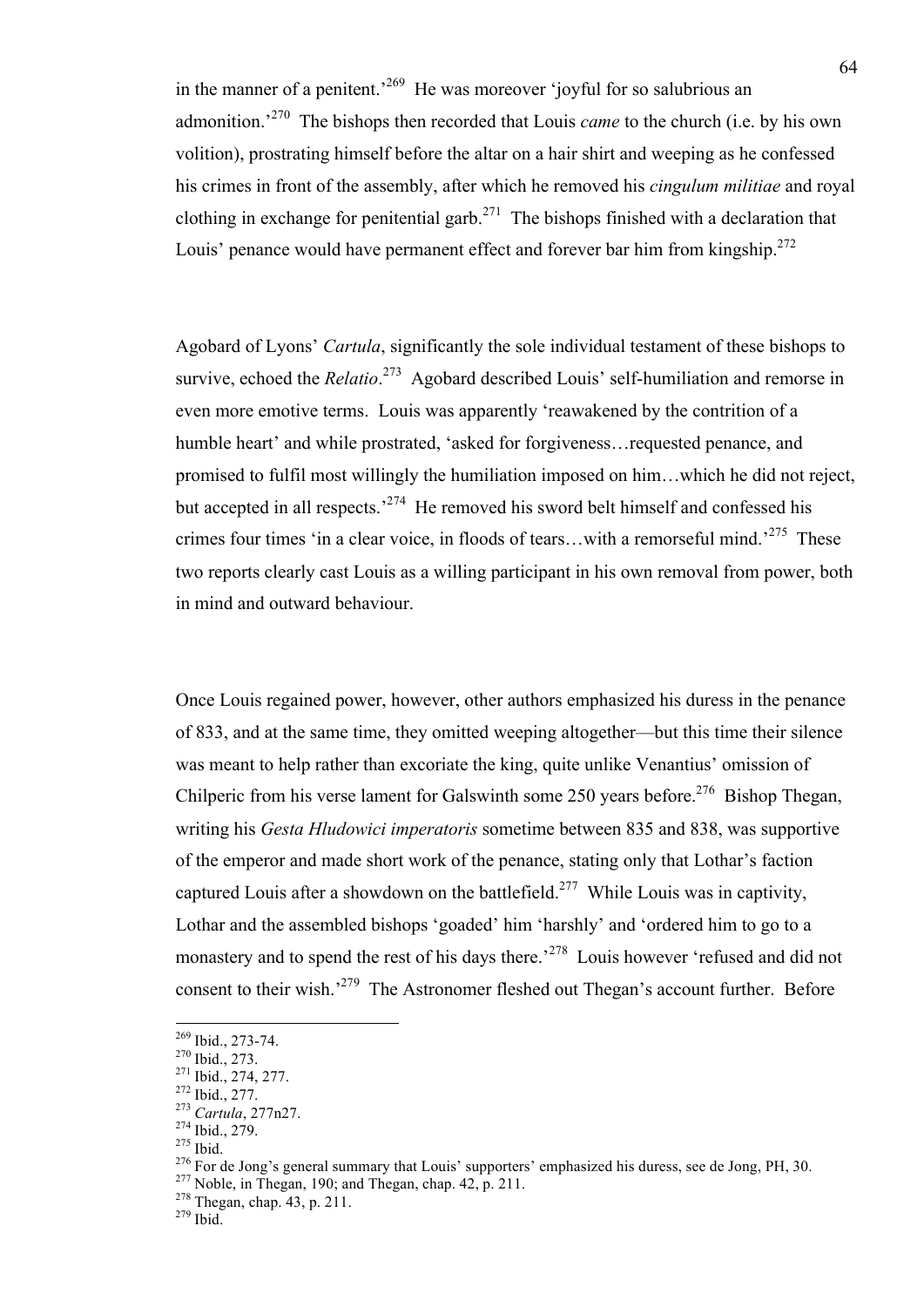in the manner of a penitent.'[269] He was moreover 'joyful for so salubrious an admonition.'[270] The bishops then recorded that Louis *came* to the church (i.e. by his own volition), prostrating himself before the altar on a hair shirt and weeping as he confessed his crimes in front of the assembly, after which he removed his *cingulum militiae* and royal clothing in exchange for penitential garb.[271] The bishops finished with a declaration that Louis' penance would have permanent effect and forever bar him from kingship.[272]

Agobard of Lyons' *Cartula*, significantly the sole individual testament of these bishops to survive, echoed the *Relatio*.[273] Agobard described Louis' self-humiliation and remorse in even more emotive terms. Louis was apparently 'reawakened by the contrition of a humble heart' and while prostrated, 'asked for forgiveness…requested penance, and promised to fulfil most willingly the humiliation imposed on him…which he did not reject, but accepted in all respects.'[274] He removed his sword belt himself and confessed his crimes four times 'in a clear voice, in floods of tears…with a remorseful mind.'[275] These two reports clearly cast Louis as a willing participant in his own removal from power, both in mind and outward behaviour.

Once Louis regained power, however, other authors emphasized his duress in the penance of 833, and at the same time, they omitted weeping altogether—but this time their silence was meant to help rather than excoriate the king, quite unlike Venantius' omission of Chilperic from his verse lament for Galswinth some 250 years before.[276] Bishop Thegan, writing his *Gesta Hludowici imperatoris* sometime between 835 and 838, was supportive of the emperor and made short work of the penance, stating only that Lothar's faction captured Louis after a showdown on the battlefield.[277] While Louis was in captivity, Lothar and the assembled bishops 'goaded' him 'harshly' and 'ordered him to go to a monastery and to spend the rest of his days there.'[278] Louis however 'refused and did not consent to their wish.'[279] The Astronomer fleshed out Thegan's account further. Before

---

[269] Ibid., 273-74.
[270] Ibid., 273.
[271] Ibid., 274, 277.
[272] Ibid., 277.
[273] *Cartula*, 277n27.
[274] Ibid., 279.
[275] Ibid.
[276] For de Jong's general summary that Louis' supporters' emphasized his duress, see de Jong, PH, 30.
[277] Noble, in Thegan, 190; and Thegan, chap. 42, p. 211.
[278] Thegan, chap. 43, p. 211.
[279] Ibid.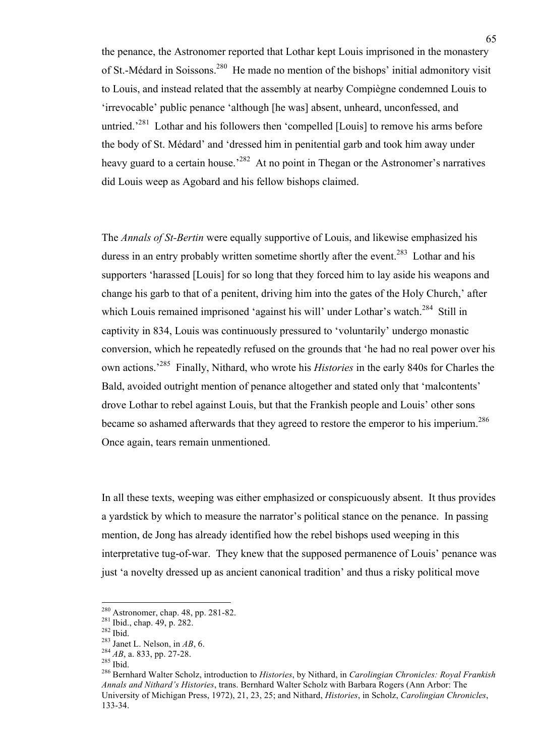the penance, the Astronomer reported that Lothar kept Louis imprisoned in the monastery of St.-Médard in Soissons.[280] He made no mention of the bishops' initial admonitory visit to Louis, and instead related that the assembly at nearby Compiègne condemned Louis to 'irrevocable' public penance 'although [he was] absent, unheard, unconfessed, and untried.'[281] Lothar and his followers then 'compelled [Louis] to remove his arms before the body of St. Médard' and 'dressed him in penitential garb and took him away under heavy guard to a certain house.'[282] At no point in Thegan or the Astronomer's narratives did Louis weep as Agobard and his fellow bishops claimed.

The *Annals of St-Bertin* were equally supportive of Louis, and likewise emphasized his duress in an entry probably written sometime shortly after the event.[283] Lothar and his supporters 'harassed [Louis] for so long that they forced him to lay aside his weapons and change his garb to that of a penitent, driving him into the gates of the Holy Church,' after which Louis remained imprisoned 'against his will' under Lothar's watch.[284] Still in captivity in 834, Louis was continuously pressured to 'voluntarily' undergo monastic conversion, which he repeatedly refused on the grounds that 'he had no real power over his own actions.'[285] Finally, Nithard, who wrote his *Histories* in the early 840s for Charles the Bald, avoided outright mention of penance altogether and stated only that 'malcontents' drove Lothar to rebel against Louis, but that the Frankish people and Louis' other sons became so ashamed afterwards that they agreed to restore the emperor to his imperium.[286] Once again, tears remain unmentioned.

In all these texts, weeping was either emphasized or conspicuously absent. It thus provides a yardstick by which to measure the narrator's political stance on the penance. In passing mention, de Jong has already identified how the rebel bishops used weeping in this interpretative tug-of-war. They knew that the supposed permanence of Louis' penance was just 'a novelty dressed up as ancient canonical tradition' and thus a risky political move

---

[280] Astronomer, chap. 48, pp. 281-82.
[281] Ibid., chap. 49, p. 282.
[282] Ibid.
[283] Janet L. Nelson, in *AB*, 6.
[284] *AB*, a. 833, pp. 27-28.
[285] Ibid.
[286] Bernhard Walter Scholz, introduction to *Histories*, by Nithard, in *Carolingian Chronicles: Royal Frankish Annals and Nithard's Histories*, trans. Bernhard Walter Scholz with Barbara Rogers (Ann Arbor: The University of Michigan Press, 1972), 21, 23, 25; and Nithard, *Histories*, in Scholz, *Carolingian Chronicles*, 133-34.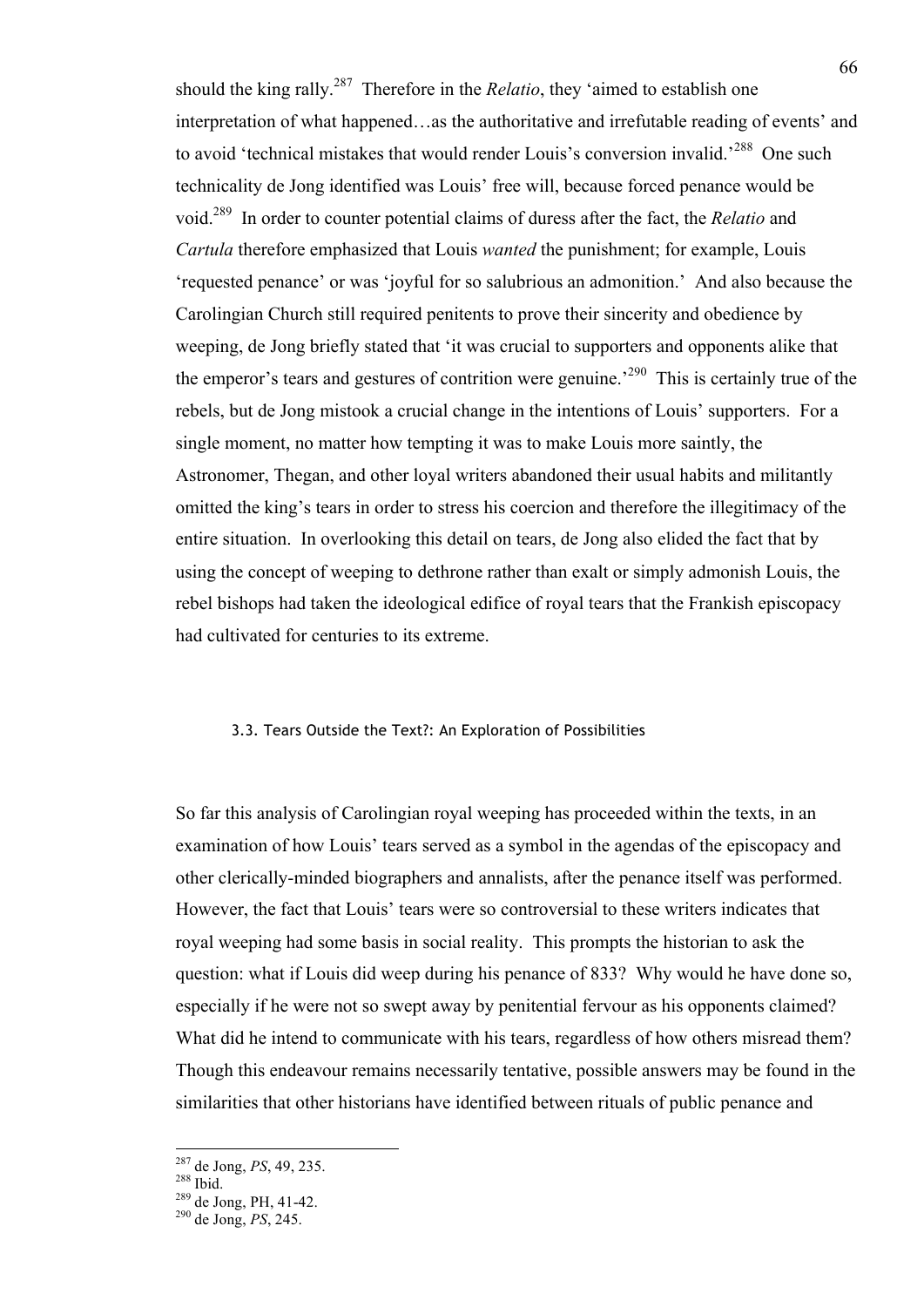should the king rally.[287] Therefore in the *Relatio*, they 'aimed to establish one interpretation of what happened…as the authoritative and irrefutable reading of events' and to avoid 'technical mistakes that would render Louis's conversion invalid.'[288] One such technicality de Jong identified was Louis' free will, because forced penance would be void.[289] In order to counter potential claims of duress after the fact, the *Relatio* and *Cartula* therefore emphasized that Louis *wanted* the punishment; for example, Louis 'requested penance' or was 'joyful for so salubrious an admonition.' And also because the Carolingian Church still required penitents to prove their sincerity and obedience by weeping, de Jong briefly stated that 'it was crucial to supporters and opponents alike that the emperor's tears and gestures of contrition were genuine.'[290] This is certainly true of the rebels, but de Jong mistook a crucial change in the intentions of Louis' supporters. For a single moment, no matter how tempting it was to make Louis more saintly, the Astronomer, Thegan, and other loyal writers abandoned their usual habits and militantly omitted the king's tears in order to stress his coercion and therefore the illegitimacy of the entire situation. In overlooking this detail on tears, de Jong also elided the fact that by using the concept of weeping to dethrone rather than exalt or simply admonish Louis, the rebel bishops had taken the ideological edifice of royal tears that the Frankish episcopacy had cultivated for centuries to its extreme.

### 3.3. Tears Outside the Text?: An Exploration of Possibilities

So far this analysis of Carolingian royal weeping has proceeded within the texts, in an examination of how Louis' tears served as a symbol in the agendas of the episcopacy and other clerically-minded biographers and annalists, after the penance itself was performed. However, the fact that Louis' tears were so controversial to these writers indicates that royal weeping had some basis in social reality. This prompts the historian to ask the question: what if Louis did weep during his penance of 833? Why would he have done so, especially if he were not so swept away by penitential fervour as his opponents claimed? What did he intend to communicate with his tears, regardless of how others misread them? Though this endeavour remains necessarily tentative, possible answers may be found in the similarities that other historians have identified between rituals of public penance and

---

[287] de Jong, *PS*, 49, 235.
[288] Ibid.
[289] de Jong, PH, 41-42.
[290] de Jong, *PS*, 245.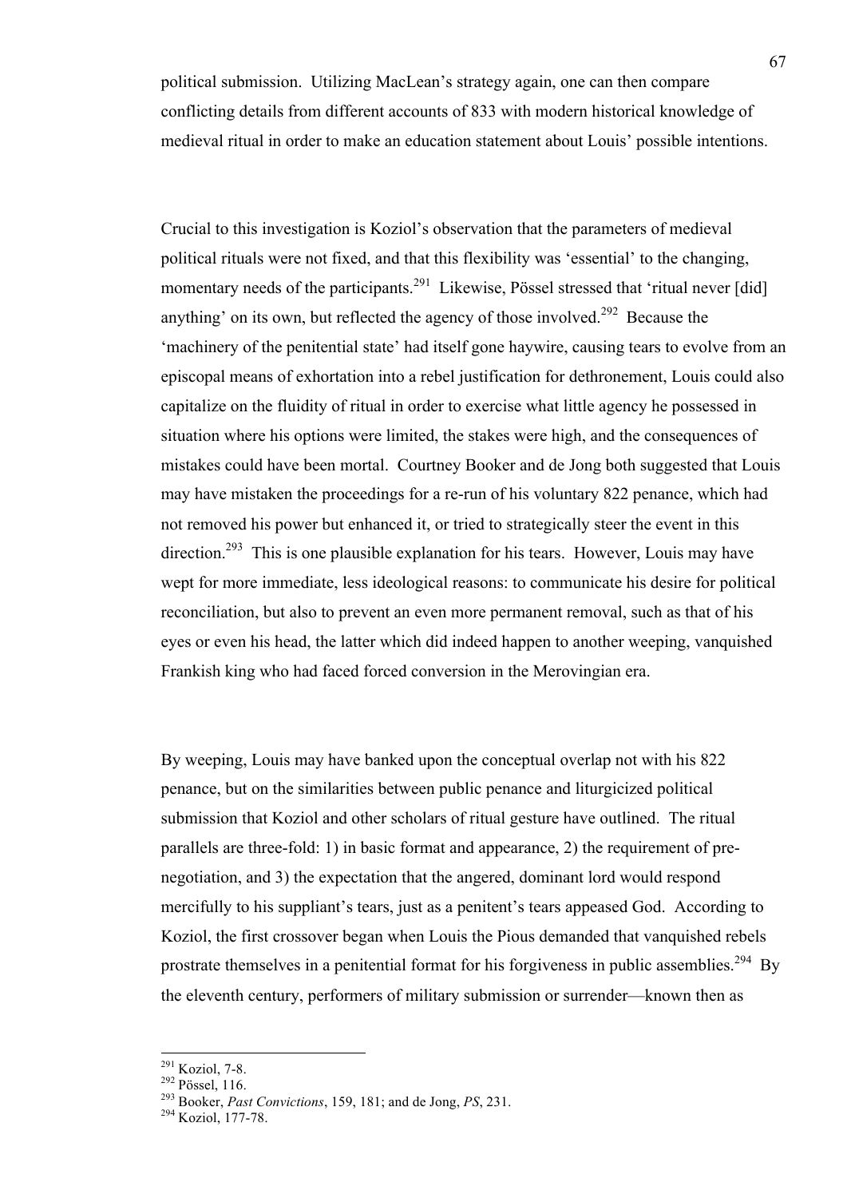political submission. Utilizing MacLean's strategy again, one can then compare conflicting details from different accounts of 833 with modern historical knowledge of medieval ritual in order to make an education statement about Louis' possible intentions.

Crucial to this investigation is Koziol's observation that the parameters of medieval political rituals were not fixed, and that this flexibility was 'essential' to the changing, momentary needs of the participants.[291] Likewise, Pössel stressed that 'ritual never [did] anything' on its own, but reflected the agency of those involved.[292] Because the 'machinery of the penitential state' had itself gone haywire, causing tears to evolve from an episcopal means of exhortation into a rebel justification for dethronement, Louis could also capitalize on the fluidity of ritual in order to exercise what little agency he possessed in situation where his options were limited, the stakes were high, and the consequences of mistakes could have been mortal. Courtney Booker and de Jong both suggested that Louis may have mistaken the proceedings for a re-run of his voluntary 822 penance, which had not removed his power but enhanced it, or tried to strategically steer the event in this direction.[293] This is one plausible explanation for his tears. However, Louis may have wept for more immediate, less ideological reasons: to communicate his desire for political reconciliation, but also to prevent an even more permanent removal, such as that of his eyes or even his head, the latter which did indeed happen to another weeping, vanquished Frankish king who had faced forced conversion in the Merovingian era.

By weeping, Louis may have banked upon the conceptual overlap not with his 822 penance, but on the similarities between public penance and liturgicized political submission that Koziol and other scholars of ritual gesture have outlined. The ritual parallels are three-fold: 1) in basic format and appearance, 2) the requirement of pre-negotiation, and 3) the expectation that the angered, dominant lord would respond mercifully to his suppliant's tears, just as a penitent's tears appeased God. According to Koziol, the first crossover began when Louis the Pious demanded that vanquished rebels prostrate themselves in a penitential format for his forgiveness in public assemblies.[294] By the eleventh century, performers of military submission or surrender—known then as

---

[291] Koziol, 7-8.
[292] Pössel, 116.
[293] Booker, *Past Convictions*, 159, 181; and de Jong, *PS*, 231.
[294] Koziol, 177-78.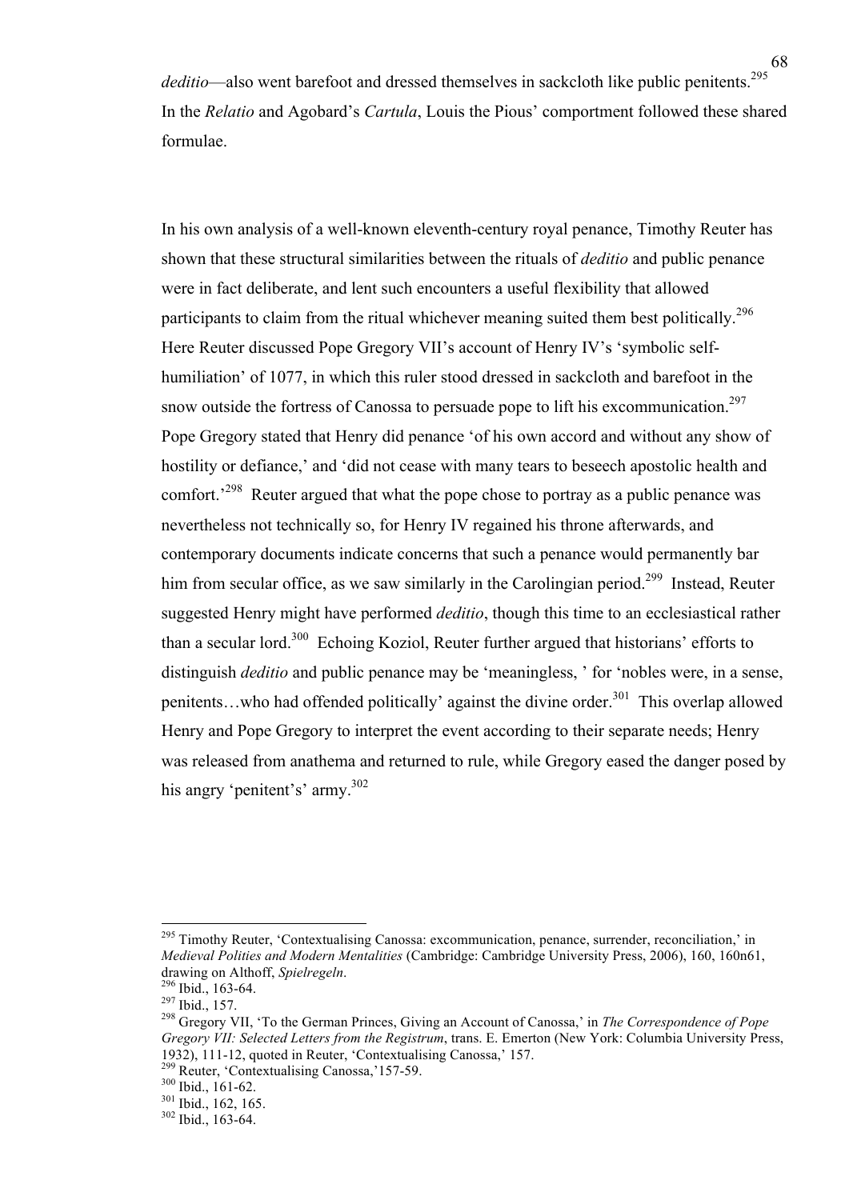*deditio*—also went barefoot and dressed themselves in sackcloth like public penitents.[295] In the *Relatio* and Agobard's *Cartula*, Louis the Pious' comportment followed these shared formulae.

In his own analysis of a well-known eleventh-century royal penance, Timothy Reuter has shown that these structural similarities between the rituals of *deditio* and public penance were in fact deliberate, and lent such encounters a useful flexibility that allowed participants to claim from the ritual whichever meaning suited them best politically.[296] Here Reuter discussed Pope Gregory VII's account of Henry IV's 'symbolic self-humiliation' of 1077, in which this ruler stood dressed in sackcloth and barefoot in the snow outside the fortress of Canossa to persuade pope to lift his excommunication.[297] Pope Gregory stated that Henry did penance 'of his own accord and without any show of hostility or defiance,' and 'did not cease with many tears to beseech apostolic health and comfort.'[298] Reuter argued that what the pope chose to portray as a public penance was nevertheless not technically so, for Henry IV regained his throne afterwards, and contemporary documents indicate concerns that such a penance would permanently bar him from secular office, as we saw similarly in the Carolingian period.[299] Instead, Reuter suggested Henry might have performed *deditio*, though this time to an ecclesiastical rather than a secular lord.[300] Echoing Koziol, Reuter further argued that historians' efforts to distinguish *deditio* and public penance may be 'meaningless, ' for 'nobles were, in a sense, penitents…who had offended politically' against the divine order.[301] This overlap allowed Henry and Pope Gregory to interpret the event according to their separate needs; Henry was released from anathema and returned to rule, while Gregory eased the danger posed by his angry 'penitent's' army.[302]

---

[295] Timothy Reuter, 'Contextualising Canossa: excommunication, penance, surrender, reconciliation,' in *Medieval Polities and Modern Mentalities* (Cambridge: Cambridge University Press, 2006), 160, 160n61, drawing on Althoff, *Spielregeln*.

[296] Ibid., 163-64.

[297] Ibid., 157.

[298] Gregory VII, 'To the German Princes, Giving an Account of Canossa,' in *The Correspondence of Pope Gregory VII: Selected Letters from the Registrum*, trans. E. Emerton (New York: Columbia University Press, 1932), 111-12, quoted in Reuter, 'Contextualising Canossa,' 157.

[299] Reuter, 'Contextualising Canossa,'157-59.

[300] Ibid., 161-62.

[301] Ibid., 162, 165.

[302] Ibid., 163-64.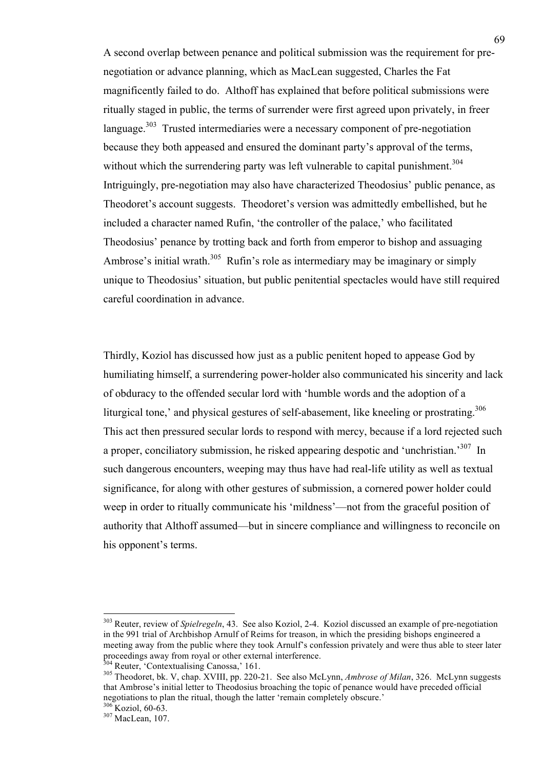A second overlap between penance and political submission was the requirement for pre-negotiation or advance planning, which as MacLean suggested, Charles the Fat magnificently failed to do. Althoff has explained that before political submissions were ritually staged in public, the terms of surrender were first agreed upon privately, in freer language.[303] Trusted intermediaries were a necessary component of pre-negotiation because they both appeased and ensured the dominant party's approval of the terms, without which the surrendering party was left vulnerable to capital punishment.[304] Intriguingly, pre-negotiation may also have characterized Theodosius' public penance, as Theodoret's account suggests. Theodoret's version was admittedly embellished, but he included a character named Rufin, 'the controller of the palace,' who facilitated Theodosius' penance by trotting back and forth from emperor to bishop and assuaging Ambrose's initial wrath.[305] Rufin's role as intermediary may be imaginary or simply unique to Theodosius' situation, but public penitential spectacles would have still required careful coordination in advance.

Thirdly, Koziol has discussed how just as a public penitent hoped to appease God by humiliating himself, a surrendering power-holder also communicated his sincerity and lack of obduracy to the offended secular lord with 'humble words and the adoption of a liturgical tone,' and physical gestures of self-abasement, like kneeling or prostrating.[306] This act then pressured secular lords to respond with mercy, because if a lord rejected such a proper, conciliatory submission, he risked appearing despotic and 'unchristian.'[307] In such dangerous encounters, weeping may thus have had real-life utility as well as textual significance, for along with other gestures of submission, a cornered power holder could weep in order to ritually communicate his 'mildness'—not from the graceful position of authority that Althoff assumed—but in sincere compliance and willingness to reconcile on his opponent's terms.

---

[303] Reuter, review of *Spielregeln*, 43. See also Koziol, 2-4. Koziol discussed an example of pre-negotiation in the 991 trial of Archbishop Arnulf of Reims for treason, in which the presiding bishops engineered a meeting away from the public where they took Arnulf's confession privately and were thus able to steer later proceedings away from royal or other external interference.

[304] Reuter, 'Contextualising Canossa,' 161.

[305] Theodoret, bk. V, chap. XVIII, pp. 220-21. See also McLynn, *Ambrose of Milan*, 326. McLynn suggests that Ambrose's initial letter to Theodosius broaching the topic of penance would have preceded official negotiations to plan the ritual, though the latter 'remain completely obscure.'

[306] Koziol, 60-63.

[307] MacLean, 107.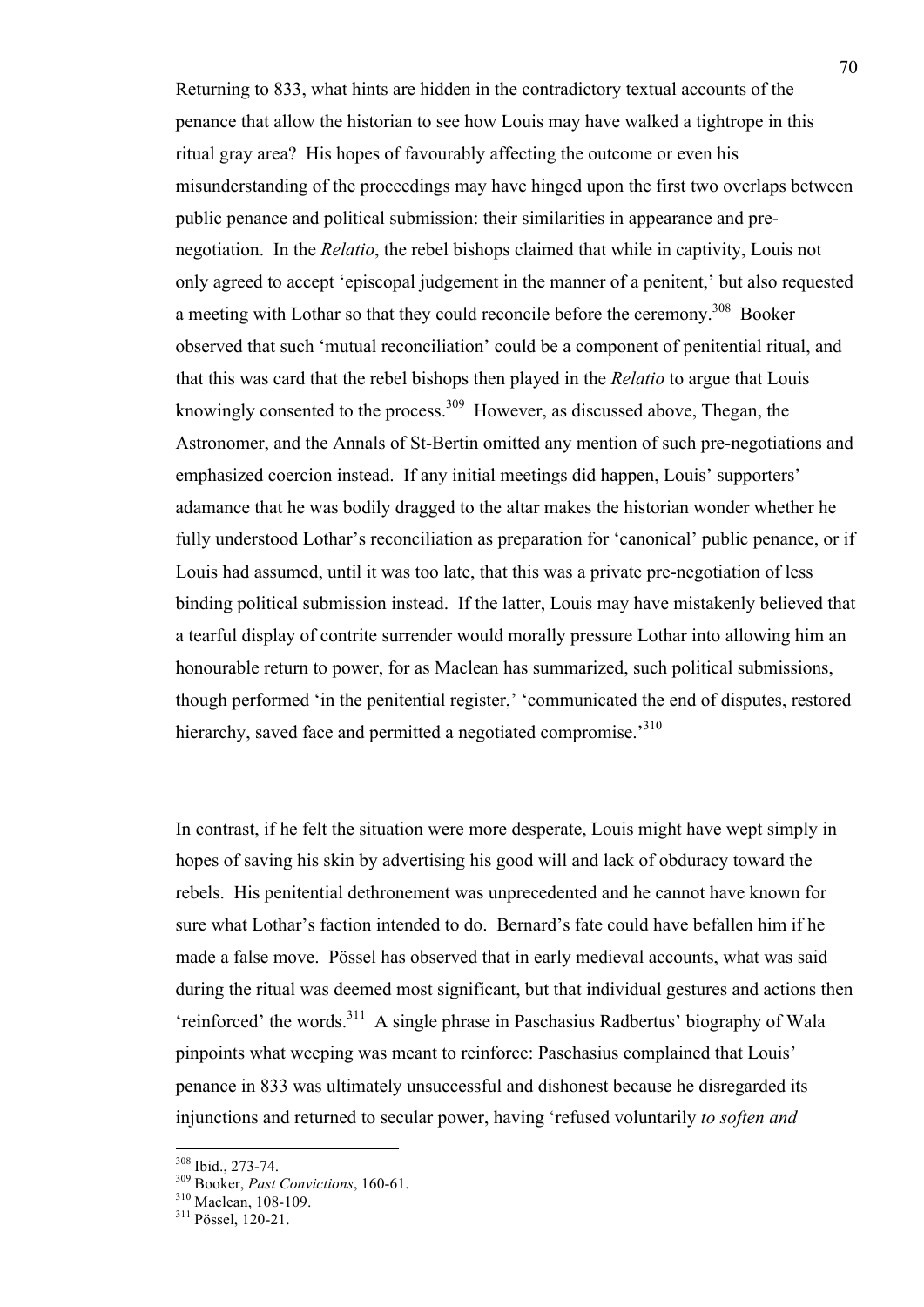Returning to 833, what hints are hidden in the contradictory textual accounts of the penance that allow the historian to see how Louis may have walked a tightrope in this ritual gray area? His hopes of favourably affecting the outcome or even his misunderstanding of the proceedings may have hinged upon the first two overlaps between public penance and political submission: their similarities in appearance and pre-negotiation. In the *Relatio*, the rebel bishops claimed that while in captivity, Louis not only agreed to accept 'episcopal judgement in the manner of a penitent,' but also requested a meeting with Lothar so that they could reconcile before the ceremony.[308] Booker observed that such 'mutual reconciliation' could be a component of penitential ritual, and that this was card that the rebel bishops then played in the *Relatio* to argue that Louis knowingly consented to the process.[309] However, as discussed above, Thegan, the Astronomer, and the Annals of St-Bertin omitted any mention of such pre-negotiations and emphasized coercion instead. If any initial meetings did happen, Louis' supporters' adamance that he was bodily dragged to the altar makes the historian wonder whether he fully understood Lothar's reconciliation as preparation for 'canonical' public penance, or if Louis had assumed, until it was too late, that this was a private pre-negotiation of less binding political submission instead. If the latter, Louis may have mistakenly believed that a tearful display of contrite surrender would morally pressure Lothar into allowing him an honourable return to power, for as Maclean has summarized, such political submissions, though performed 'in the penitential register,' 'communicated the end of disputes, restored hierarchy, saved face and permitted a negotiated compromise.'[310]

In contrast, if he felt the situation were more desperate, Louis might have wept simply in hopes of saving his skin by advertising his good will and lack of obduracy toward the rebels. His penitential dethronement was unprecedented and he cannot have known for sure what Lothar's faction intended to do. Bernard's fate could have befallen him if he made a false move. Pössel has observed that in early medieval accounts, what was said during the ritual was deemed most significant, but that individual gestures and actions then 'reinforced' the words.[311] A single phrase in Paschasius Radbertus' biography of Wala pinpoints what weeping was meant to reinforce: Paschasius complained that Louis' penance in 833 was ultimately unsuccessful and dishonest because he disregarded its injunctions and returned to secular power, having 'refused voluntarily *to soften and*

---

[308] Ibid., 273-74.

[309] Booker, *Past Convictions*, 160-61.

[310] Maclean, 108-109.

[311] Pössel, 120-21.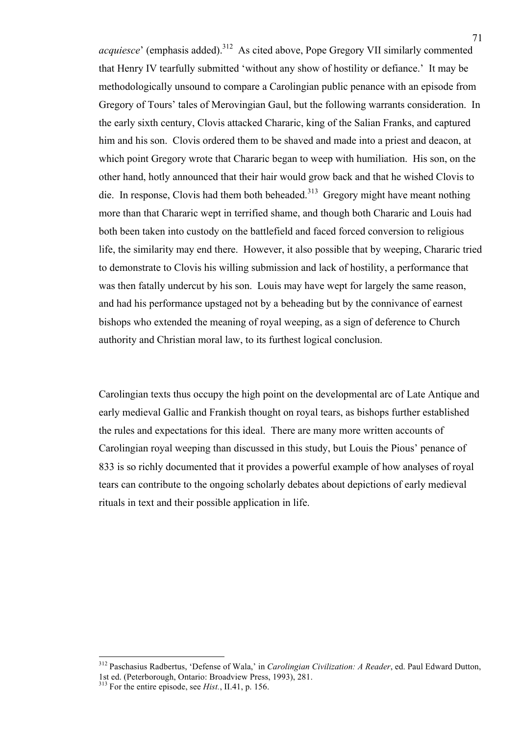*acquiesce*' (emphasis added).[312] As cited above, Pope Gregory VII similarly commented that Henry IV tearfully submitted 'without any show of hostility or defiance.' It may be methodologically unsound to compare a Carolingian public penance with an episode from Gregory of Tours' tales of Merovingian Gaul, but the following warrants consideration. In the early sixth century, Clovis attacked Chararic, king of the Salian Franks, and captured him and his son. Clovis ordered them to be shaved and made into a priest and deacon, at which point Gregory wrote that Chararic began to weep with humiliation. His son, on the other hand, hotly announced that their hair would grow back and that he wished Clovis to die. In response, Clovis had them both beheaded.[313] Gregory might have meant nothing more than that Chararic wept in terrified shame, and though both Chararic and Louis had both been taken into custody on the battlefield and faced forced conversion to religious life, the similarity may end there. However, it also possible that by weeping, Chararic tried to demonstrate to Clovis his willing submission and lack of hostility, a performance that was then fatally undercut by his son. Louis may have wept for largely the same reason, and had his performance upstaged not by a beheading but by the connivance of earnest bishops who extended the meaning of royal weeping, as a sign of deference to Church authority and Christian moral law, to its furthest logical conclusion.

Carolingian texts thus occupy the high point on the developmental arc of Late Antique and early medieval Gallic and Frankish thought on royal tears, as bishops further established the rules and expectations for this ideal. There are many more written accounts of Carolingian royal weeping than discussed in this study, but Louis the Pious' penance of 833 is so richly documented that it provides a powerful example of how analyses of royal tears can contribute to the ongoing scholarly debates about depictions of early medieval rituals in text and their possible application in life.

---

[312] Paschasius Radbertus, 'Defense of Wala,' in *Carolingian Civilization: A Reader*, ed. Paul Edward Dutton, 1st ed. (Peterborough, Ontario: Broadview Press, 1993), 281.

[313] For the entire episode, see *Hist.*, II.41, p. 156.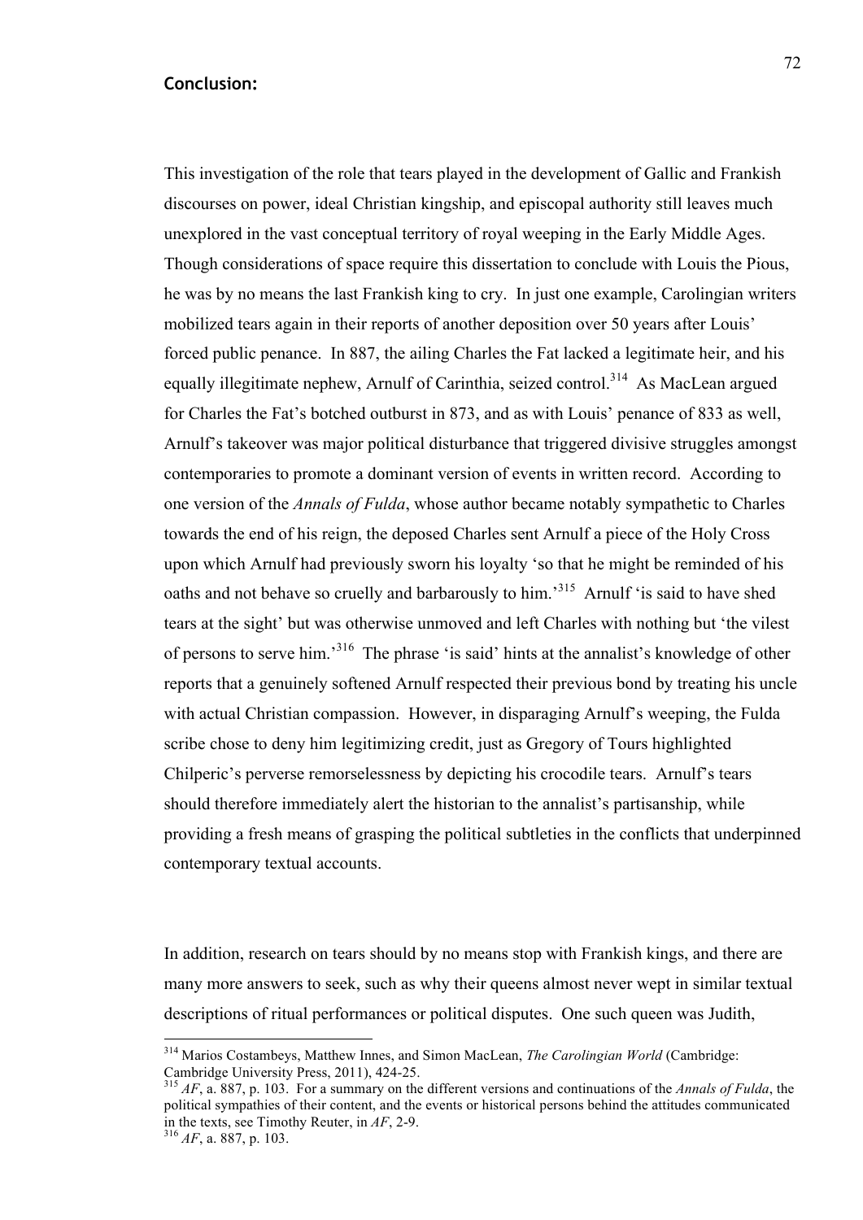## Conclusion:

This investigation of the role that tears played in the development of Gallic and Frankish discourses on power, ideal Christian kingship, and episcopal authority still leaves much unexplored in the vast conceptual territory of royal weeping in the Early Middle Ages. Though considerations of space require this dissertation to conclude with Louis the Pious, he was by no means the last Frankish king to cry. In just one example, Carolingian writers mobilized tears again in their reports of another deposition over 50 years after Louis' forced public penance. In 887, the ailing Charles the Fat lacked a legitimate heir, and his equally illegitimate nephew, Arnulf of Carinthia, seized control.[314] As MacLean argued for Charles the Fat's botched outburst in 873, and as with Louis' penance of 833 as well, Arnulf's takeover was major political disturbance that triggered divisive struggles amongst contemporaries to promote a dominant version of events in written record. According to one version of the *Annals of Fulda*, whose author became notably sympathetic to Charles towards the end of his reign, the deposed Charles sent Arnulf a piece of the Holy Cross upon which Arnulf had previously sworn his loyalty 'so that he might be reminded of his oaths and not behave so cruelly and barbarously to him.'[315] Arnulf 'is said to have shed tears at the sight' but was otherwise unmoved and left Charles with nothing but 'the vilest of persons to serve him.'[316] The phrase 'is said' hints at the annalist's knowledge of other reports that a genuinely softened Arnulf respected their previous bond by treating his uncle with actual Christian compassion. However, in disparaging Arnulf's weeping, the Fulda scribe chose to deny him legitimizing credit, just as Gregory of Tours highlighted Chilperic's perverse remorselessness by depicting his crocodile tears. Arnulf's tears should therefore immediately alert the historian to the annalist's partisanship, while providing a fresh means of grasping the political subtleties in the conflicts that underpinned contemporary textual accounts.

In addition, research on tears should by no means stop with Frankish kings, and there are many more answers to seek, such as why their queens almost never wept in similar textual descriptions of ritual performances or political disputes. One such queen was Judith,

---

[314] Marios Costambeys, Matthew Innes, and Simon MacLean, *The Carolingian World* (Cambridge: Cambridge University Press, 2011), 424-25.

[315] *AF*, a. 887, p. 103. For a summary on the different versions and continuations of the *Annals of Fulda*, the political sympathies of their content, and the events or historical persons behind the attitudes communicated in the texts, see Timothy Reuter, in *AF*, 2-9.

[316] *AF*, a. 887, p. 103.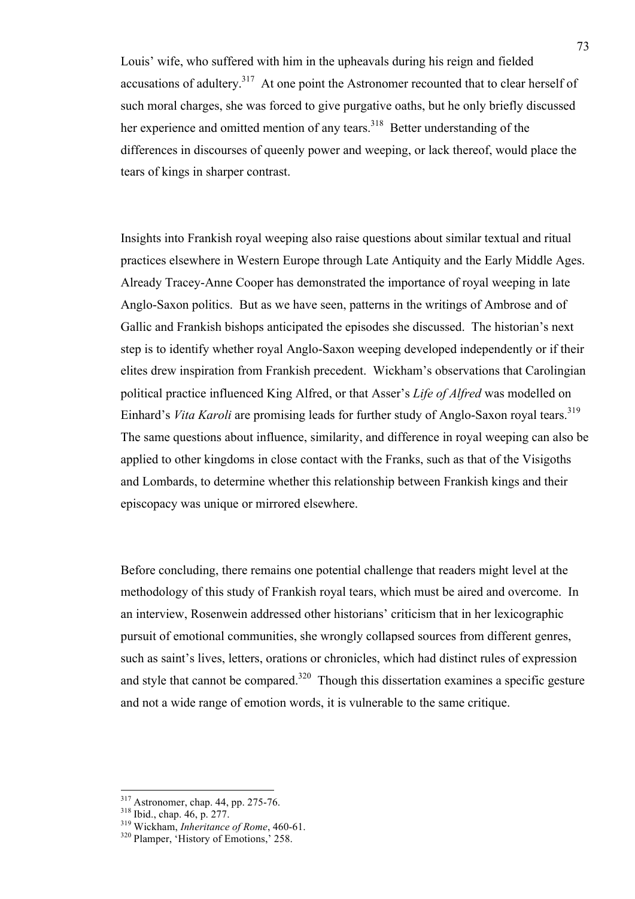Louis' wife, who suffered with him in the upheavals during his reign and fielded accusations of adultery.[317] At one point the Astronomer recounted that to clear herself of such moral charges, she was forced to give purgative oaths, but he only briefly discussed her experience and omitted mention of any tears.[318] Better understanding of the differences in discourses of queenly power and weeping, or lack thereof, would place the tears of kings in sharper contrast.

Insights into Frankish royal weeping also raise questions about similar textual and ritual practices elsewhere in Western Europe through Late Antiquity and the Early Middle Ages. Already Tracey-Anne Cooper has demonstrated the importance of royal weeping in late Anglo-Saxon politics. But as we have seen, patterns in the writings of Ambrose and of Gallic and Frankish bishops anticipated the episodes she discussed. The historian's next step is to identify whether royal Anglo-Saxon weeping developed independently or if their elites drew inspiration from Frankish precedent. Wickham's observations that Carolingian political practice influenced King Alfred, or that Asser's *Life of Alfred* was modelled on Einhard's *Vita Karoli* are promising leads for further study of Anglo-Saxon royal tears.[319] The same questions about influence, similarity, and difference in royal weeping can also be applied to other kingdoms in close contact with the Franks, such as that of the Visigoths and Lombards, to determine whether this relationship between Frankish kings and their episcopacy was unique or mirrored elsewhere.

Before concluding, there remains one potential challenge that readers might level at the methodology of this study of Frankish royal tears, which must be aired and overcome. In an interview, Rosenwein addressed other historians' criticism that in her lexicographic pursuit of emotional communities, she wrongly collapsed sources from different genres, such as saint's lives, letters, orations or chronicles, which had distinct rules of expression and style that cannot be compared.[320] Though this dissertation examines a specific gesture and not a wide range of emotion words, it is vulnerable to the same critique.

---

[317] Astronomer, chap. 44, pp. 275-76.
[318] Ibid., chap. 46, p. 277.
[319] Wickham, *Inheritance of Rome*, 460-61.
[320] Plamper, 'History of Emotions,' 258.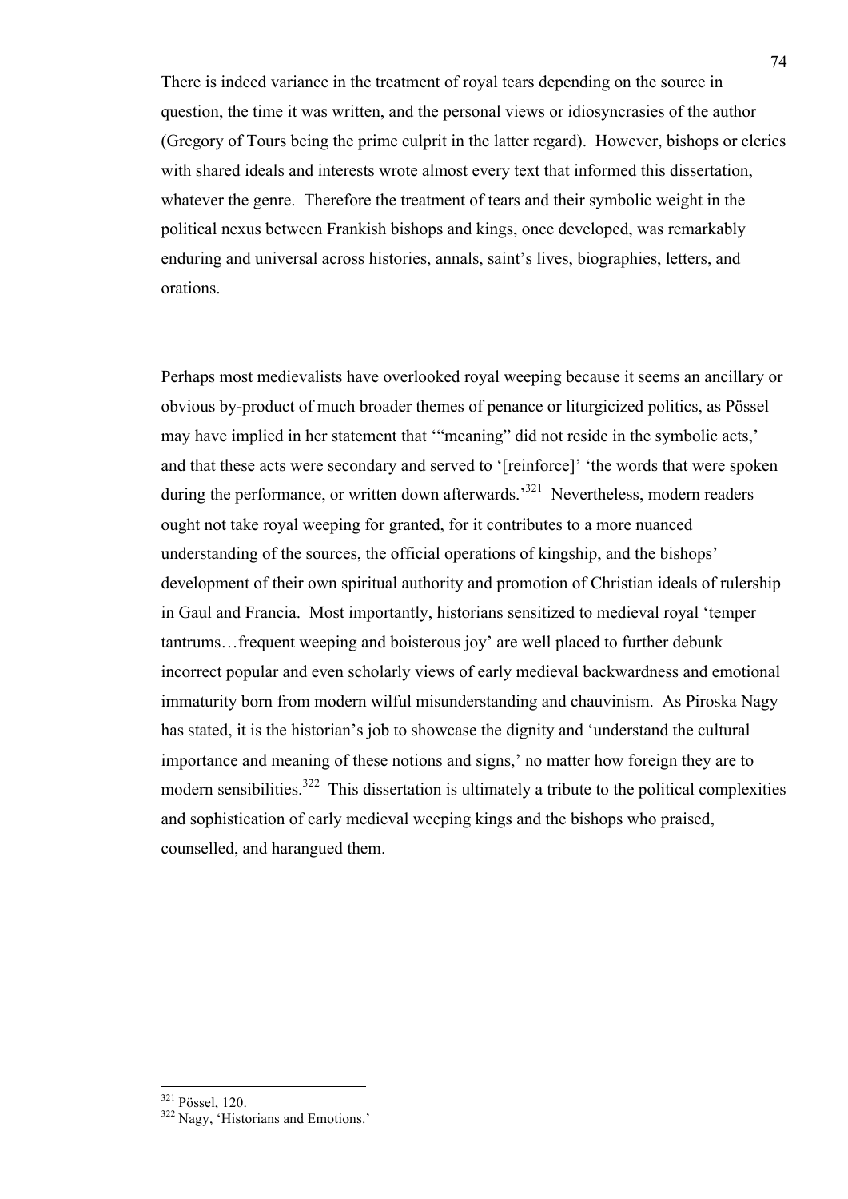There is indeed variance in the treatment of royal tears depending on the source in question, the time it was written, and the personal views or idiosyncrasies of the author (Gregory of Tours being the prime culprit in the latter regard). However, bishops or clerics with shared ideals and interests wrote almost every text that informed this dissertation, whatever the genre. Therefore the treatment of tears and their symbolic weight in the political nexus between Frankish bishops and kings, once developed, was remarkably enduring and universal across histories, annals, saint's lives, biographies, letters, and orations.

Perhaps most medievalists have overlooked royal weeping because it seems an ancillary or obvious by-product of much broader themes of penance or liturgicized politics, as Pössel may have implied in her statement that '"meaning" did not reside in the symbolic acts,' and that these acts were secondary and served to '[reinforce]' 'the words that were spoken during the performance, or written down afterwards.'[321] Nevertheless, modern readers ought not take royal weeping for granted, for it contributes to a more nuanced understanding of the sources, the official operations of kingship, and the bishops' development of their own spiritual authority and promotion of Christian ideals of rulership in Gaul and Francia. Most importantly, historians sensitized to medieval royal 'temper tantrums…frequent weeping and boisterous joy' are well placed to further debunk incorrect popular and even scholarly views of early medieval backwardness and emotional immaturity born from modern wilful misunderstanding and chauvinism. As Piroska Nagy has stated, it is the historian's job to showcase the dignity and 'understand the cultural importance and meaning of these notions and signs,' no matter how foreign they are to modern sensibilities.[322] This dissertation is ultimately a tribute to the political complexities and sophistication of early medieval weeping kings and the bishops who praised, counselled, and harangued them.

---

[321] Pössel, 120.

[322] Nagy, 'Historians and Emotions.'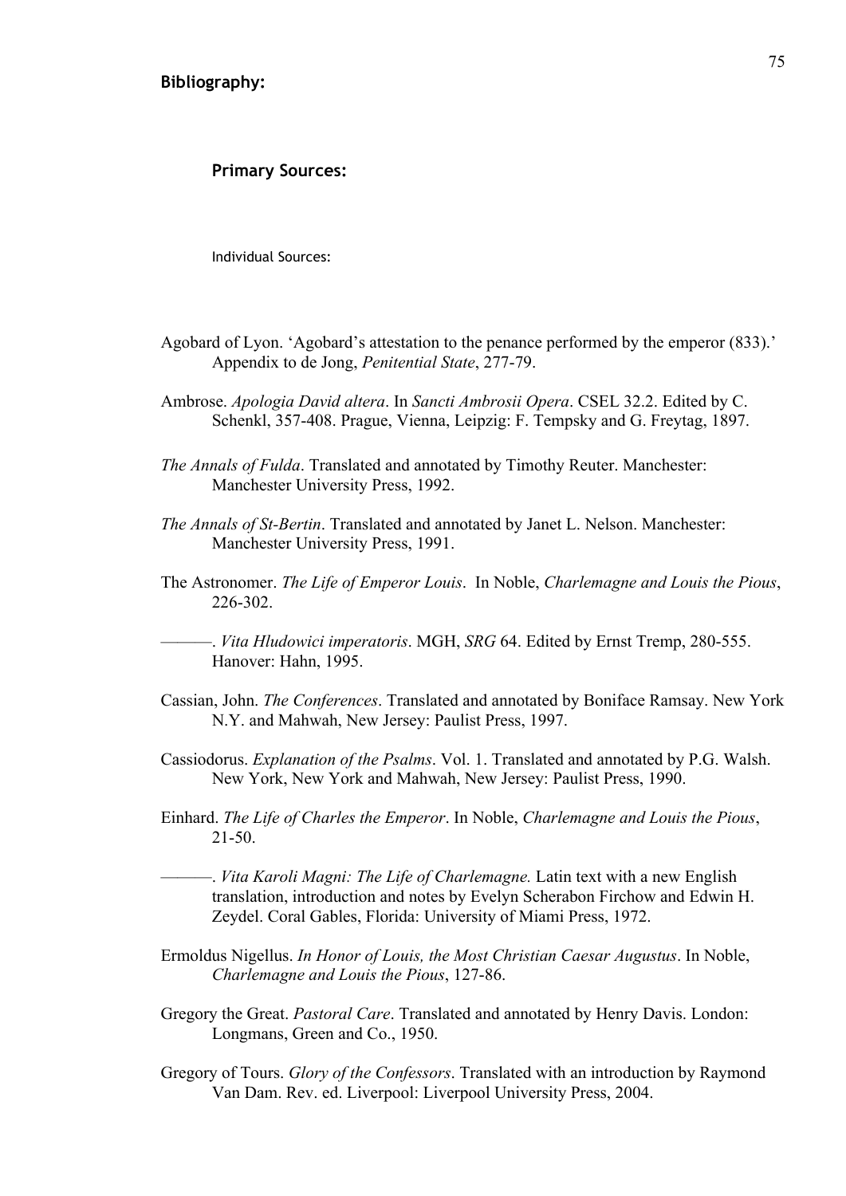# Bibliography:

## Primary Sources:

### Individual Sources:

Agobard of Lyon. 'Agobard's attestation to the penance performed by the emperor (833).' Appendix to de Jong, *Penitential State*, 277-79.

Ambrose. *Apologia David altera*. In *Sancti Ambrosii Opera*. CSEL 32.2. Edited by C. Schenkl, 357-408. Prague, Vienna, Leipzig: F. Tempsky and G. Freytag, 1897.

*The Annals of Fulda*. Translated and annotated by Timothy Reuter. Manchester: Manchester University Press, 1992.

*The Annals of St-Bertin*. Translated and annotated by Janet L. Nelson. Manchester: Manchester University Press, 1991.

The Astronomer. *The Life of Emperor Louis*. In Noble, *Charlemagne and Louis the Pious*, 226-302.

———. *Vita Hludowici imperatoris*. MGH, *SRG* 64. Edited by Ernst Tremp, 280-555. Hanover: Hahn, 1995.

Cassian, John. *The Conferences*. Translated and annotated by Boniface Ramsay. New York N.Y. and Mahwah, New Jersey: Paulist Press, 1997.

Cassiodorus. *Explanation of the Psalms*. Vol. 1. Translated and annotated by P.G. Walsh. New York, New York and Mahwah, New Jersey: Paulist Press, 1990.

Einhard. *The Life of Charles the Emperor*. In Noble, *Charlemagne and Louis the Pious*, 21-50.

———. *Vita Karoli Magni: The Life of Charlemagne.* Latin text with a new English translation, introduction and notes by Evelyn Scherabon Firchow and Edwin H. Zeydel. Coral Gables, Florida: University of Miami Press, 1972.

Ermoldus Nigellus. *In Honor of Louis, the Most Christian Caesar Augustus*. In Noble, *Charlemagne and Louis the Pious*, 127-86.

Gregory the Great. *Pastoral Care*. Translated and annotated by Henry Davis. London: Longmans, Green and Co., 1950.

Gregory of Tours. *Glory of the Confessors*. Translated with an introduction by Raymond Van Dam. Rev. ed. Liverpool: Liverpool University Press, 2004.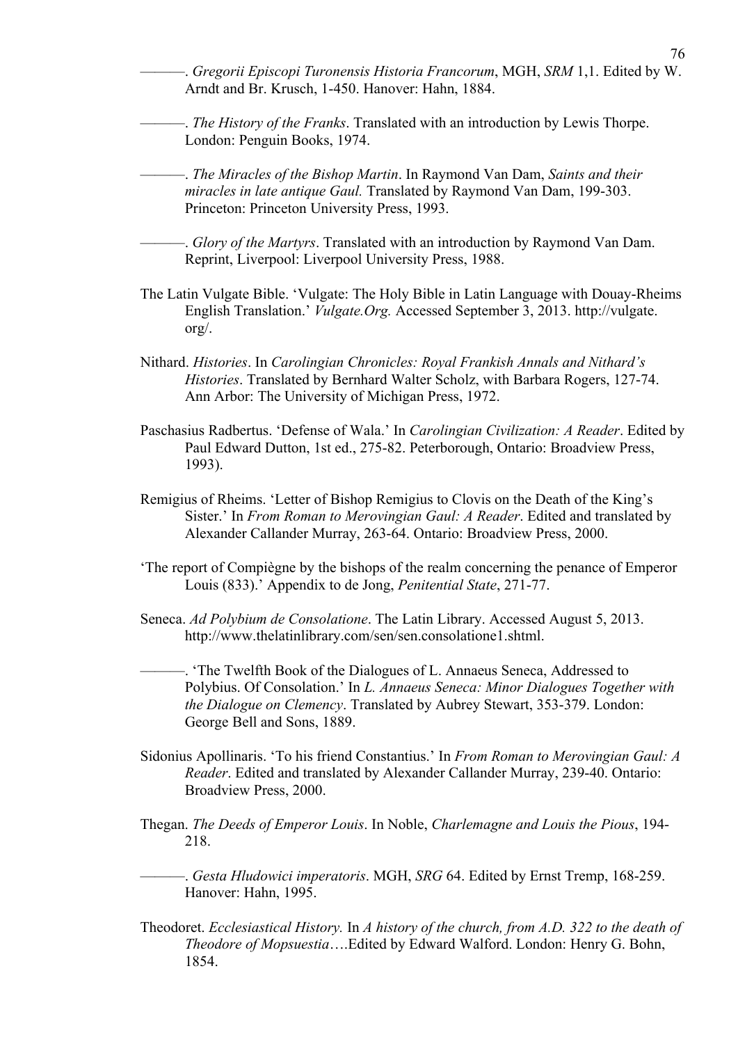———. *Gregorii Episcopi Turonensis Historia Francorum*, MGH, *SRM* 1,1. Edited by W. Arndt and Br. Krusch, 1-450. Hanover: Hahn, 1884.

———. *The History of the Franks*. Translated with an introduction by Lewis Thorpe. London: Penguin Books, 1974.

———. *The Miracles of the Bishop Martin*. In Raymond Van Dam, *Saints and their miracles in late antique Gaul.* Translated by Raymond Van Dam, 199-303. Princeton: Princeton University Press, 1993.

———. *Glory of the Martyrs*. Translated with an introduction by Raymond Van Dam. Reprint, Liverpool: Liverpool University Press, 1988.

The Latin Vulgate Bible. 'Vulgate: The Holy Bible in Latin Language with Douay-Rheims English Translation.' *Vulgate.Org.* Accessed September 3, 2013. http://vulgate.org/.

Nithard. *Histories*. In *Carolingian Chronicles: Royal Frankish Annals and Nithard's Histories*. Translated by Bernhard Walter Scholz, with Barbara Rogers, 127-74. Ann Arbor: The University of Michigan Press, 1972.

Paschasius Radbertus. 'Defense of Wala.' In *Carolingian Civilization: A Reader*. Edited by Paul Edward Dutton, 1st ed., 275-82. Peterborough, Ontario: Broadview Press, 1993).

Remigius of Rheims. 'Letter of Bishop Remigius to Clovis on the Death of the King's Sister.' In *From Roman to Merovingian Gaul: A Reader*. Edited and translated by Alexander Callander Murray, 263-64. Ontario: Broadview Press, 2000.

'The report of Compiègne by the bishops of the realm concerning the penance of Emperor Louis (833).' Appendix to de Jong, *Penitential State*, 271-77.

Seneca. *Ad Polybium de Consolatione*. The Latin Library. Accessed August 5, 2013. http://www.thelatinlibrary.com/sen/sen.consolatione1.shtml.

———. 'The Twelfth Book of the Dialogues of L. Annaeus Seneca, Addressed to Polybius. Of Consolation.' In *L. Annaeus Seneca: Minor Dialogues Together with the Dialogue on Clemency*. Translated by Aubrey Stewart, 353-379. London: George Bell and Sons, 1889.

Sidonius Apollinaris. 'To his friend Constantius.' In *From Roman to Merovingian Gaul: A Reader*. Edited and translated by Alexander Callander Murray, 239-40. Ontario: Broadview Press, 2000.

Thegan. *The Deeds of Emperor Louis*. In Noble, *Charlemagne and Louis the Pious*, 194-218.

———. *Gesta Hludowici imperatoris*. MGH, *SRG* 64. Edited by Ernst Tremp, 168-259. Hanover: Hahn, 1995.

Theodoret. *Ecclesiastical History.* In *A history of the church, from A.D. 322 to the death of Theodore of Mopsuestia*….Edited by Edward Walford. London: Henry G. Bohn, 1854.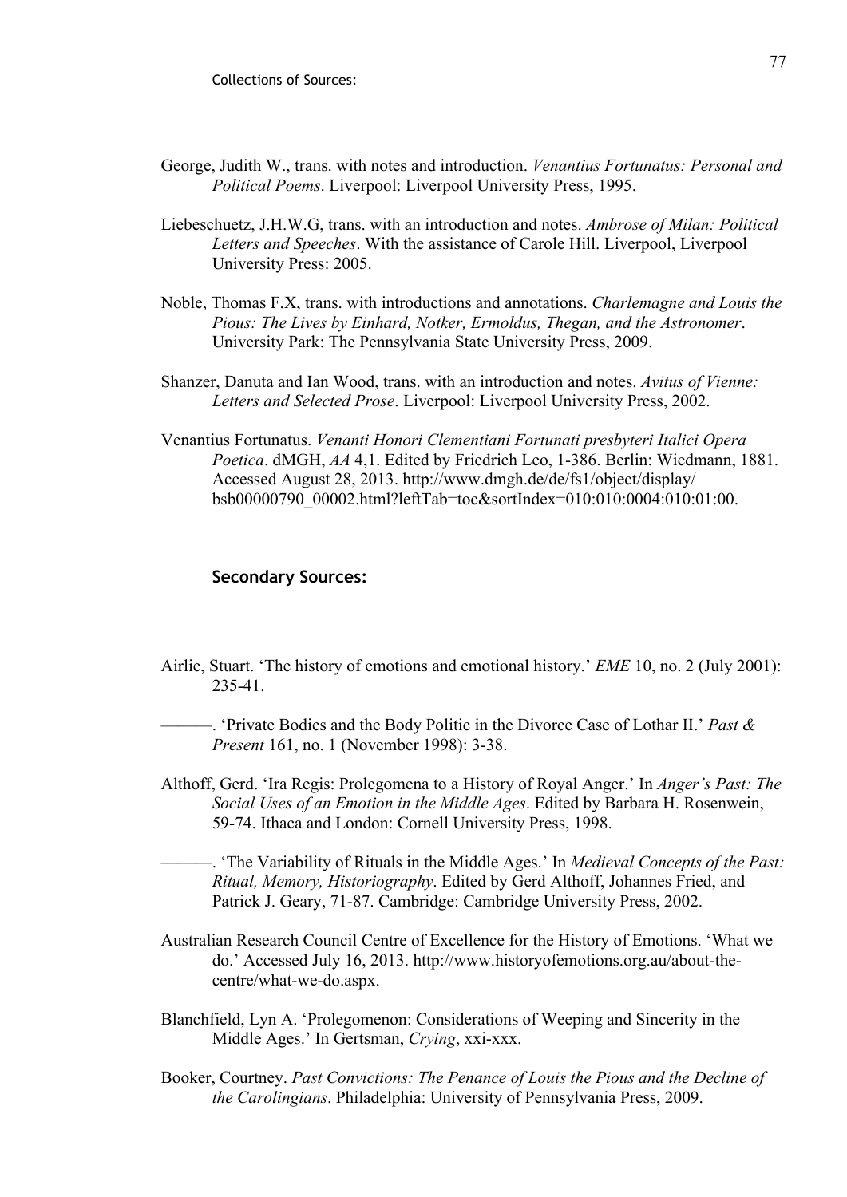Collections of Sources:

George, Judith W., trans. with notes and introduction. *Venantius Fortunatus: Personal and Political Poems*. Liverpool: Liverpool University Press, 1995.

Liebeschuetz, J.H.W.G, trans. with an introduction and notes. *Ambrose of Milan: Political Letters and Speeches*. With the assistance of Carole Hill. Liverpool, Liverpool University Press: 2005.

Noble, Thomas F.X, trans. with introductions and annotations. *Charlemagne and Louis the Pious: The Lives by Einhard, Notker, Ermoldus, Thegan, and the Astronomer*. University Park: The Pennsylvania State University Press, 2009.

Shanzer, Danuta and Ian Wood, trans. with an introduction and notes. *Avitus of Vienne: Letters and Selected Prose*. Liverpool: Liverpool University Press, 2002.

Venantius Fortunatus. *Venanti Honori Clementiani Fortunati presbyteri Italici Opera Poetica*. dMGH, *AA* 4,1. Edited by Friedrich Leo, 1-386. Berlin: Wiedmann, 1881. Accessed August 28, 2013. http://www.dmgh.de/de/fs1/object/display/bsb00000790_00002.html?leftTab=toc&sortIndex=010:010:0004:010:01:00.

**Secondary Sources:**

Airlie, Stuart. 'The history of emotions and emotional history.' *EME* 10, no. 2 (July 2001): 235-41.

———. 'Private Bodies and the Body Politic in the Divorce Case of Lothar II.' *Past & Present* 161, no. 1 (November 1998): 3-38.

Althoff, Gerd. 'Ira Regis: Prolegomena to a History of Royal Anger.' In *Anger's Past: The Social Uses of an Emotion in the Middle Ages*. Edited by Barbara H. Rosenwein, 59-74. Ithaca and London: Cornell University Press, 1998.

———. 'The Variability of Rituals in the Middle Ages.' In *Medieval Concepts of the Past: Ritual, Memory, Historiography*. Edited by Gerd Althoff, Johannes Fried, and Patrick J. Geary, 71-87. Cambridge: Cambridge University Press, 2002.

Australian Research Council Centre of Excellence for the History of Emotions. 'What we do.' Accessed July 16, 2013. http://www.historyofemotions.org.au/about-the-centre/what-we-do.aspx.

Blanchfield, Lyn A. 'Prolegomenon: Considerations of Weeping and Sincerity in the Middle Ages.' In Gertsman, *Crying*, xxi-xxx.

Booker, Courtney. *Past Convictions: The Penance of Louis the Pious and the Decline of the Carolingians*. Philadelphia: University of Pennsylvania Press, 2009.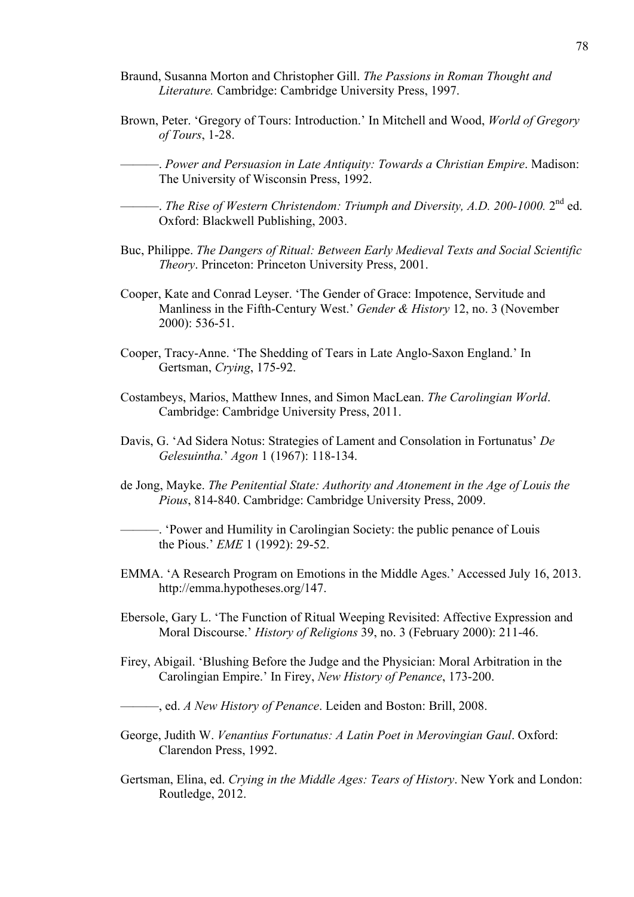Braund, Susanna Morton and Christopher Gill. *The Passions in Roman Thought and Literature.* Cambridge: Cambridge University Press, 1997.

Brown, Peter. 'Gregory of Tours: Introduction.' In Mitchell and Wood, *World of Gregory of Tours*, 1-28.

———. *Power and Persuasion in Late Antiquity: Towards a Christian Empire*. Madison: The University of Wisconsin Press, 1992.

———. *The Rise of Western Christendom: Triumph and Diversity, A.D. 200-1000.* 2nd ed. Oxford: Blackwell Publishing, 2003.

Buc, Philippe. *The Dangers of Ritual: Between Early Medieval Texts and Social Scientific Theory*. Princeton: Princeton University Press, 2001.

Cooper, Kate and Conrad Leyser. 'The Gender of Grace: Impotence, Servitude and Manliness in the Fifth-Century West.' *Gender & History* 12, no. 3 (November 2000): 536-51.

Cooper, Tracy-Anne. 'The Shedding of Tears in Late Anglo-Saxon England.' In Gertsman, *Crying*, 175-92.

Costambeys, Marios, Matthew Innes, and Simon MacLean. *The Carolingian World*. Cambridge: Cambridge University Press, 2011.

Davis, G. 'Ad Sidera Notus: Strategies of Lament and Consolation in Fortunatus' *De Gelesuintha.*' *Agon* 1 (1967): 118-134.

de Jong, Mayke. *The Penitential State: Authority and Atonement in the Age of Louis the Pious*, 814-840. Cambridge: Cambridge University Press, 2009.

———. 'Power and Humility in Carolingian Society: the public penance of Louis the Pious.' *EME* 1 (1992): 29-52.

EMMA. 'A Research Program on Emotions in the Middle Ages.' Accessed July 16, 2013. http://emma.hypotheses.org/147.

Ebersole, Gary L. 'The Function of Ritual Weeping Revisited: Affective Expression and Moral Discourse.' *History of Religions* 39, no. 3 (February 2000): 211-46.

Firey, Abigail. 'Blushing Before the Judge and the Physician: Moral Arbitration in the Carolingian Empire.' In Firey, *New History of Penance*, 173-200.

———, ed. *A New History of Penance*. Leiden and Boston: Brill, 2008.

George, Judith W. *Venantius Fortunatus: A Latin Poet in Merovingian Gaul*. Oxford: Clarendon Press, 1992.

Gertsman, Elina, ed. *Crying in the Middle Ages: Tears of History*. New York and London: Routledge, 2012.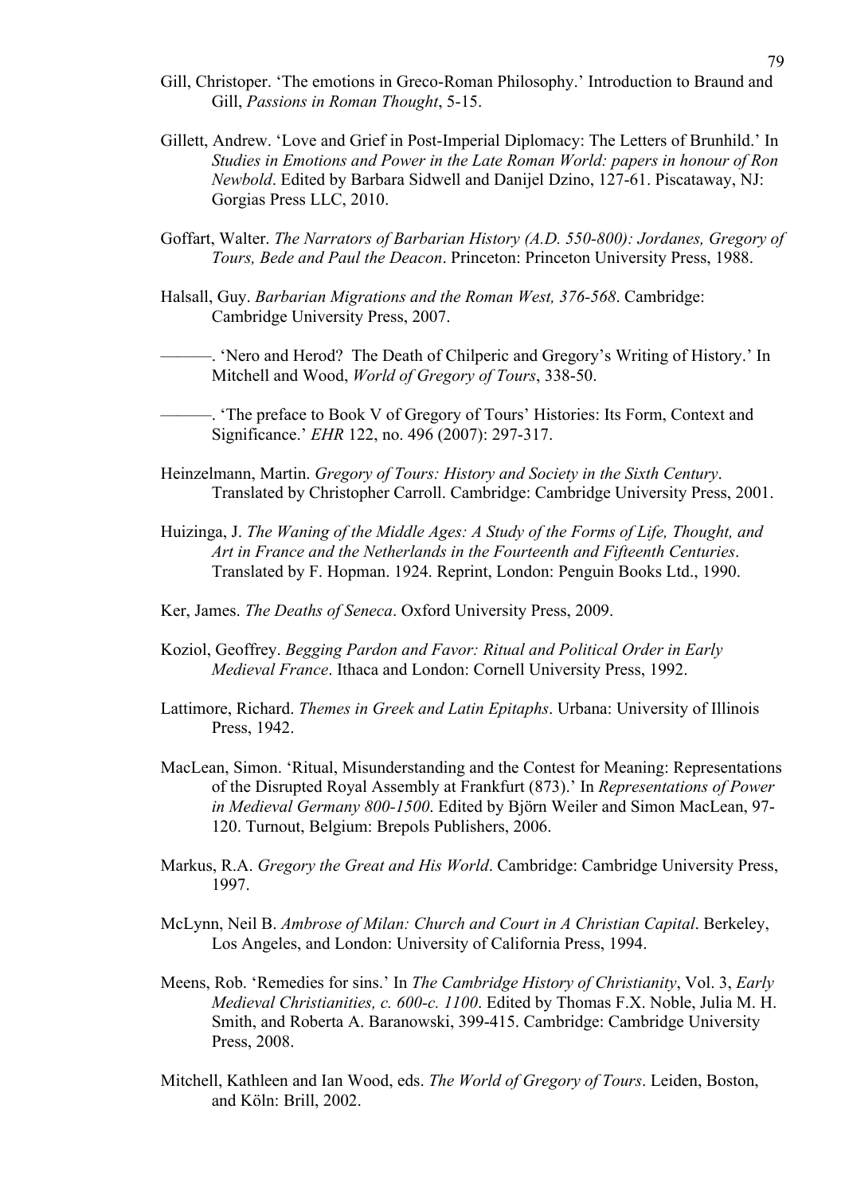Gill, Christoper. 'The emotions in Greco-Roman Philosophy.' Introduction to Braund and Gill, *Passions in Roman Thought*, 5-15.

Gillett, Andrew. 'Love and Grief in Post-Imperial Diplomacy: The Letters of Brunhild.' In *Studies in Emotions and Power in the Late Roman World: papers in honour of Ron Newbold*. Edited by Barbara Sidwell and Danijel Dzino, 127-61. Piscataway, NJ: Gorgias Press LLC, 2010.

Goffart, Walter. *The Narrators of Barbarian History (A.D. 550-800): Jordanes, Gregory of Tours, Bede and Paul the Deacon*. Princeton: Princeton University Press, 1988.

Halsall, Guy. *Barbarian Migrations and the Roman West, 376-568*. Cambridge: Cambridge University Press, 2007.

———. 'Nero and Herod? The Death of Chilperic and Gregory's Writing of History.' In Mitchell and Wood, *World of Gregory of Tours*, 338-50.

———. 'The preface to Book V of Gregory of Tours' Histories: Its Form, Context and Significance.' *EHR* 122, no. 496 (2007): 297-317.

Heinzelmann, Martin. *Gregory of Tours: History and Society in the Sixth Century*. Translated by Christopher Carroll. Cambridge: Cambridge University Press, 2001.

Huizinga, J. *The Waning of the Middle Ages: A Study of the Forms of Life, Thought, and Art in France and the Netherlands in the Fourteenth and Fifteenth Centuries*. Translated by F. Hopman. 1924. Reprint, London: Penguin Books Ltd., 1990.

Ker, James. *The Deaths of Seneca*. Oxford University Press, 2009.

Koziol, Geoffrey. *Begging Pardon and Favor: Ritual and Political Order in Early Medieval France*. Ithaca and London: Cornell University Press, 1992.

Lattimore, Richard. *Themes in Greek and Latin Epitaphs*. Urbana: University of Illinois Press, 1942.

MacLean, Simon. 'Ritual, Misunderstanding and the Contest for Meaning: Representations of the Disrupted Royal Assembly at Frankfurt (873).' In *Representations of Power in Medieval Germany 800-1500*. Edited by Björn Weiler and Simon MacLean, 97-120. Turnout, Belgium: Brepols Publishers, 2006.

Markus, R.A. *Gregory the Great and His World*. Cambridge: Cambridge University Press, 1997.

McLynn, Neil B. *Ambrose of Milan: Church and Court in A Christian Capital*. Berkeley, Los Angeles, and London: University of California Press, 1994.

Meens, Rob. 'Remedies for sins.' In *The Cambridge History of Christianity*, Vol. 3, *Early Medieval Christianities, c. 600-c. 1100*. Edited by Thomas F.X. Noble, Julia M. H. Smith, and Roberta A. Baranowski, 399-415. Cambridge: Cambridge University Press, 2008.

Mitchell, Kathleen and Ian Wood, eds. *The World of Gregory of Tours*. Leiden, Boston, and Köln: Brill, 2002.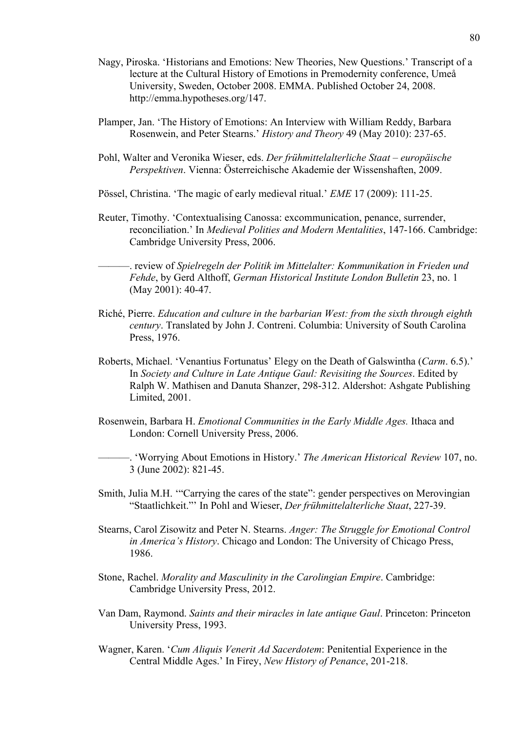Nagy, Piroska. 'Historians and Emotions: New Theories, New Questions.' Transcript of a lecture at the Cultural History of Emotions in Premodernity conference, Umeå University, Sweden, October 2008. EMMA. Published October 24, 2008. http://emma.hypotheses.org/147.

Plamper, Jan. 'The History of Emotions: An Interview with William Reddy, Barbara Rosenwein, and Peter Stearns.' *History and Theory* 49 (May 2010): 237-65.

Pohl, Walter and Veronika Wieser, eds. *Der frühmittelalterliche Staat – europäische Perspektiven*. Vienna: Österreichische Akademie der Wissenshaften, 2009.

Pössel, Christina. 'The magic of early medieval ritual.' *EME* 17 (2009): 111-25.

Reuter, Timothy. 'Contextualising Canossa: excommunication, penance, surrender, reconciliation.' In *Medieval Polities and Modern Mentalities*, 147-166. Cambridge: Cambridge University Press, 2006.

———. review of *Spielregeln der Politik im Mittelalter: Kommunikation in Frieden und Fehde*, by Gerd Althoff, *German Historical Institute London Bulletin* 23, no. 1 (May 2001): 40-47.

Riché, Pierre. *Education and culture in the barbarian West: from the sixth through eighth century*. Translated by John J. Contreni. Columbia: University of South Carolina Press, 1976.

Roberts, Michael. 'Venantius Fortunatus' Elegy on the Death of Galswintha (*Carm*. 6.5).' In *Society and Culture in Late Antique Gaul: Revisiting the Sources*. Edited by Ralph W. Mathisen and Danuta Shanzer, 298-312. Aldershot: Ashgate Publishing Limited, 2001.

Rosenwein, Barbara H. *Emotional Communities in the Early Middle Ages.* Ithaca and London: Cornell University Press, 2006.

———. 'Worrying About Emotions in History.' *The American Historical Review* 107, no. 3 (June 2002): 821-45.

Smith, Julia M.H. '"Carrying the cares of the state": gender perspectives on Merovingian "Staatlichkeit."' In Pohl and Wieser, *Der frühmittelalterliche Staat*, 227-39.

Stearns, Carol Zisowitz and Peter N. Stearns. *Anger: The Struggle for Emotional Control in America's History*. Chicago and London: The University of Chicago Press, 1986.

Stone, Rachel. *Morality and Masculinity in the Carolingian Empire*. Cambridge: Cambridge University Press, 2012.

Van Dam, Raymond. *Saints and their miracles in late antique Gaul*. Princeton: Princeton University Press, 1993.

Wagner, Karen. '*Cum Aliquis Venerit Ad Sacerdotem*: Penitential Experience in the Central Middle Ages.' In Firey, *New History of Penance*, 201-218.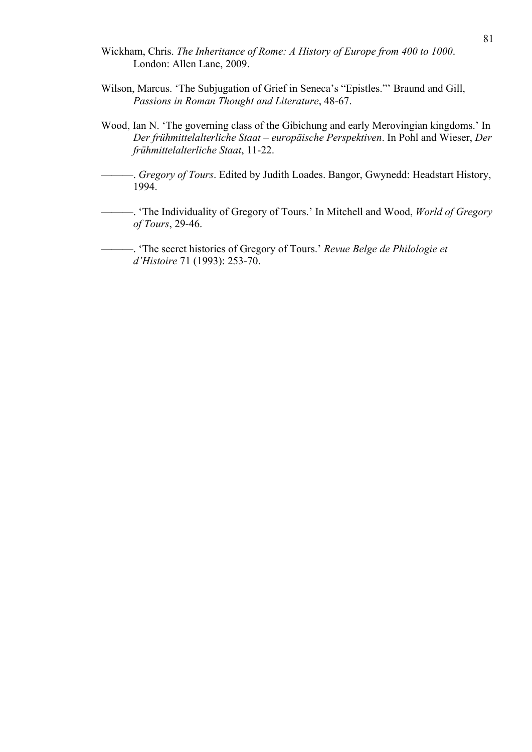Wickham, Chris. *The Inheritance of Rome: A History of Europe from 400 to 1000*. London: Allen Lane, 2009.

Wilson, Marcus. 'The Subjugation of Grief in Seneca's "Epistles."' Braund and Gill, *Passions in Roman Thought and Literature*, 48-67.

Wood, Ian N. 'The governing class of the Gibichung and early Merovingian kingdoms.' In *Der frühmittelalterliche Staat – europäische Perspektiven*. In Pohl and Wieser, *Der frühmittelalterliche Staat*, 11-22.

———. *Gregory of Tours*. Edited by Judith Loades. Bangor, Gwynedd: Headstart History, 1994.

———. 'The Individuality of Gregory of Tours.' In Mitchell and Wood, *World of Gregory of Tours*, 29-46.

———. 'The secret histories of Gregory of Tours.' *Revue Belge de Philologie et d'Histoire* 71 (1993): 253-70.